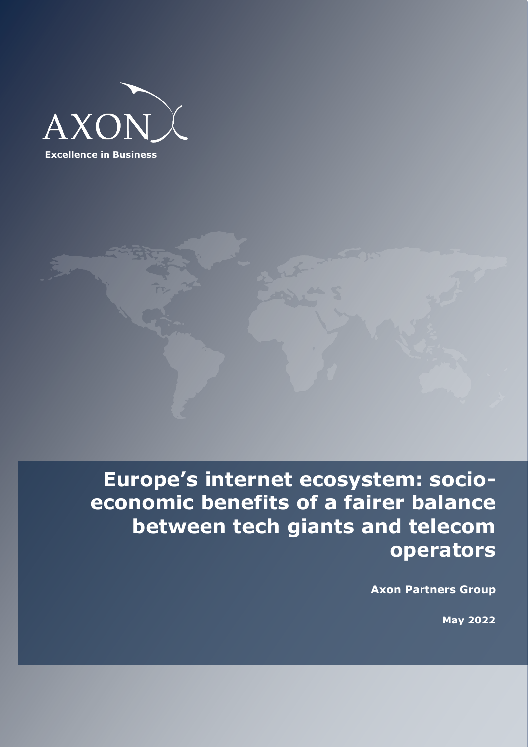AXON

Excellence in Business

# Europe's internet ecosystem: socio-economic benefits of a fairer balance between tech giants and telecom operators

**Axon Partners Group**

**May 2022**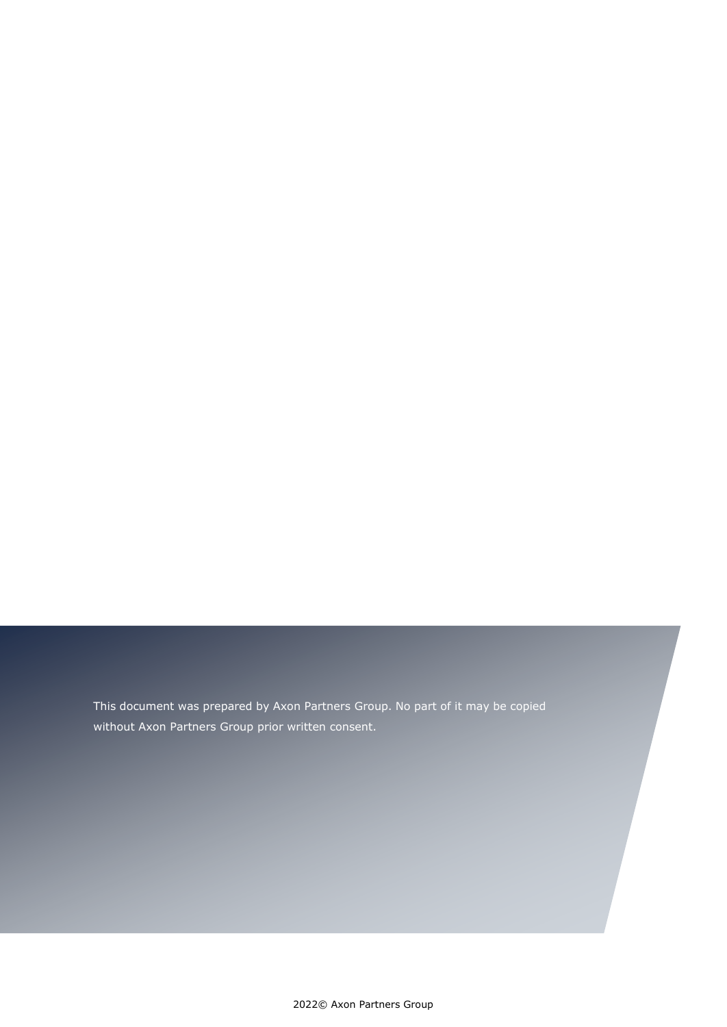This document was prepared by Axon Partners Group. No part of it may be copied without Axon Partners Group prior written consent.

2022© Axon Partners Group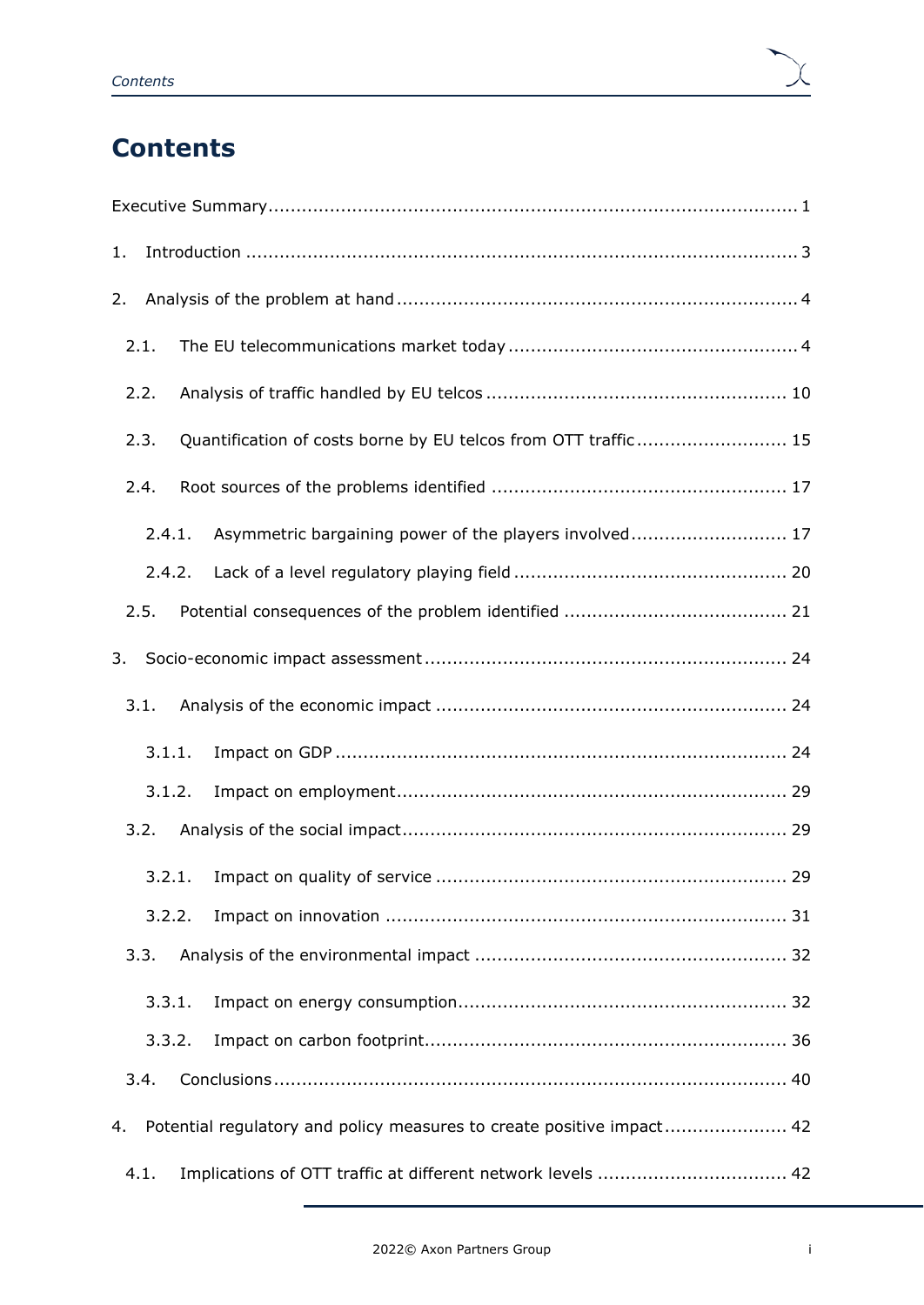# Contents

Executive Summary ..... 1

1. Introduction ..... 3

2. Analysis of the problem at hand ..... 4

   2.1. The EU telecommunications market today ..... 4

   2.2. Analysis of traffic handled by EU telcos ..... 10

   2.3. Quantification of costs borne by EU telcos from OTT traffic ..... 15

   2.4. Root sources of the problems identified ..... 17

      2.4.1. Asymmetric bargaining power of the players involved ..... 17

      2.4.2. Lack of a level regulatory playing field ..... 20

   2.5. Potential consequences of the problem identified ..... 21

3. Socio-economic impact assessment ..... 24

   3.1. Analysis of the economic impact ..... 24

      3.1.1. Impact on GDP ..... 24

      3.1.2. Impact on employment ..... 29

   3.2. Analysis of the social impact ..... 29

      3.2.1. Impact on quality of service ..... 29

      3.2.2. Impact on innovation ..... 31

   3.3. Analysis of the environmental impact ..... 32

      3.3.1. Impact on energy consumption ..... 32

      3.3.2. Impact on carbon footprint ..... 36

   3.4. Conclusions ..... 40

4. Potential regulatory and policy measures to create positive impact ..... 42

   4.1. Implications of OTT traffic at different network levels ..... 42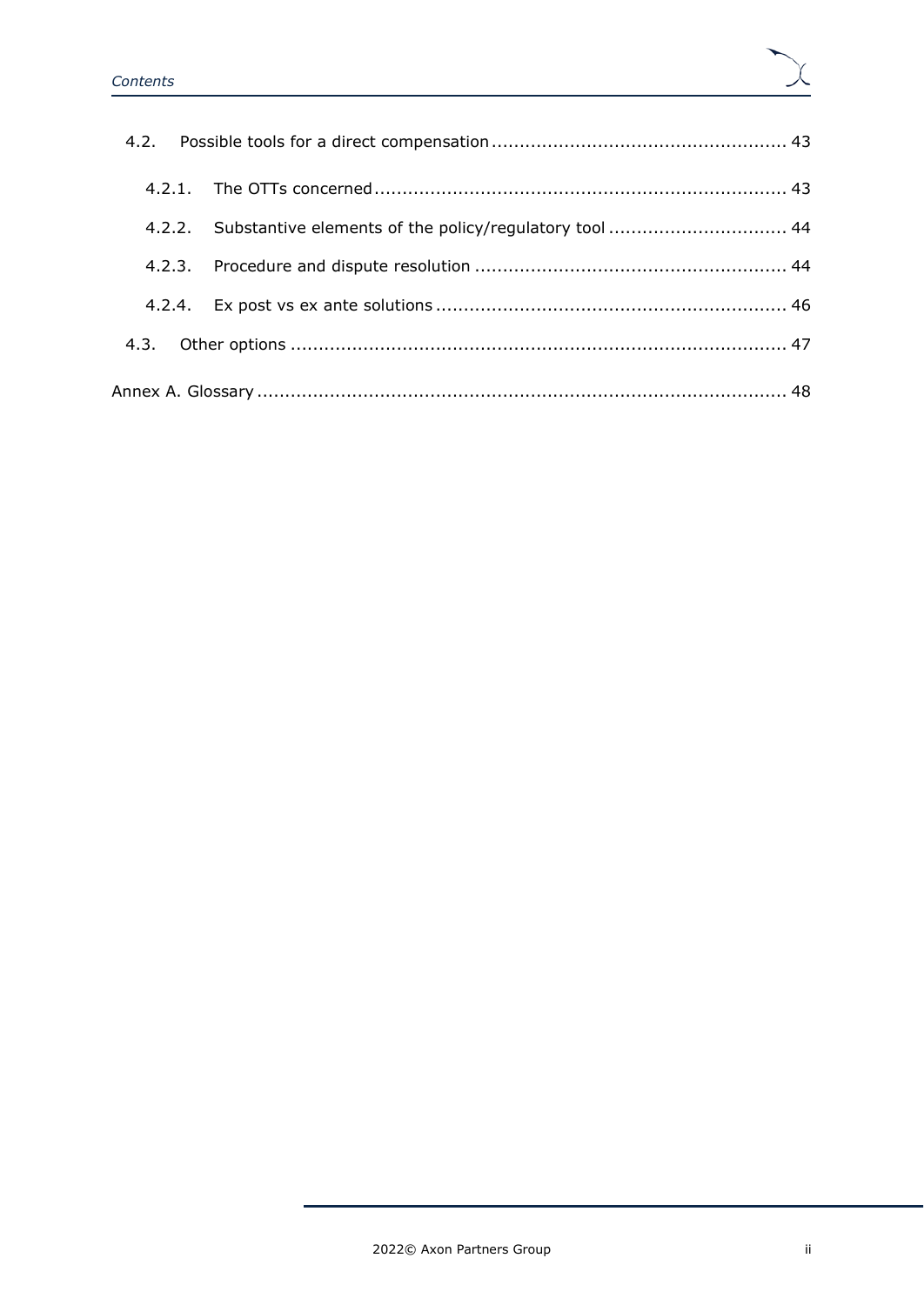- 4.2. Possible tools for a direct compensation ........ 43
  - 4.2.1. The OTTs concerned ........ 43
  - 4.2.2. Substantive elements of the policy/regulatory tool ........ 44
  - 4.2.3. Procedure and dispute resolution ........ 44
  - 4.2.4. Ex post vs ex ante solutions ........ 46
- 4.3. Other options ........ 47

Annex A. Glossary ........ 48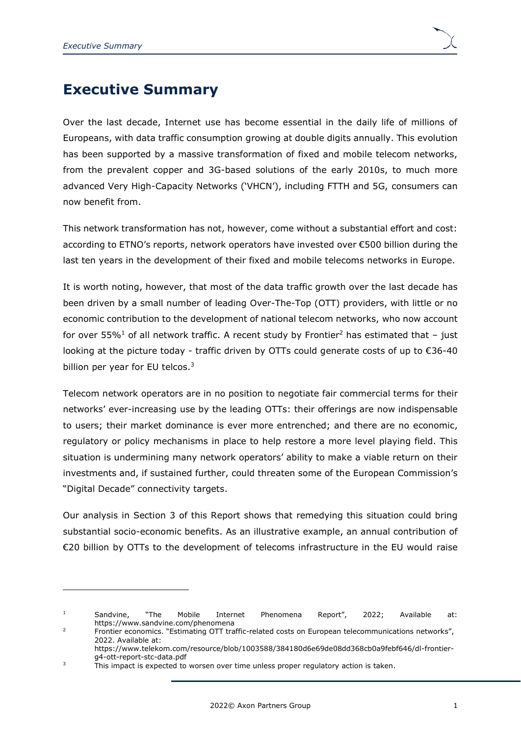# Executive Summary

Over the last decade, Internet use has become essential in the daily life of millions of Europeans, with data traffic consumption growing at double digits annually. This evolution has been supported by a massive transformation of fixed and mobile telecom networks, from the prevalent copper and 3G-based solutions of the early 2010s, to much more advanced Very High-Capacity Networks ('VHCN'), including FTTH and 5G, consumers can now benefit from.

This network transformation has not, however, come without a substantial effort and cost: according to ETNO's reports, network operators have invested over €500 billion during the last ten years in the development of their fixed and mobile telecoms networks in Europe.

It is worth noting, however, that most of the data traffic growth over the last decade has been driven by a small number of leading Over-The-Top (OTT) providers, with little or no economic contribution to the development of national telecom networks, who now account for over 55%[1] of all network traffic. A recent study by Frontier[2] has estimated that – just looking at the picture today - traffic driven by OTTs could generate costs of up to €36-40 billion per year for EU telcos.[3]

Telecom network operators are in no position to negotiate fair commercial terms for their networks' ever-increasing use by the leading OTTs: their offerings are now indispensable to users; their market dominance is ever more entrenched; and there are no economic, regulatory or policy mechanisms in place to help restore a more level playing field. This situation is undermining many network operators' ability to make a viable return on their investments and, if sustained further, could threaten some of the European Commission's "Digital Decade" connectivity targets.

Our analysis in Section 3 of this Report shows that remedying this situation could bring substantial socio-economic benefits. As an illustrative example, an annual contribution of €20 billion by OTTs to the development of telecoms infrastructure in the EU would raise

---

[1] Sandvine, "The Mobile Internet Phenomena Report", 2022; Available at: https://www.sandvine.com/phenomena

[2] Frontier economics. "Estimating OTT traffic-related costs on European telecommunications networks", 2022. Available at: https://www.telekom.com/resource/blob/1003588/384180d6e69de08dd368cb0a9febf646/dl-frontier-g4-ott-report-stc-data.pdf

[3] This impact is expected to worsen over time unless proper regulatory action is taken.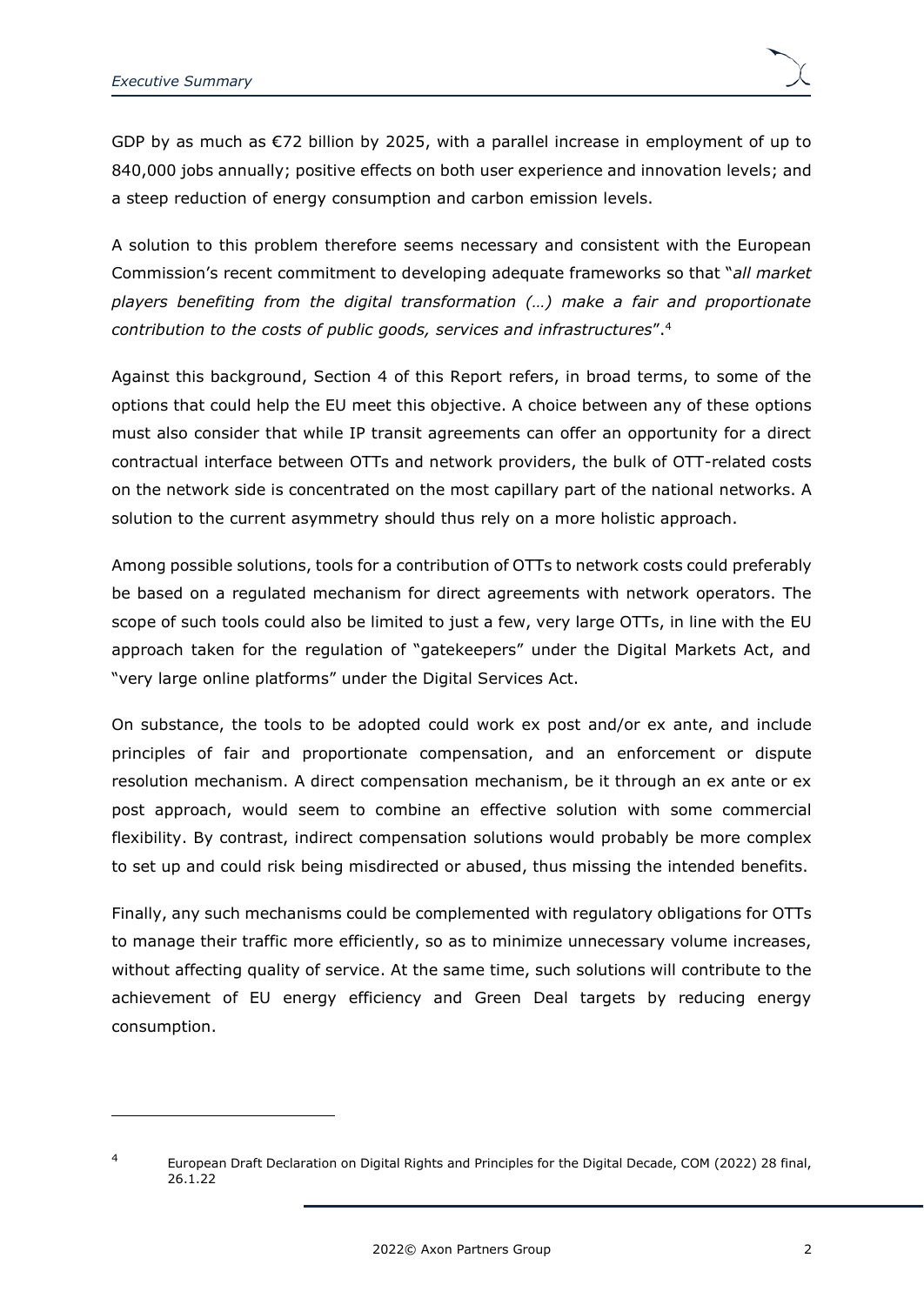GDP by as much as €72 billion by 2025, with a parallel increase in employment of up to 840,000 jobs annually; positive effects on both user experience and innovation levels; and a steep reduction of energy consumption and carbon emission levels.

A solution to this problem therefore seems necessary and consistent with the European Commission's recent commitment to developing adequate frameworks so that "*all market players benefiting from the digital transformation (…) make a fair and proportionate contribution to the costs of public goods, services and infrastructures*".[4]

Against this background, Section 4 of this Report refers, in broad terms, to some of the options that could help the EU meet this objective. A choice between any of these options must also consider that while IP transit agreements can offer an opportunity for a direct contractual interface between OTTs and network providers, the bulk of OTT-related costs on the network side is concentrated on the most capillary part of the national networks. A solution to the current asymmetry should thus rely on a more holistic approach.

Among possible solutions, tools for a contribution of OTTs to network costs could preferably be based on a regulated mechanism for direct agreements with network operators. The scope of such tools could also be limited to just a few, very large OTTs, in line with the EU approach taken for the regulation of "gatekeepers" under the Digital Markets Act, and "very large online platforms" under the Digital Services Act.

On substance, the tools to be adopted could work ex post and/or ex ante, and include principles of fair and proportionate compensation, and an enforcement or dispute resolution mechanism. A direct compensation mechanism, be it through an ex ante or ex post approach, would seem to combine an effective solution with some commercial flexibility. By contrast, indirect compensation solutions would probably be more complex to set up and could risk being misdirected or abused, thus missing the intended benefits.

Finally, any such mechanisms could be complemented with regulatory obligations for OTTs to manage their traffic more efficiently, so as to minimize unnecessary volume increases, without affecting quality of service. At the same time, such solutions will contribute to the achievement of EU energy efficiency and Green Deal targets by reducing energy consumption.

---

[4] European Draft Declaration on Digital Rights and Principles for the Digital Decade, COM (2022) 28 final, 26.1.22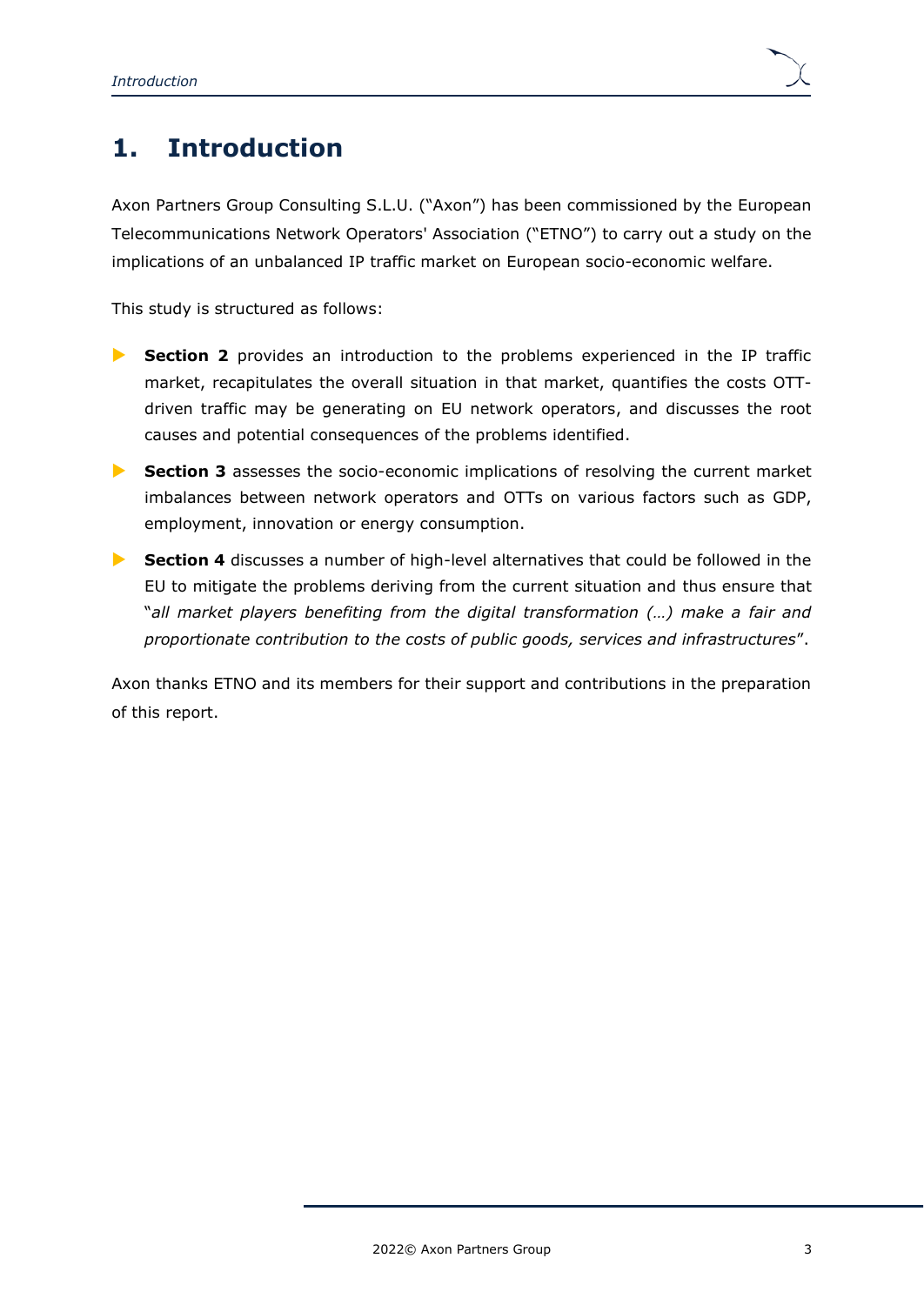# 1. Introduction

Axon Partners Group Consulting S.L.U. ("Axon") has been commissioned by the European Telecommunications Network Operators' Association ("ETNO") to carry out a study on the implications of an unbalanced IP traffic market on European socio-economic welfare.

This study is structured as follows:

- **Section 2** provides an introduction to the problems experienced in the IP traffic market, recapitulates the overall situation in that market, quantifies the costs OTT-driven traffic may be generating on EU network operators, and discusses the root causes and potential consequences of the problems identified.
- **Section 3** assesses the socio-economic implications of resolving the current market imbalances between network operators and OTTs on various factors such as GDP, employment, innovation or energy consumption.
- **Section 4** discusses a number of high-level alternatives that could be followed in the EU to mitigate the problems deriving from the current situation and thus ensure that "*all market players benefiting from the digital transformation (…) make a fair and proportionate contribution to the costs of public goods, services and infrastructures*".

Axon thanks ETNO and its members for their support and contributions in the preparation of this report.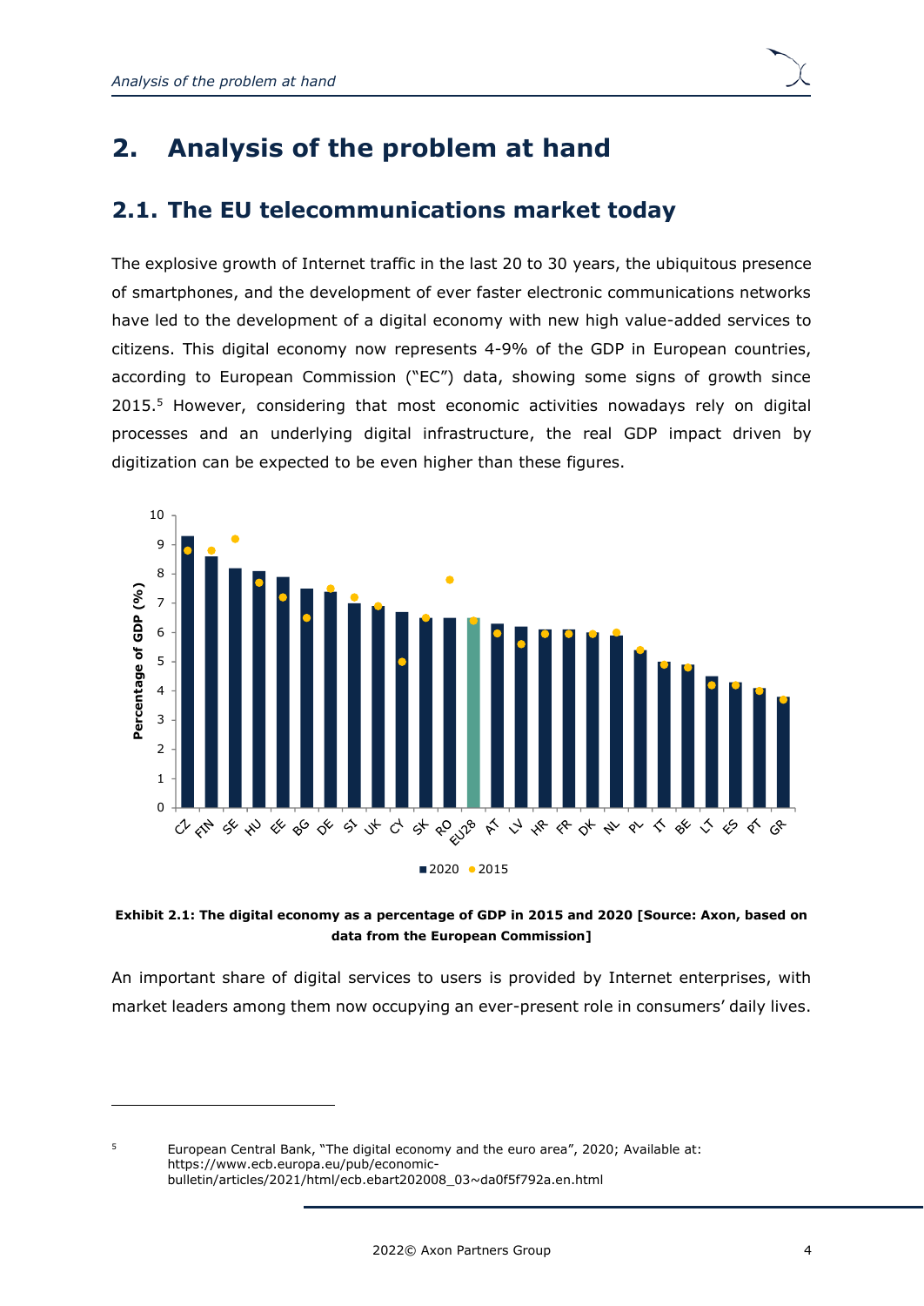# 2. Analysis of the problem at hand

## 2.1. The EU telecommunications market today

The explosive growth of Internet traffic in the last 20 to 30 years, the ubiquitous presence of smartphones, and the development of ever faster electronic communications networks have led to the development of a digital economy with new high value-added services to citizens. This digital economy now represents 4-9% of the GDP in European countries, according to European Commission ("EC") data, showing some signs of growth since 2015.[5] However, considering that most economic activities nowadays rely on digital processes and an underlying digital infrastructure, the real GDP impact driven by digitization can be expected to be even higher than these figures.

**Exhibit 2.1: The digital economy as a percentage of GDP in 2015 and 2020 [Source: Axon, based on data from the European Commission]**

An important share of digital services to users is provided by Internet enterprises, with market leaders among them now occupying an ever-present role in consumers' daily lives.

---

[5] European Central Bank, "The digital economy and the euro area", 2020; Available at: https://www.ecb.europa.eu/pub/economic-bulletin/articles/2021/html/ecb.ebart202008_03~da0f5f792a.en.html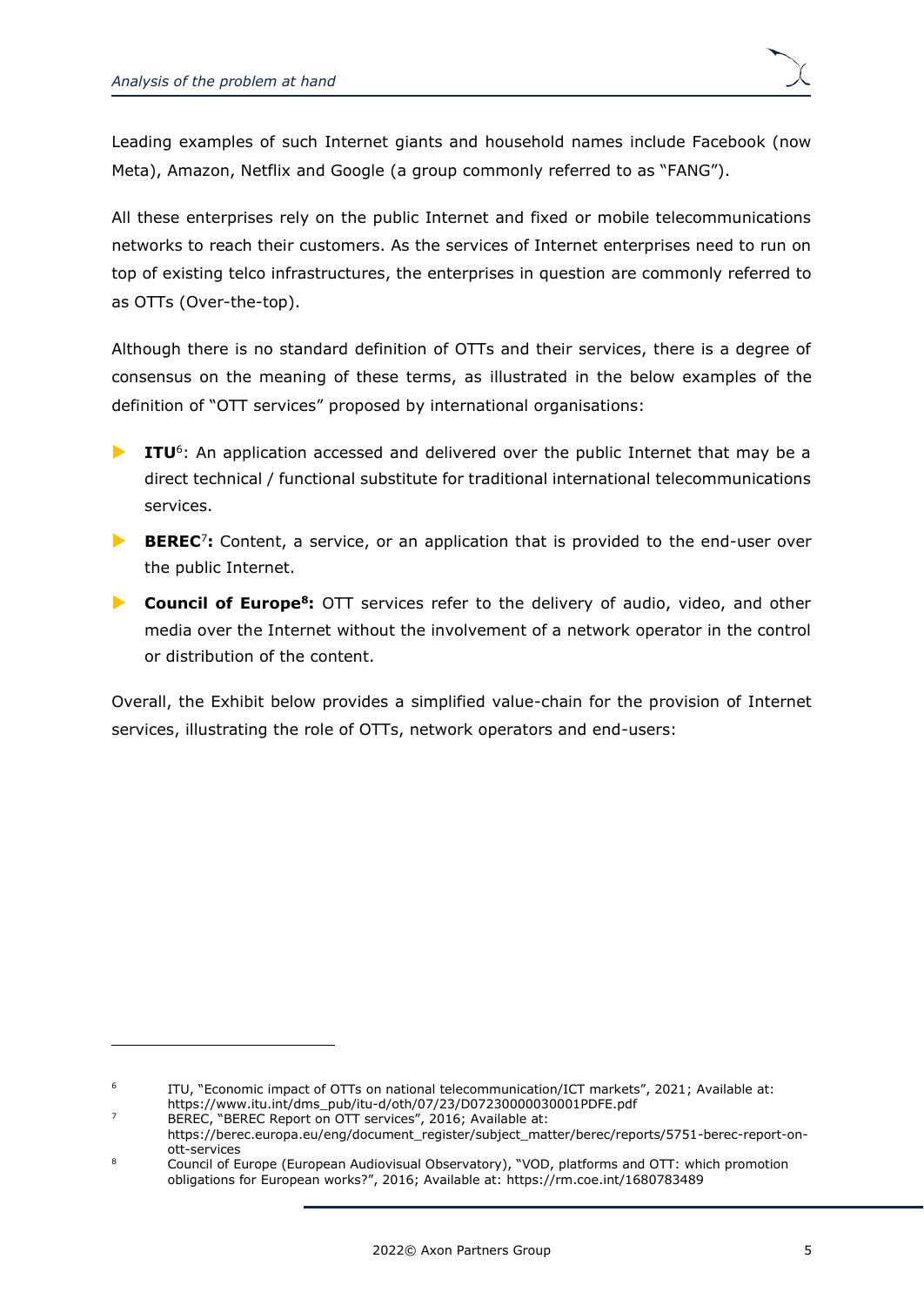Leading examples of such Internet giants and household names include Facebook (now Meta), Amazon, Netflix and Google (a group commonly referred to as "FANG").

All these enterprises rely on the public Internet and fixed or mobile telecommunications networks to reach their customers. As the services of Internet enterprises need to run on top of existing telco infrastructures, the enterprises in question are commonly referred to as OTTs (Over-the-top).

Although there is no standard definition of OTTs and their services, there is a degree of consensus on the meaning of these terms, as illustrated in the below examples of the definition of "OTT services" proposed by international organisations:

- **ITU**[6]: An application accessed and delivered over the public Internet that may be a direct technical / functional substitute for traditional international telecommunications services.
- **BEREC**[7]**:** Content, a service, or an application that is provided to the end-user over the public Internet.
- **Council of Europe**[8]**:** OTT services refer to the delivery of audio, video, and other media over the Internet without the involvement of a network operator in the control or distribution of the content.

Overall, the Exhibit below provides a simplified value-chain for the provision of Internet services, illustrating the role of OTTs, network operators and end-users:

---

[6] ITU, "Economic impact of OTTs on national telecommunication/ICT markets", 2021; Available at: https://www.itu.int/dms_pub/itu-d/oth/07/23/D07230000030001PDFE.pdf

[7] BEREC, "BEREC Report on OTT services", 2016; Available at: https://berec.europa.eu/eng/document_register/subject_matter/berec/reports/5751-berec-report-on-ott-services

[8] Council of Europe (European Audiovisual Observatory), "VOD, platforms and OTT: which promotion obligations for European works?", 2016; Available at: https://rm.coe.int/1680783489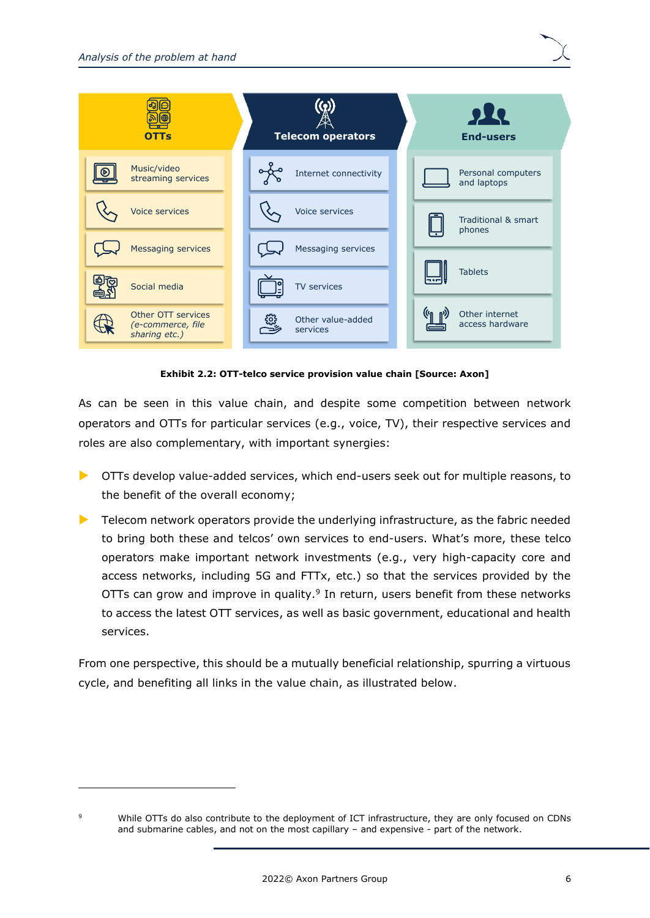| OTTs | Telecom operators | End-users |
| --- | --- | --- |
| Music/video streaming services | Internet connectivity | Personal computers and laptops |
| Voice services | Voice services | Traditional & smart phones |
| Messaging services | Messaging services | Tablets |
| Social media | TV services | Other internet access hardware |
| Other OTT services *(e-commerce, file sharing etc.)* | Other value-added services | |

**Exhibit 2.2: OTT-telco service provision value chain [Source: Axon]**

As can be seen in this value chain, and despite some competition between network operators and OTTs for particular services (e.g., voice, TV), their respective services and roles are also complementary, with important synergies:

- OTTs develop value-added services, which end-users seek out for multiple reasons, to the benefit of the overall economy;
- Telecom network operators provide the underlying infrastructure, as the fabric needed to bring both these and telcos' own services to end-users. What's more, these telco operators make important network investments (e.g., very high-capacity core and access networks, including 5G and FTTx, etc.) so that the services provided by the OTTs can grow and improve in quality.[9] In return, users benefit from these networks to access the latest OTT services, as well as basic government, educational and health services.

From one perspective, this should be a mutually beneficial relationship, spurring a virtuous cycle, and benefiting all links in the value chain, as illustrated below.

---

[9] While OTTs do also contribute to the deployment of ICT infrastructure, they are only focused on CDNs and submarine cables, and not on the most capillary – and expensive - part of the network.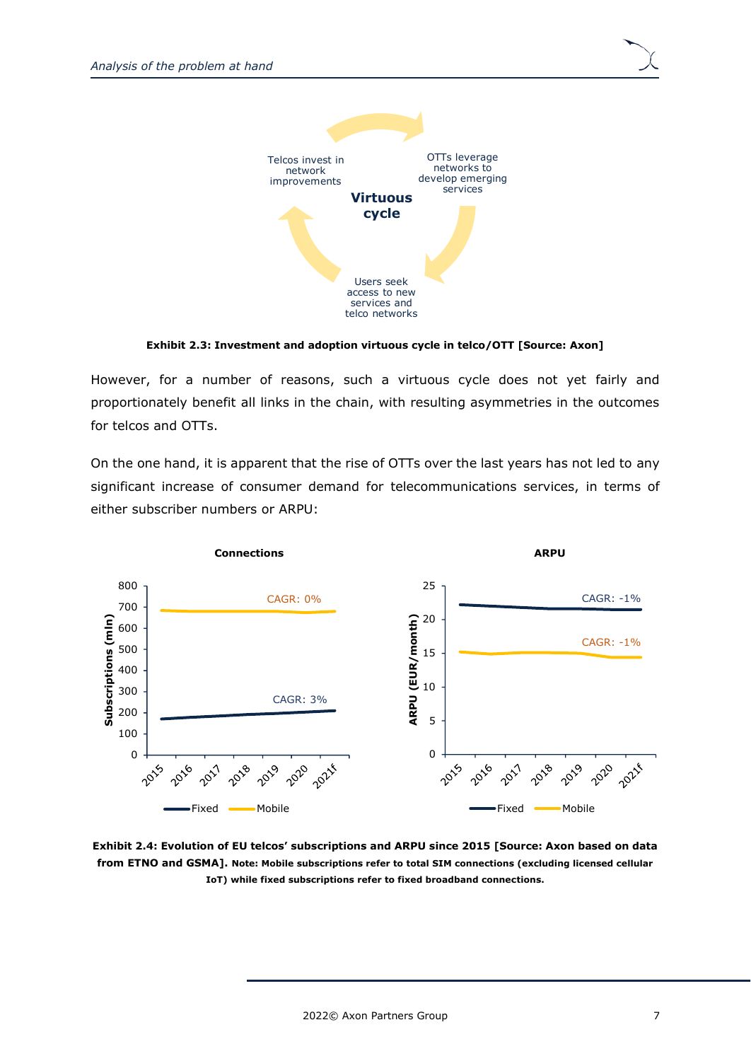Exhibit 2.3: Investment and adoption virtuous cycle in telco/OTT [Source: Axon]

However, for a number of reasons, such a virtuous cycle does not yet fairly and proportionately benefit all links in the chain, with resulting asymmetries in the outcomes for telcos and OTTs.

On the one hand, it is apparent that the rise of OTTs over the last years has not led to any significant increase of consumer demand for telecommunications services, in terms of either subscriber numbers or ARPU:

**Exhibit 2.4: Evolution of EU telcos' subscriptions and ARPU since 2015 [Source: Axon based on data from ETNO and GSMA].** Note: Mobile subscriptions refer to total SIM connections (excluding licensed cellular IoT) while fixed subscriptions refer to fixed broadband connections.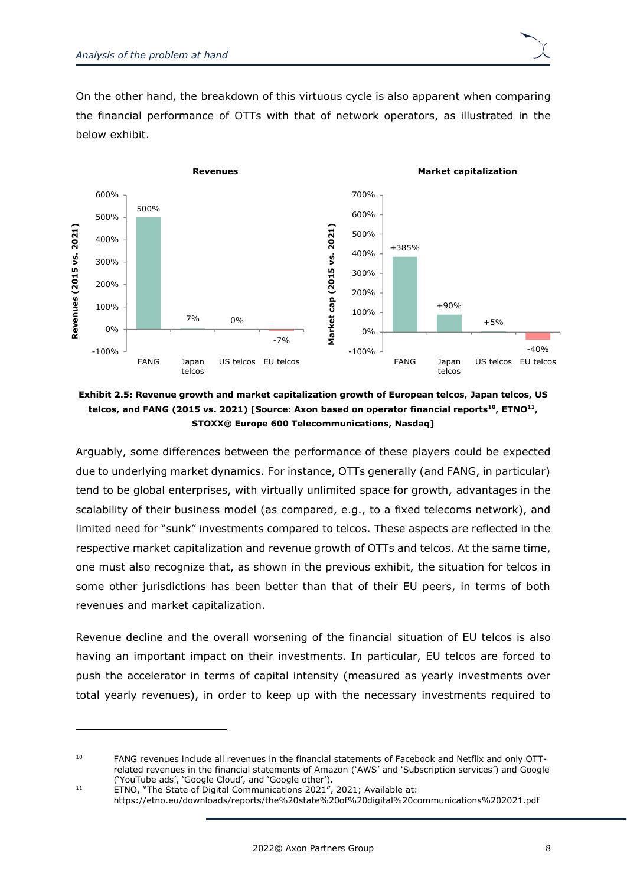On the other hand, the breakdown of this virtuous cycle is also apparent when comparing the financial performance of OTTs with that of network operators, as illustrated in the below exhibit.

**Revenues**

| | Revenues (2015 vs. 2021) |
|---|---|
| FANG | 500% |
| Japan telcos | 7% |
| US telcos | 0% |
| EU telcos | -7% |

**Market capitalization**

| | Market cap (2015 vs. 2021) |
|---|---|
| FANG | +385% |
| Japan telcos | +90% |
| US telcos | +5% |
| EU telcos | -40% |

**Exhibit 2.5: Revenue growth and market capitalization growth of European telcos, Japan telcos, US telcos, and FANG (2015 vs. 2021) [Source: Axon based on operator financial reports[10], ETNO[11], STOXX® Europe 600 Telecommunications, Nasdaq]**

Arguably, some differences between the performance of these players could be expected due to underlying market dynamics. For instance, OTTs generally (and FANG, in particular) tend to be global enterprises, with virtually unlimited space for growth, advantages in the scalability of their business model (as compared, e.g., to a fixed telecoms network), and limited need for "sunk" investments compared to telcos. These aspects are reflected in the respective market capitalization and revenue growth of OTTs and telcos. At the same time, one must also recognize that, as shown in the previous exhibit, the situation for telcos in some other jurisdictions has been better than that of their EU peers, in terms of both revenues and market capitalization.

Revenue decline and the overall worsening of the financial situation of EU telcos is also having an important impact on their investments. In particular, EU telcos are forced to push the accelerator in terms of capital intensity (measured as yearly investments over total yearly revenues), in order to keep up with the necessary investments required to

---

[10] FANG revenues include all revenues in the financial statements of Facebook and Netflix and only OTT-related revenues in the financial statements of Amazon ('AWS' and 'Subscription services') and Google ('YouTube ads', 'Google Cloud', and 'Google other').

[11] ETNO, "The State of Digital Communications 2021", 2021; Available at: https://etno.eu/downloads/reports/the%20state%20of%20digital%20communications%202021.pdf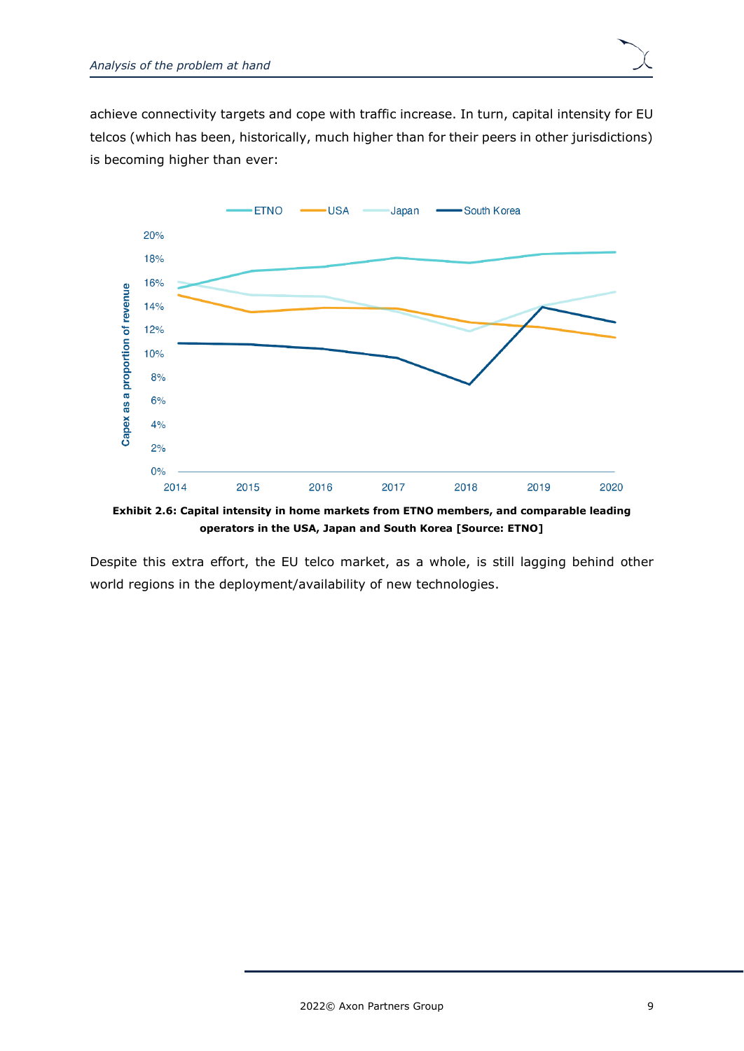achieve connectivity targets and cope with traffic increase. In turn, capital intensity for EU telcos (which has been, historically, much higher than for their peers in other jurisdictions) is becoming higher than ever:

**Exhibit 2.6: Capital intensity in home markets from ETNO members, and comparable leading operators in the USA, Japan and South Korea [Source: ETNO]**

Despite this extra effort, the EU telco market, as a whole, is still lagging behind other world regions in the deployment/availability of new technologies.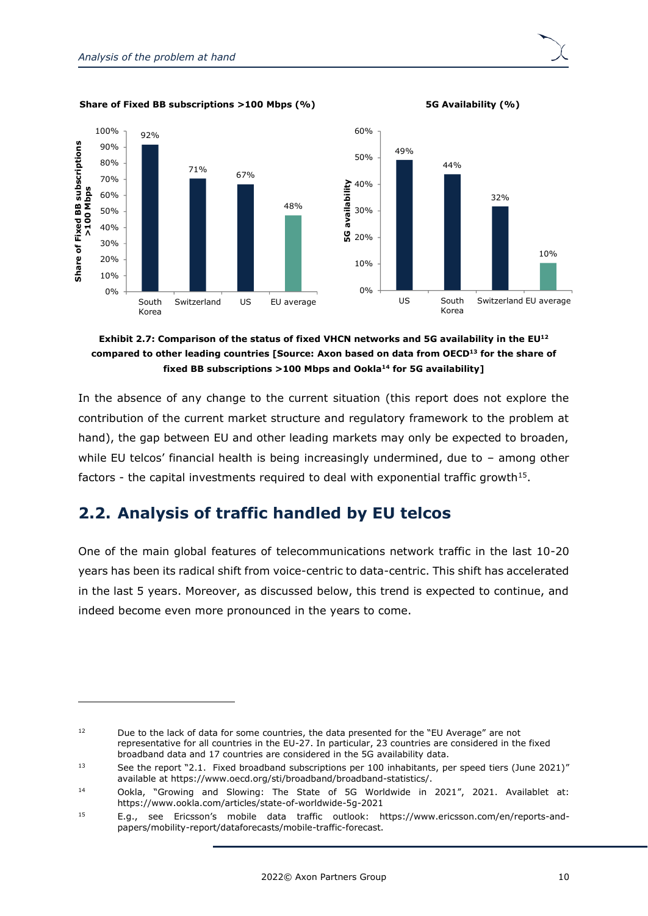**Share of Fixed BB subscriptions >100 Mbps (%)**

| Country | Share of Fixed BB subscriptions >100 Mbps |
|---|---|
| South Korea | 92% |
| Switzerland | 71% |
| US | 67% |
| EU average | 48% |

**5G Availability (%)**

| Country | 5G availability |
|---|---|
| US | 49% |
| South Korea | 44% |
| Switzerland | 32% |
| EU average | 10% |

**Exhibit 2.7: Comparison of the status of fixed VHCN networks and 5G availability in the EU[12] compared to other leading countries [Source: Axon based on data from OECD[13] for the share of fixed BB subscriptions >100 Mbps and Ookla[14] for 5G availability]**

In the absence of any change to the current situation (this report does not explore the contribution of the current market structure and regulatory framework to the problem at hand), the gap between EU and other leading markets may only be expected to broaden, while EU telcos' financial health is being increasingly undermined, due to – among other factors - the capital investments required to deal with exponential traffic growth[15].

## 2.2. Analysis of traffic handled by EU telcos

One of the main global features of telecommunications network traffic in the last 10-20 years has been its radical shift from voice-centric to data-centric. This shift has accelerated in the last 5 years. Moreover, as discussed below, this trend is expected to continue, and indeed become even more pronounced in the years to come.

---

[12] Due to the lack of data for some countries, the data presented for the "EU Average" are not representative for all countries in the EU-27. In particular, 23 countries are considered in the fixed broadband data and 17 countries are considered in the 5G availability data.

[13] See the report "2.1. Fixed broadband subscriptions per 100 inhabitants, per speed tiers (June 2021)" available at https://www.oecd.org/sti/broadband/broadband-statistics/.

[14] Ookla, "Growing and Slowing: The State of 5G Worldwide in 2021", 2021. Availablet at: https://www.ookla.com/articles/state-of-worldwide-5g-2021

[15] E.g., see Ericsson's mobile data traffic outlook: https://www.ericsson.com/en/reports-and-papers/mobility-report/dataforecasts/mobile-traffic-forecast.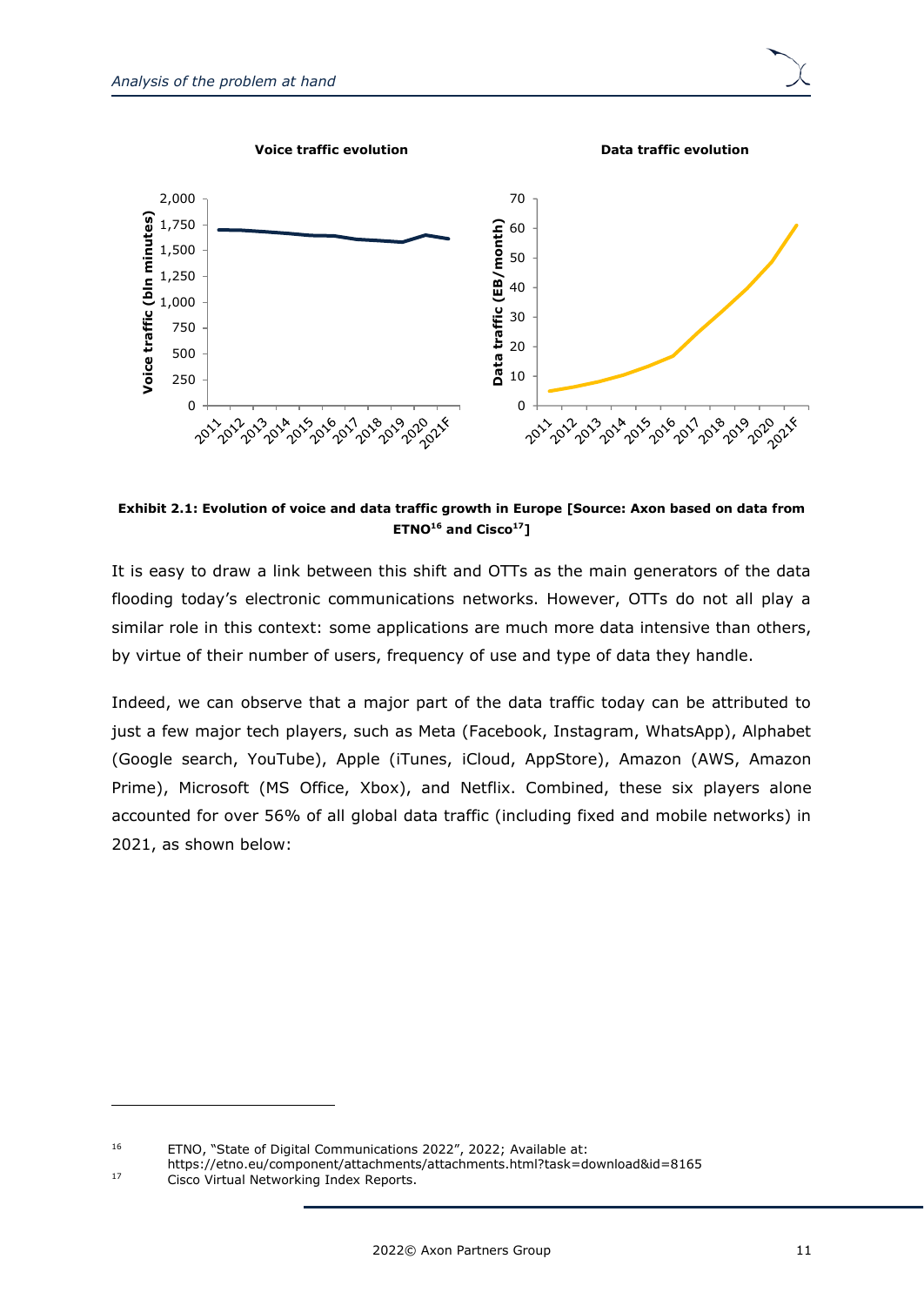Voice traffic evolution

Data traffic evolution

**Exhibit 2.1: Evolution of voice and data traffic growth in Europe [Source: Axon based on data from ETNO[16] and Cisco[17]]**

It is easy to draw a link between this shift and OTTs as the main generators of the data flooding today's electronic communications networks. However, OTTs do not all play a similar role in this context: some applications are much more data intensive than others, by virtue of their number of users, frequency of use and type of data they handle.

Indeed, we can observe that a major part of the data traffic today can be attributed to just a few major tech players, such as Meta (Facebook, Instagram, WhatsApp), Alphabet (Google search, YouTube), Apple (iTunes, iCloud, AppStore), Amazon (AWS, Amazon Prime), Microsoft (MS Office, Xbox), and Netflix. Combined, these six players alone accounted for over 56% of all global data traffic (including fixed and mobile networks) in 2021, as shown below:

---

[16] ETNO, "State of Digital Communications 2022", 2022; Available at: https://etno.eu/component/attachments/attachments.html?task=download&id=8165

[17] Cisco Virtual Networking Index Reports.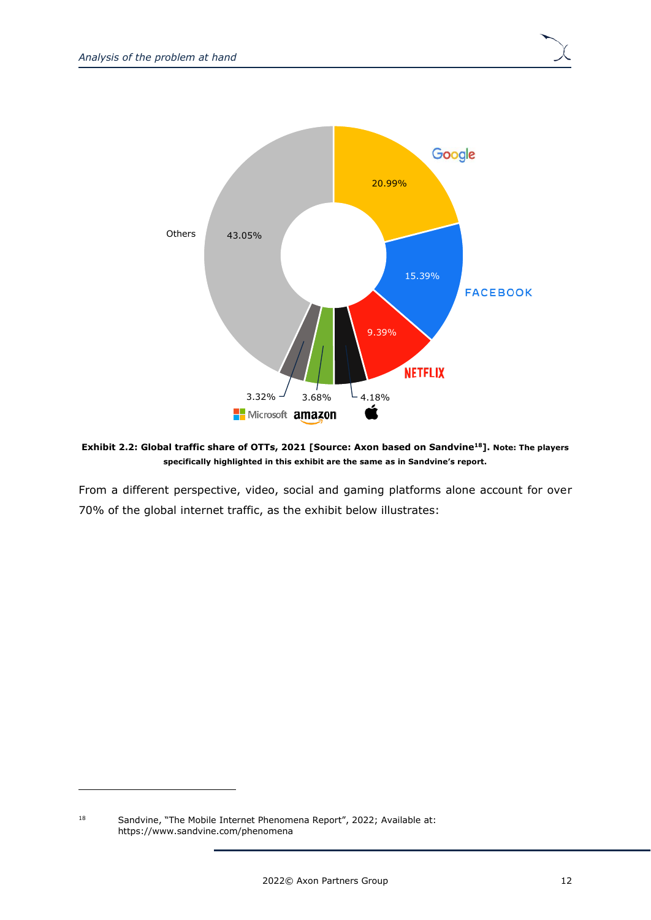**Exhibit 2.2: Global traffic share of OTTs, 2021 [Source: Axon based on Sandvine[18]]. Note: The players specifically highlighted in this exhibit are the same as in Sandvine's report.**

From a different perspective, video, social and gaming platforms alone account for over 70% of the global internet traffic, as the exhibit below illustrates:

[18] Sandvine, "The Mobile Internet Phenomena Report", 2022; Available at: https://www.sandvine.com/phenomena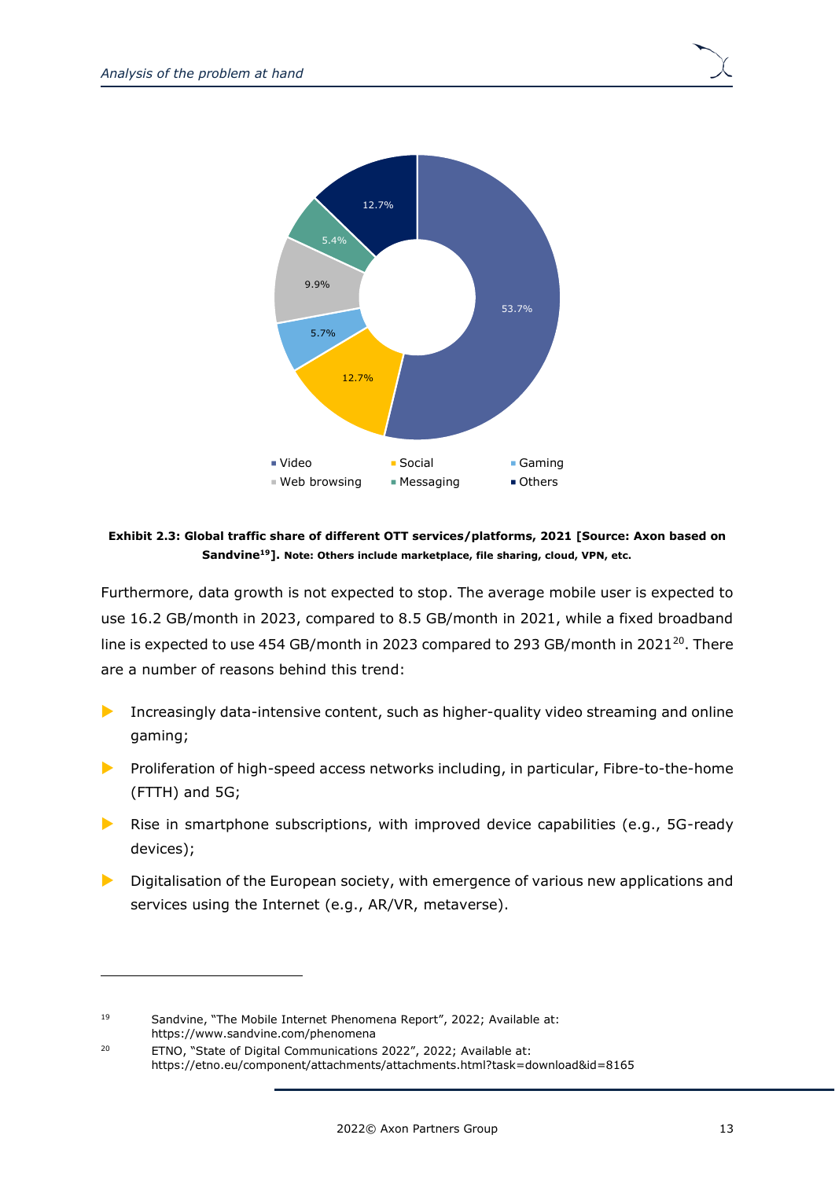**Exhibit 2.3: Global traffic share of different OTT services/platforms, 2021 [Source: Axon based on Sandvine[19]]. Note: Others include marketplace, file sharing, cloud, VPN, etc.**

Furthermore, data growth is not expected to stop. The average mobile user is expected to use 16.2 GB/month in 2023, compared to 8.5 GB/month in 2021, while a fixed broadband line is expected to use 454 GB/month in 2023 compared to 293 GB/month in 2021[20]. There are a number of reasons behind this trend:

- Increasingly data-intensive content, such as higher-quality video streaming and online gaming;
- Proliferation of high-speed access networks including, in particular, Fibre-to-the-home (FTTH) and 5G;
- Rise in smartphone subscriptions, with improved device capabilities (e.g., 5G-ready devices);
- Digitalisation of the European society, with emergence of various new applications and services using the Internet (e.g., AR/VR, metaverse).

---

[19] Sandvine, "The Mobile Internet Phenomena Report", 2022; Available at: https://www.sandvine.com/phenomena

[20] ETNO, "State of Digital Communications 2022", 2022; Available at: https://etno.eu/component/attachments/attachments.html?task=download&id=8165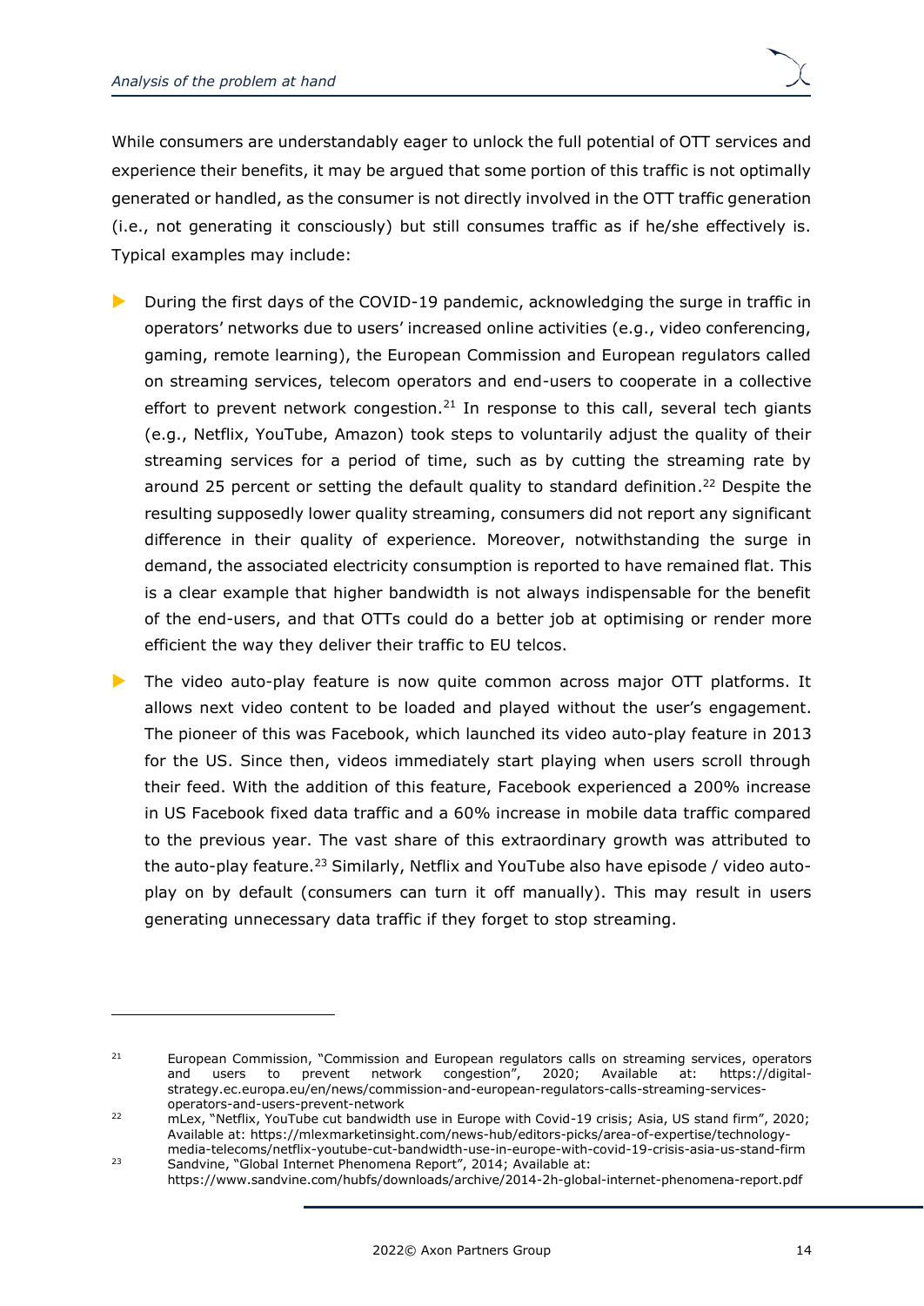While consumers are understandably eager to unlock the full potential of OTT services and experience their benefits, it may be argued that some portion of this traffic is not optimally generated or handled, as the consumer is not directly involved in the OTT traffic generation (i.e., not generating it consciously) but still consumes traffic as if he/she effectively is. Typical examples may include:

- During the first days of the COVID-19 pandemic, acknowledging the surge in traffic in operators' networks due to users' increased online activities (e.g., video conferencing, gaming, remote learning), the European Commission and European regulators called on streaming services, telecom operators and end-users to cooperate in a collective effort to prevent network congestion.[21] In response to this call, several tech giants (e.g., Netflix, YouTube, Amazon) took steps to voluntarily adjust the quality of their streaming services for a period of time, such as by cutting the streaming rate by around 25 percent or setting the default quality to standard definition.[22] Despite the resulting supposedly lower quality streaming, consumers did not report any significant difference in their quality of experience. Moreover, notwithstanding the surge in demand, the associated electricity consumption is reported to have remained flat. This is a clear example that higher bandwidth is not always indispensable for the benefit of the end-users, and that OTTs could do a better job at optimising or render more efficient the way they deliver their traffic to EU telcos.
- The video auto-play feature is now quite common across major OTT platforms. It allows next video content to be loaded and played without the user's engagement. The pioneer of this was Facebook, which launched its video auto-play feature in 2013 for the US. Since then, videos immediately start playing when users scroll through their feed. With the addition of this feature, Facebook experienced a 200% increase in US Facebook fixed data traffic and a 60% increase in mobile data traffic compared to the previous year. The vast share of this extraordinary growth was attributed to the auto-play feature.[23] Similarly, Netflix and YouTube also have episode / video auto-play on by default (consumers can turn it off manually). This may result in users generating unnecessary data traffic if they forget to stop streaming.

---

[21] European Commission, "Commission and European regulators calls on streaming services, operators and users to prevent network congestion", 2020; Available at: https://digital-strategy.ec.europa.eu/en/news/commission-and-european-regulators-calls-streaming-services-operators-and-users-prevent-network

[22] mLex, "Netflix, YouTube cut bandwidth use in Europe with Covid-19 crisis; Asia, US stand firm", 2020; Available at: https://mlexmarketinsight.com/news-hub/editors-picks/area-of-expertise/technology-media-telecoms/netflix-youtube-cut-bandwidth-use-in-europe-with-covid-19-crisis-asia-us-stand-firm

[23] Sandvine, "Global Internet Phenomena Report", 2014; Available at: https://www.sandvine.com/hubfs/downloads/archive/2014-2h-global-internet-phenomena-report.pdf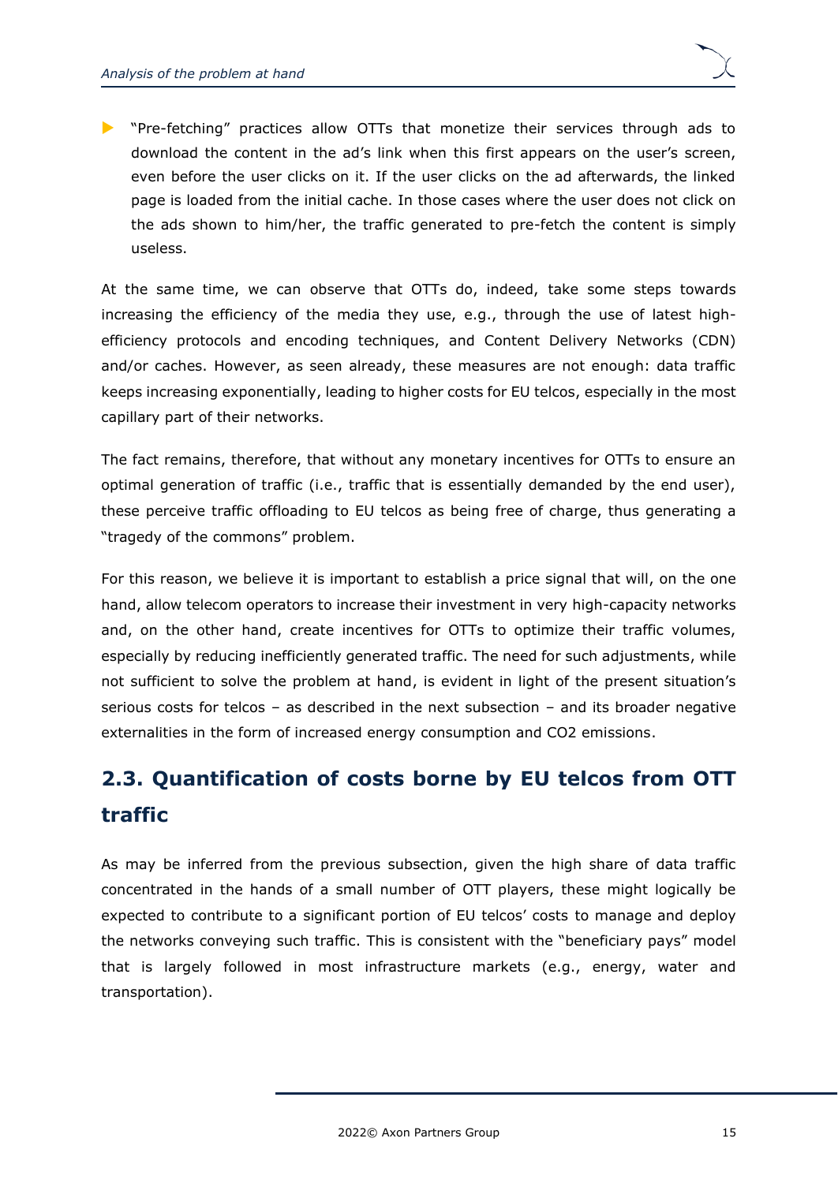- "Pre-fetching" practices allow OTTs that monetize their services through ads to download the content in the ad's link when this first appears on the user's screen, even before the user clicks on it. If the user clicks on the ad afterwards, the linked page is loaded from the initial cache. In those cases where the user does not click on the ads shown to him/her, the traffic generated to pre-fetch the content is simply useless.

At the same time, we can observe that OTTs do, indeed, take some steps towards increasing the efficiency of the media they use, e.g., through the use of latest high-efficiency protocols and encoding techniques, and Content Delivery Networks (CDN) and/or caches. However, as seen already, these measures are not enough: data traffic keeps increasing exponentially, leading to higher costs for EU telcos, especially in the most capillary part of their networks.

The fact remains, therefore, that without any monetary incentives for OTTs to ensure an optimal generation of traffic (i.e., traffic that is essentially demanded by the end user), these perceive traffic offloading to EU telcos as being free of charge, thus generating a "tragedy of the commons" problem.

For this reason, we believe it is important to establish a price signal that will, on the one hand, allow telecom operators to increase their investment in very high-capacity networks and, on the other hand, create incentives for OTTs to optimize their traffic volumes, especially by reducing inefficiently generated traffic. The need for such adjustments, while not sufficient to solve the problem at hand, is evident in light of the present situation's serious costs for telcos – as described in the next subsection – and its broader negative externalities in the form of increased energy consumption and $CO_2$ emissions.

## 2.3. Quantification of costs borne by EU telcos from OTT traffic

As may be inferred from the previous subsection, given the high share of data traffic concentrated in the hands of a small number of OTT players, these might logically be expected to contribute to a significant portion of EU telcos' costs to manage and deploy the networks conveying such traffic. This is consistent with the "beneficiary pays" model that is largely followed in most infrastructure markets (e.g., energy, water and transportation).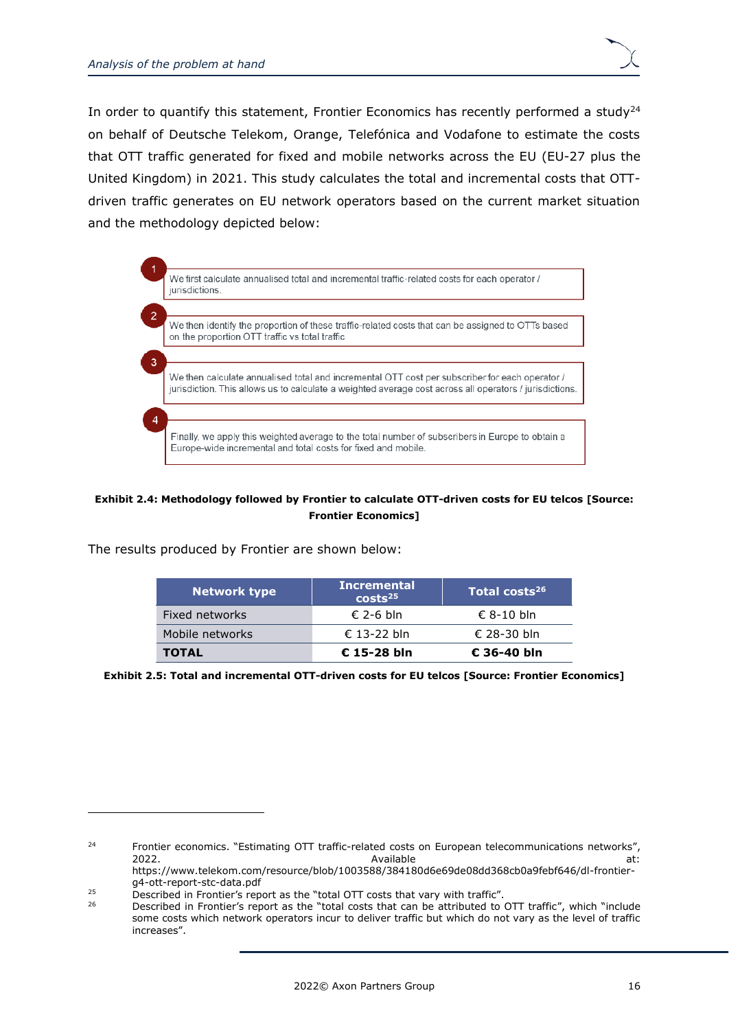In order to quantify this statement, Frontier Economics has recently performed a study[24] on behalf of Deutsche Telekom, Orange, Telefónica and Vodafone to estimate the costs that OTT traffic generated for fixed and mobile networks across the EU (EU-27 plus the United Kingdom) in 2021. This study calculates the total and incremental costs that OTT-driven traffic generates on EU network operators based on the current market situation and the methodology depicted below:

1. We first calculate annualised total and incremental traffic-related costs for each operator / jurisdictions.
2. We then identify the proportion of these traffic-related costs that can be assigned to OTTs based on the proportion OTT traffic vs total traffic
3. We then calculate annualised total and incremental OTT cost per subscriber for each operator / jurisdiction. This allows us to calculate a weighted average cost across all operators / jurisdictions.
4. Finally, we apply this weighted average to the total number of subscribers in Europe to obtain a Europe-wide incremental and total costs for fixed and mobile.

**Exhibit 2.4: Methodology followed by Frontier to calculate OTT-driven costs for EU telcos [Source: Frontier Economics]**

The results produced by Frontier are shown below:

| Network type | Incremental costs[25] | Total costs[26] |
|---|---|---|
| Fixed networks | € 2-6 bln | € 8-10 bln |
| Mobile networks | € 13-22 bln | € 28-30 bln |
| **TOTAL** | **€ 15-28 bln** | **€ 36-40 bln** |

**Exhibit 2.5: Total and incremental OTT-driven costs for EU telcos [Source: Frontier Economics]**

---

[24] Frontier economics. "Estimating OTT traffic-related costs on European telecommunications networks", 2022. Available at: https://www.telekom.com/resource/blob/1003588/384180d6e69de08dd368cb0a9febf646/dl-frontier-g4-ott-report-stc-data.pdf

[25] Described in Frontier's report as the "total OTT costs that vary with traffic".

[26] Described in Frontier's report as the "total costs that can be attributed to OTT traffic", which "include some costs which network operators incur to deliver traffic but which do not vary as the level of traffic increases".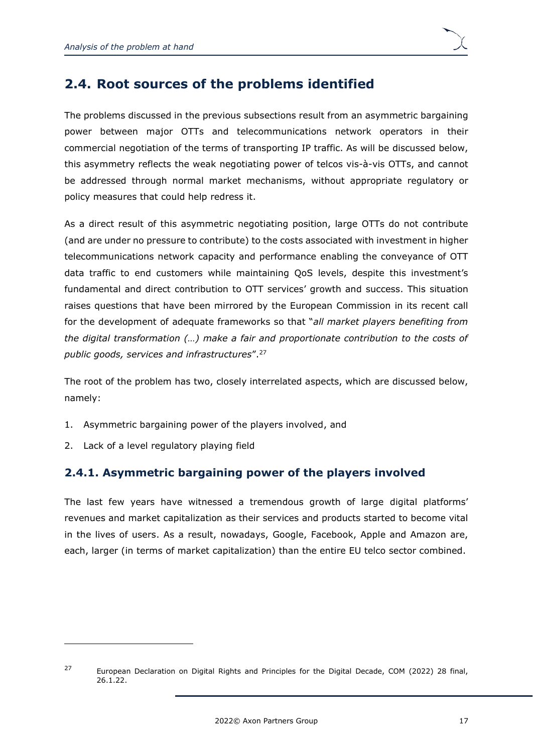## 2.4. Root sources of the problems identified

The problems discussed in the previous subsections result from an asymmetric bargaining power between major OTTs and telecommunications network operators in their commercial negotiation of the terms of transporting IP traffic. As will be discussed below, this asymmetry reflects the weak negotiating power of telcos vis-à-vis OTTs, and cannot be addressed through normal market mechanisms, without appropriate regulatory or policy measures that could help redress it.

As a direct result of this asymmetric negotiating position, large OTTs do not contribute (and are under no pressure to contribute) to the costs associated with investment in higher telecommunications network capacity and performance enabling the conveyance of OTT data traffic to end customers while maintaining QoS levels, despite this investment's fundamental and direct contribution to OTT services' growth and success. This situation raises questions that have been mirrored by the European Commission in its recent call for the development of adequate frameworks so that "*all market players benefiting from the digital transformation (…) make a fair and proportionate contribution to the costs of public goods, services and infrastructures*".[27]

The root of the problem has two, closely interrelated aspects, which are discussed below, namely:

1. Asymmetric bargaining power of the players involved, and
2. Lack of a level regulatory playing field

### 2.4.1. Asymmetric bargaining power of the players involved

The last few years have witnessed a tremendous growth of large digital platforms' revenues and market capitalization as their services and products started to become vital in the lives of users. As a result, nowadays, Google, Facebook, Apple and Amazon are, each, larger (in terms of market capitalization) than the entire EU telco sector combined.

[27] European Declaration on Digital Rights and Principles for the Digital Decade, COM (2022) 28 final, 26.1.22.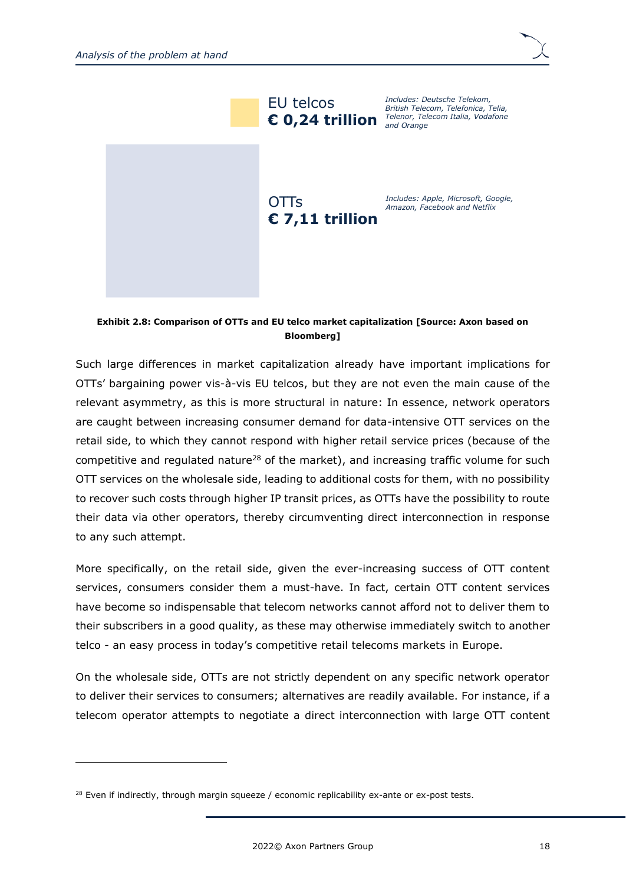EU telcos
**€ 0,24 trillion**

*Includes: Deutsche Telekom, British Telecom, Telefonica, Telia, Telenor, Telecom Italia, Vodafone and Orange*

OTTs
**€ 7,11 trillion**

*Includes: Apple, Microsoft, Google, Amazon, Facebook and Netflix*

**Exhibit 2.8: Comparison of OTTs and EU telco market capitalization [Source: Axon based on Bloomberg]**

Such large differences in market capitalization already have important implications for OTTs' bargaining power vis-à-vis EU telcos, but they are not even the main cause of the relevant asymmetry, as this is more structural in nature: In essence, network operators are caught between increasing consumer demand for data-intensive OTT services on the retail side, to which they cannot respond with higher retail service prices (because of the competitive and regulated nature[28] of the market), and increasing traffic volume for such OTT services on the wholesale side, leading to additional costs for them, with no possibility to recover such costs through higher IP transit prices, as OTTs have the possibility to route their data via other operators, thereby circumventing direct interconnection in response to any such attempt.

More specifically, on the retail side, given the ever-increasing success of OTT content services, consumers consider them a must-have. In fact, certain OTT content services have become so indispensable that telecom networks cannot afford not to deliver them to their subscribers in a good quality, as these may otherwise immediately switch to another telco - an easy process in today's competitive retail telecoms markets in Europe.

On the wholesale side, OTTs are not strictly dependent on any specific network operator to deliver their services to consumers; alternatives are readily available. For instance, if a telecom operator attempts to negotiate a direct interconnection with large OTT content

[28] Even if indirectly, through margin squeeze / economic replicability ex-ante or ex-post tests.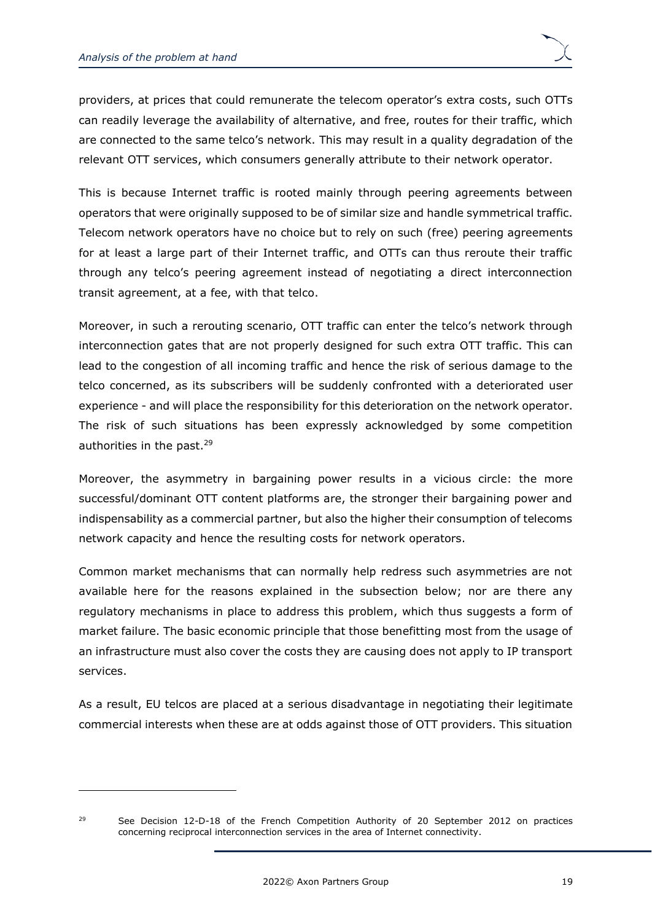providers, at prices that could remunerate the telecom operator's extra costs, such OTTs can readily leverage the availability of alternative, and free, routes for their traffic, which are connected to the same telco's network. This may result in a quality degradation of the relevant OTT services, which consumers generally attribute to their network operator.

This is because Internet traffic is rooted mainly through peering agreements between operators that were originally supposed to be of similar size and handle symmetrical traffic. Telecom network operators have no choice but to rely on such (free) peering agreements for at least a large part of their Internet traffic, and OTTs can thus reroute their traffic through any telco's peering agreement instead of negotiating a direct interconnection transit agreement, at a fee, with that telco.

Moreover, in such a rerouting scenario, OTT traffic can enter the telco's network through interconnection gates that are not properly designed for such extra OTT traffic. This can lead to the congestion of all incoming traffic and hence the risk of serious damage to the telco concerned, as its subscribers will be suddenly confronted with a deteriorated user experience - and will place the responsibility for this deterioration on the network operator. The risk of such situations has been expressly acknowledged by some competition authorities in the past.[29]

Moreover, the asymmetry in bargaining power results in a vicious circle: the more successful/dominant OTT content platforms are, the stronger their bargaining power and indispensability as a commercial partner, but also the higher their consumption of telecoms network capacity and hence the resulting costs for network operators.

Common market mechanisms that can normally help redress such asymmetries are not available here for the reasons explained in the subsection below; nor are there any regulatory mechanisms in place to address this problem, which thus suggests a form of market failure. The basic economic principle that those benefitting most from the usage of an infrastructure must also cover the costs they are causing does not apply to IP transport services.

As a result, EU telcos are placed at a serious disadvantage in negotiating their legitimate commercial interests when these are at odds against those of OTT providers. This situation

---

[29] See Decision 12-D-18 of the French Competition Authority of 20 September 2012 on practices concerning reciprocal interconnection services in the area of Internet connectivity.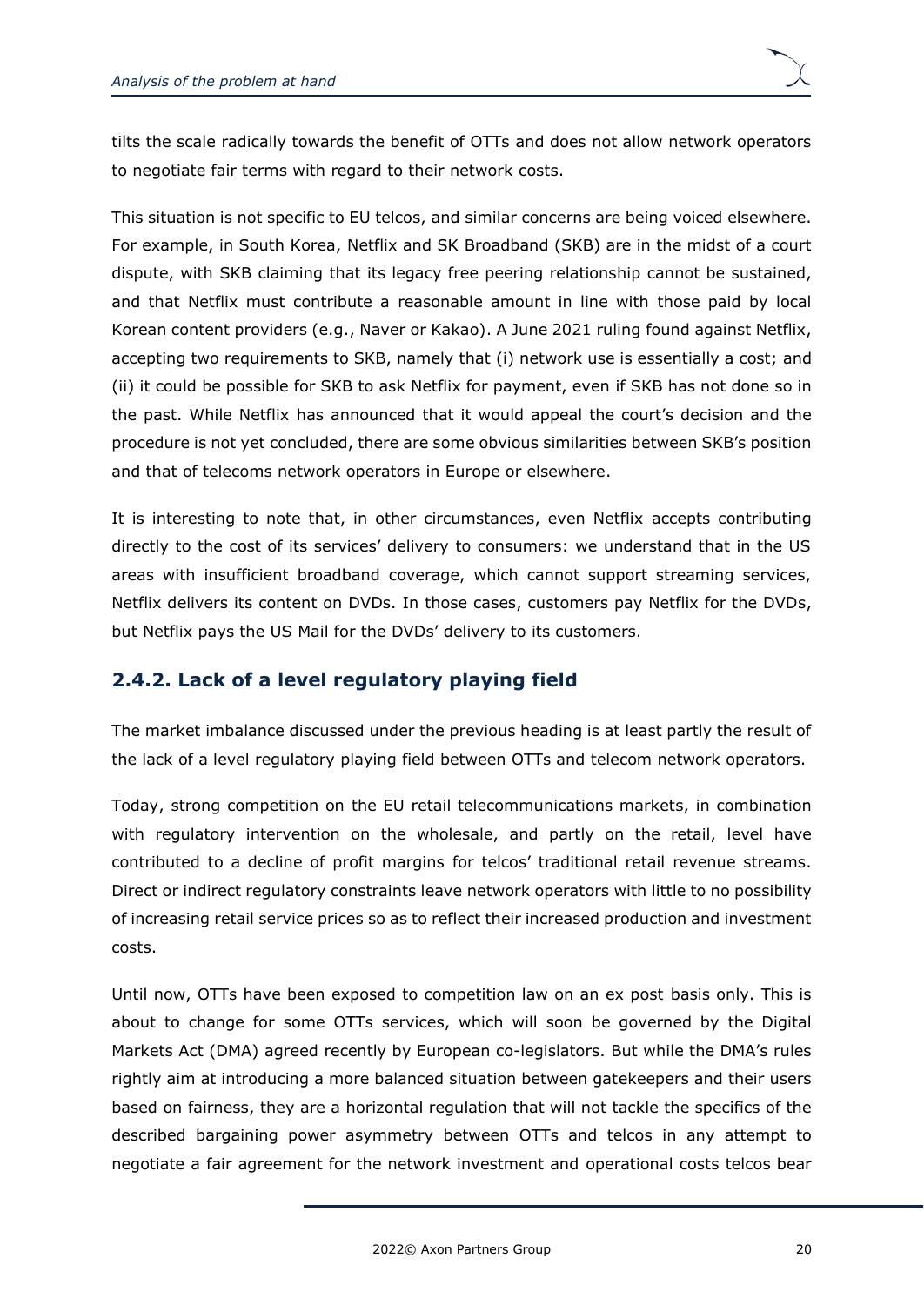tilts the scale radically towards the benefit of OTTs and does not allow network operators to negotiate fair terms with regard to their network costs.

This situation is not specific to EU telcos, and similar concerns are being voiced elsewhere. For example, in South Korea, Netflix and SK Broadband (SKB) are in the midst of a court dispute, with SKB claiming that its legacy free peering relationship cannot be sustained, and that Netflix must contribute a reasonable amount in line with those paid by local Korean content providers (e.g., Naver or Kakao). A June 2021 ruling found against Netflix, accepting two requirements to SKB, namely that (i) network use is essentially a cost; and (ii) it could be possible for SKB to ask Netflix for payment, even if SKB has not done so in the past. While Netflix has announced that it would appeal the court's decision and the procedure is not yet concluded, there are some obvious similarities between SKB's position and that of telecoms network operators in Europe or elsewhere.

It is interesting to note that, in other circumstances, even Netflix accepts contributing directly to the cost of its services' delivery to consumers: we understand that in the US areas with insufficient broadband coverage, which cannot support streaming services, Netflix delivers its content on DVDs. In those cases, customers pay Netflix for the DVDs, but Netflix pays the US Mail for the DVDs' delivery to its customers.

### 2.4.2. Lack of a level regulatory playing field

The market imbalance discussed under the previous heading is at least partly the result of the lack of a level regulatory playing field between OTTs and telecom network operators.

Today, strong competition on the EU retail telecommunications markets, in combination with regulatory intervention on the wholesale, and partly on the retail, level have contributed to a decline of profit margins for telcos' traditional retail revenue streams. Direct or indirect regulatory constraints leave network operators with little to no possibility of increasing retail service prices so as to reflect their increased production and investment costs.

Until now, OTTs have been exposed to competition law on an ex post basis only. This is about to change for some OTTs services, which will soon be governed by the Digital Markets Act (DMA) agreed recently by European co-legislators. But while the DMA's rules rightly aim at introducing a more balanced situation between gatekeepers and their users based on fairness, they are a horizontal regulation that will not tackle the specifics of the described bargaining power asymmetry between OTTs and telcos in any attempt to negotiate a fair agreement for the network investment and operational costs telcos bear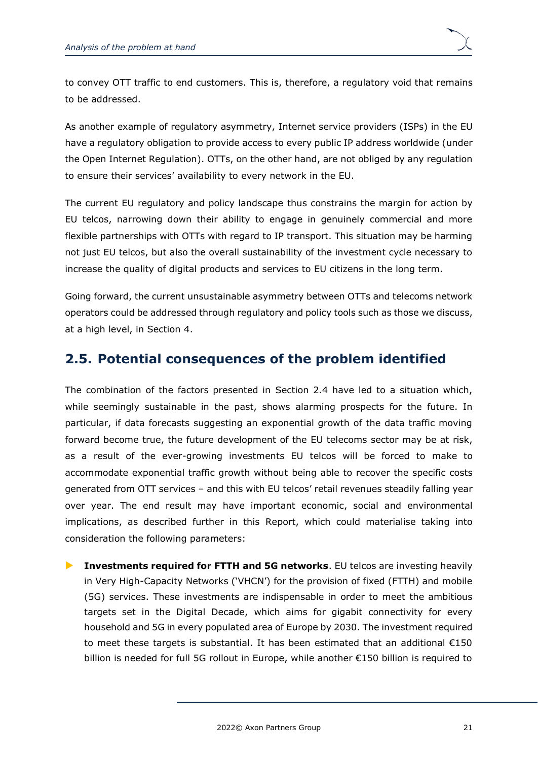to convey OTT traffic to end customers. This is, therefore, a regulatory void that remains to be addressed.

As another example of regulatory asymmetry, Internet service providers (ISPs) in the EU have a regulatory obligation to provide access to every public IP address worldwide (under the Open Internet Regulation). OTTs, on the other hand, are not obliged by any regulation to ensure their services' availability to every network in the EU.

The current EU regulatory and policy landscape thus constrains the margin for action by EU telcos, narrowing down their ability to engage in genuinely commercial and more flexible partnerships with OTTs with regard to IP transport. This situation may be harming not just EU telcos, but also the overall sustainability of the investment cycle necessary to increase the quality of digital products and services to EU citizens in the long term.

Going forward, the current unsustainable asymmetry between OTTs and telecoms network operators could be addressed through regulatory and policy tools such as those we discuss, at a high level, in Section 4.

## 2.5. Potential consequences of the problem identified

The combination of the factors presented in Section 2.4 have led to a situation which, while seemingly sustainable in the past, shows alarming prospects for the future. In particular, if data forecasts suggesting an exponential growth of the data traffic moving forward become true, the future development of the EU telecoms sector may be at risk, as a result of the ever-growing investments EU telcos will be forced to make to accommodate exponential traffic growth without being able to recover the specific costs generated from OTT services – and this with EU telcos' retail revenues steadily falling year over year. The end result may have important economic, social and environmental implications, as described further in this Report, which could materialise taking into consideration the following parameters:

- **Investments required for FTTH and 5G networks**. EU telcos are investing heavily in Very High-Capacity Networks ('VHCN') for the provision of fixed (FTTH) and mobile (5G) services. These investments are indispensable in order to meet the ambitious targets set in the Digital Decade, which aims for gigabit connectivity for every household and 5G in every populated area of Europe by 2030. The investment required to meet these targets is substantial. It has been estimated that an additional €150 billion is needed for full 5G rollout in Europe, while another €150 billion is required to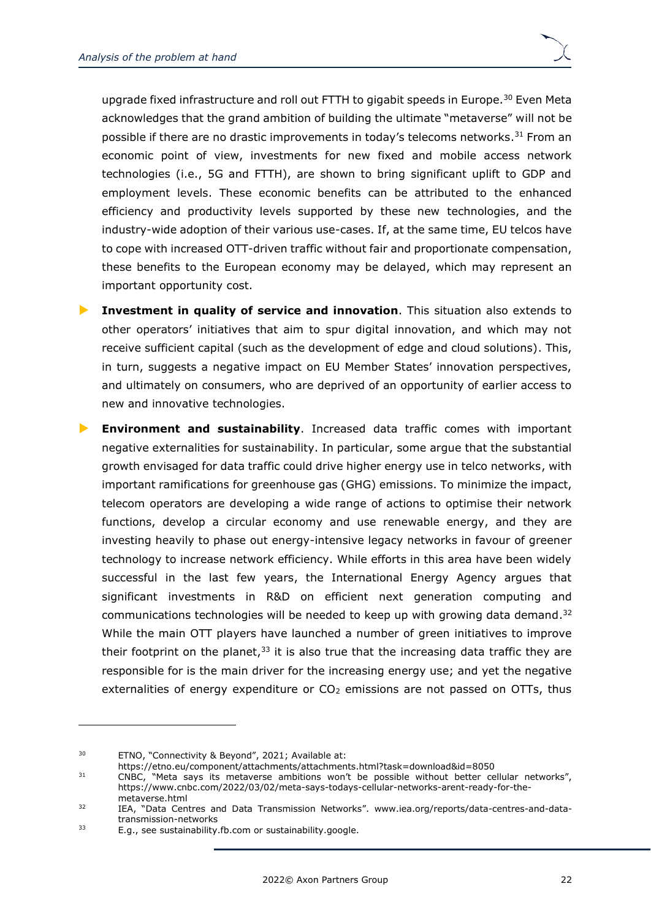upgrade fixed infrastructure and roll out FTTH to gigabit speeds in Europe.[30] Even Meta acknowledges that the grand ambition of building the ultimate "metaverse" will not be possible if there are no drastic improvements in today's telecoms networks.[31] From an economic point of view, investments for new fixed and mobile access network technologies (i.e., 5G and FTTH), are shown to bring significant uplift to GDP and employment levels. These economic benefits can be attributed to the enhanced efficiency and productivity levels supported by these new technologies, and the industry-wide adoption of their various use-cases. If, at the same time, EU telcos have to cope with increased OTT-driven traffic without fair and proportionate compensation, these benefits to the European economy may be delayed, which may represent an important opportunity cost.

- **Investment in quality of service and innovation**. This situation also extends to other operators' initiatives that aim to spur digital innovation, and which may not receive sufficient capital (such as the development of edge and cloud solutions). This, in turn, suggests a negative impact on EU Member States' innovation perspectives, and ultimately on consumers, who are deprived of an opportunity of earlier access to new and innovative technologies.
- **Environment and sustainability**. Increased data traffic comes with important negative externalities for sustainability. In particular, some argue that the substantial growth envisaged for data traffic could drive higher energy use in telco networks, with important ramifications for greenhouse gas (GHG) emissions. To minimize the impact, telecom operators are developing a wide range of actions to optimise their network functions, develop a circular economy and use renewable energy, and they are investing heavily to phase out energy-intensive legacy networks in favour of greener technology to increase network efficiency. While efforts in this area have been widely successful in the last few years, the International Energy Agency argues that significant investments in R&D on efficient next generation computing and communications technologies will be needed to keep up with growing data demand.[32] While the main OTT players have launched a number of green initiatives to improve their footprint on the planet,[33] it is also true that the increasing data traffic they are responsible for is the main driver for the increasing energy use; and yet the negative externalities of energy expenditure or $CO_2$ emissions are not passed on OTTs, thus

---

[30] ETNO, "Connectivity & Beyond", 2021; Available at: https://etno.eu/component/attachments/attachments.html?task=download&id=8050

[31] CNBC, "Meta says its metaverse ambitions won't be possible without better cellular networks", https://www.cnbc.com/2022/03/02/meta-says-todays-cellular-networks-arent-ready-for-the-metaverse.html

[32] IEA, "Data Centres and Data Transmission Networks". www.iea.org/reports/data-centres-and-data-transmission-networks

[33] E.g., see sustainability.fb.com or sustainability.google.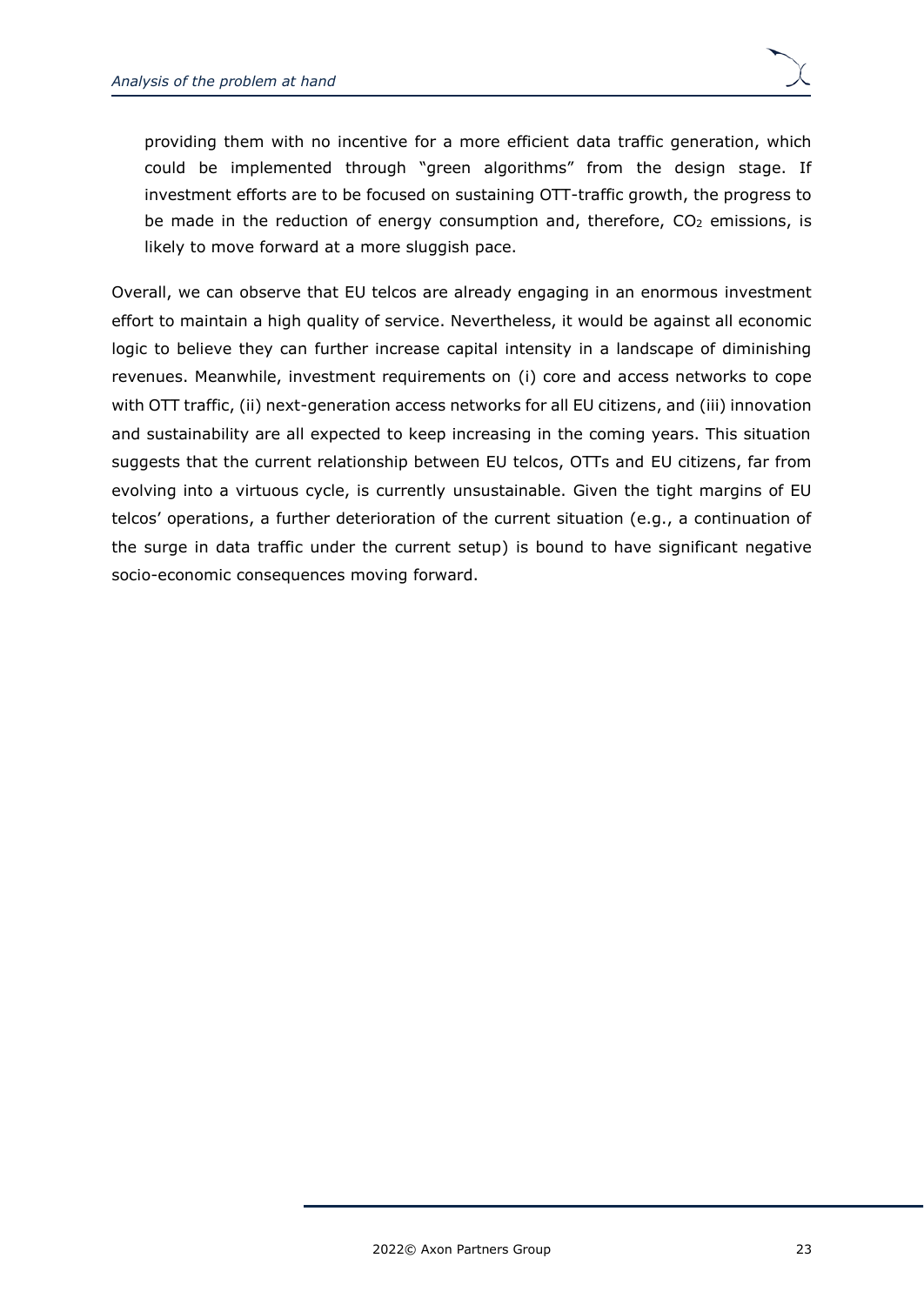providing them with no incentive for a more efficient data traffic generation, which could be implemented through "green algorithms" from the design stage. If investment efforts are to be focused on sustaining OTT-traffic growth, the progress to be made in the reduction of energy consumption and, therefore, $CO_2$ emissions, is likely to move forward at a more sluggish pace.

Overall, we can observe that EU telcos are already engaging in an enormous investment effort to maintain a high quality of service. Nevertheless, it would be against all economic logic to believe they can further increase capital intensity in a landscape of diminishing revenues. Meanwhile, investment requirements on (i) core and access networks to cope with OTT traffic, (ii) next-generation access networks for all EU citizens, and (iii) innovation and sustainability are all expected to keep increasing in the coming years. This situation suggests that the current relationship between EU telcos, OTTs and EU citizens, far from evolving into a virtuous cycle, is currently unsustainable. Given the tight margins of EU telcos' operations, a further deterioration of the current situation (e.g., a continuation of the surge in data traffic under the current setup) is bound to have significant negative socio-economic consequences moving forward.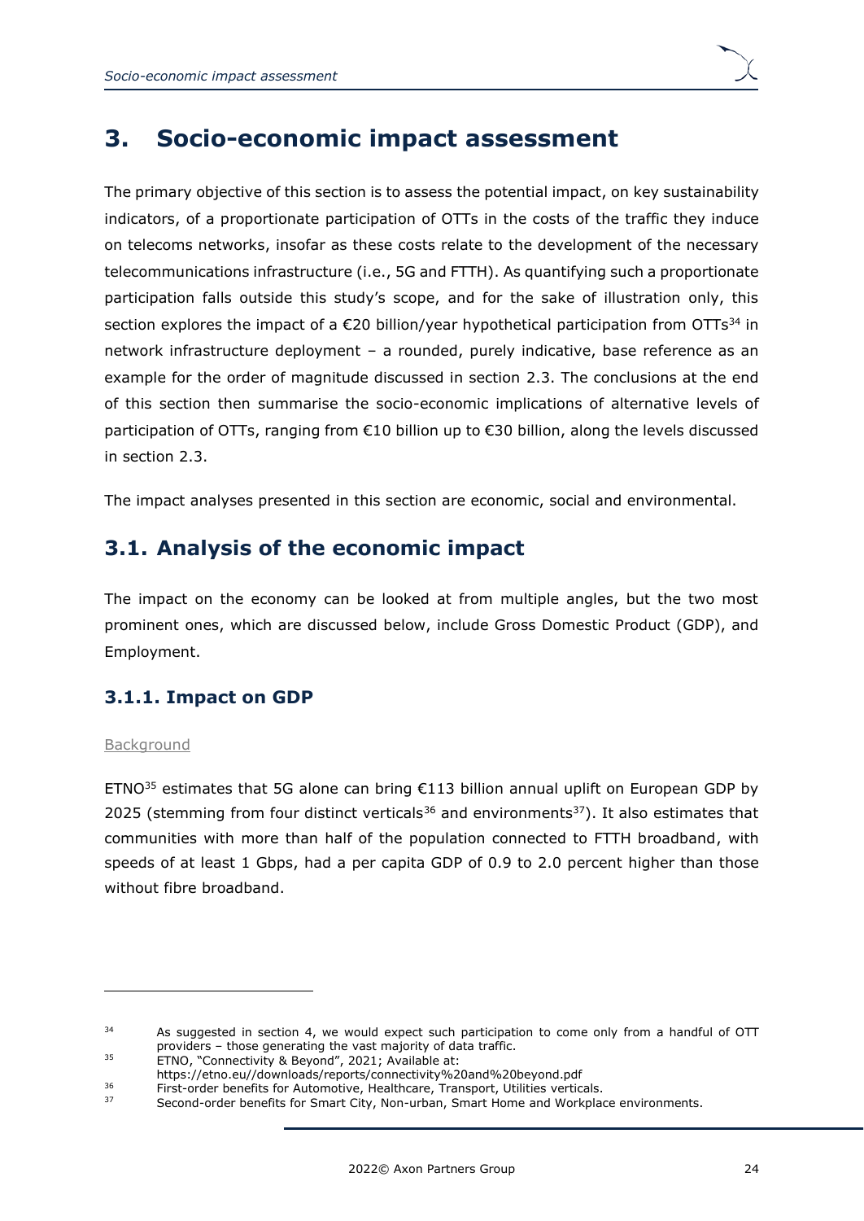# 3. Socio-economic impact assessment

The primary objective of this section is to assess the potential impact, on key sustainability indicators, of a proportionate participation of OTTs in the costs of the traffic they induce on telecoms networks, insofar as these costs relate to the development of the necessary telecommunications infrastructure (i.e., 5G and FTTH). As quantifying such a proportionate participation falls outside this study's scope, and for the sake of illustration only, this section explores the impact of a €20 billion/year hypothetical participation from OTTs[34] in network infrastructure deployment – a rounded, purely indicative, base reference as an example for the order of magnitude discussed in section 2.3. The conclusions at the end of this section then summarise the socio-economic implications of alternative levels of participation of OTTs, ranging from €10 billion up to €30 billion, along the levels discussed in section 2.3.

The impact analyses presented in this section are economic, social and environmental.

## 3.1. Analysis of the economic impact

The impact on the economy can be looked at from multiple angles, but the two most prominent ones, which are discussed below, include Gross Domestic Product (GDP), and Employment.

### 3.1.1. Impact on GDP

Background

ETNO[35] estimates that 5G alone can bring €113 billion annual uplift on European GDP by 2025 (stemming from four distinct verticals[36] and environments[37]). It also estimates that communities with more than half of the population connected to FTTH broadband, with speeds of at least 1 Gbps, had a per capita GDP of 0.9 to 2.0 percent higher than those without fibre broadband.

---

[34] As suggested in section 4, we would expect such participation to come only from a handful of OTT providers – those generating the vast majority of data traffic.

[35] ETNO, "Connectivity & Beyond", 2021; Available at: https://etno.eu//downloads/reports/connectivity%20and%20beyond.pdf

[36] First-order benefits for Automotive, Healthcare, Transport, Utilities verticals.

[37] Second-order benefits for Smart City, Non-urban, Smart Home and Workplace environments.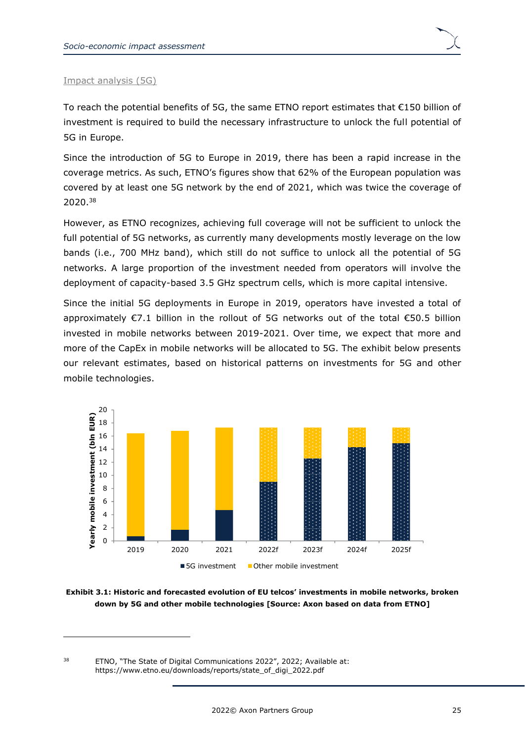Impact analysis (5G)

To reach the potential benefits of 5G, the same ETNO report estimates that €150 billion of investment is required to build the necessary infrastructure to unlock the full potential of 5G in Europe.

Since the introduction of 5G to Europe in 2019, there has been a rapid increase in the coverage metrics. As such, ETNO's figures show that 62% of the European population was covered by at least one 5G network by the end of 2021, which was twice the coverage of 2020.[38]

However, as ETNO recognizes, achieving full coverage will not be sufficient to unlock the full potential of 5G networks, as currently many developments mostly leverage on the low bands (i.e., 700 MHz band), which still do not suffice to unlock all the potential of 5G networks. A large proportion of the investment needed from operators will involve the deployment of capacity-based 3.5 GHz spectrum cells, which is more capital intensive.

Since the initial 5G deployments in Europe in 2019, operators have invested a total of approximately €7.1 billion in the rollout of 5G networks out of the total €50.5 billion invested in mobile networks between 2019-2021. Over time, we expect that more and more of the CapEx in mobile networks will be allocated to 5G. The exhibit below presents our relevant estimates, based on historical patterns on investments for 5G and other mobile technologies.

**Exhibit 3.1: Historic and forecasted evolution of EU telcos' investments in mobile networks, broken down by 5G and other mobile technologies [Source: Axon based on data from ETNO]**

[38] ETNO, "The State of Digital Communications 2022", 2022; Available at: https://www.etno.eu/downloads/reports/state_of_digi_2022.pdf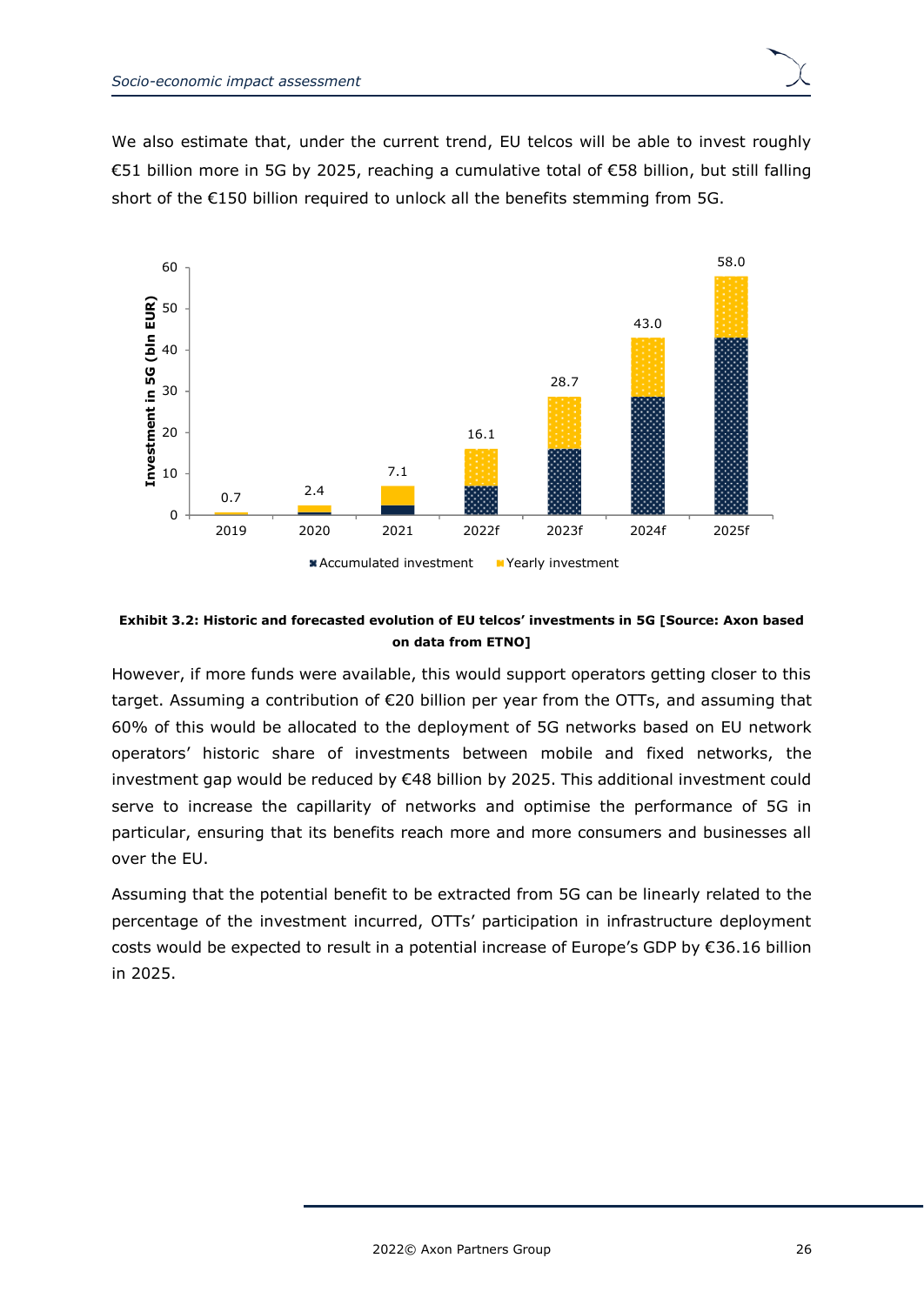We also estimate that, under the current trend, EU telcos will be able to invest roughly €51 billion more in 5G by 2025, reaching a cumulative total of €58 billion, but still falling short of the €150 billion required to unlock all the benefits stemming from 5G.

**Exhibit 3.2: Historic and forecasted evolution of EU telcos' investments in 5G [Source: Axon based on data from ETNO]**

However, if more funds were available, this would support operators getting closer to this target. Assuming a contribution of €20 billion per year from the OTTs, and assuming that 60% of this would be allocated to the deployment of 5G networks based on EU network operators' historic share of investments between mobile and fixed networks, the investment gap would be reduced by €48 billion by 2025. This additional investment could serve to increase the capillarity of networks and optimise the performance of 5G in particular, ensuring that its benefits reach more and more consumers and businesses all over the EU.

Assuming that the potential benefit to be extracted from 5G can be linearly related to the percentage of the investment incurred, OTTs' participation in infrastructure deployment costs would be expected to result in a potential increase of Europe's GDP by €36.16 billion in 2025.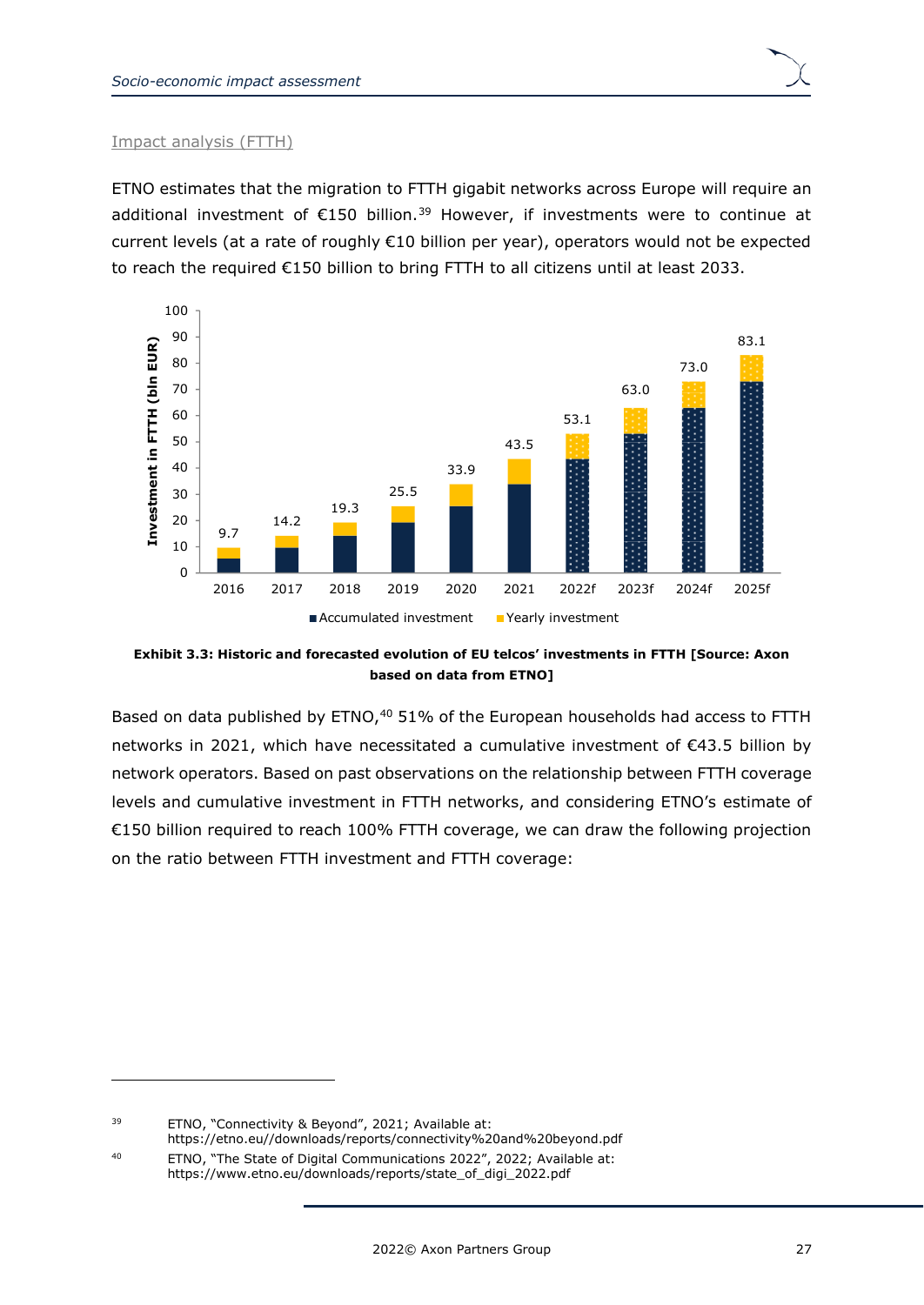Impact analysis (FTTH)

ETNO estimates that the migration to FTTH gigabit networks across Europe will require an additional investment of €150 billion.[39] However, if investments were to continue at current levels (at a rate of roughly €10 billion per year), operators would not be expected to reach the required €150 billion to bring FTTH to all citizens until at least 2033.

| Year | Investment in FTTH (bln EUR) |
|---|---|
| 2016 | 9.7 |
| 2017 | 14.2 |
| 2018 | 19.3 |
| 2019 | 25.5 |
| 2020 | 33.9 |
| 2021 | 43.5 |
| 2022f | 53.1 |
| 2023f | 63.0 |
| 2024f | 73.0 |
| 2025f | 83.1 |

Legend: Accumulated investment; Yearly investment

**Exhibit 3.3: Historic and forecasted evolution of EU telcos' investments in FTTH [Source: Axon based on data from ETNO]**

Based on data published by ETNO,[40] 51% of the European households had access to FTTH networks in 2021, which have necessitated a cumulative investment of €43.5 billion by network operators. Based on past observations on the relationship between FTTH coverage levels and cumulative investment in FTTH networks, and considering ETNO's estimate of €150 billion required to reach 100% FTTH coverage, we can draw the following projection on the ratio between FTTH investment and FTTH coverage:

---

[39] ETNO, "Connectivity & Beyond", 2021; Available at: https://etno.eu//downloads/reports/connectivity%20and%20beyond.pdf

[40] ETNO, "The State of Digital Communications 2022", 2022; Available at: https://www.etno.eu/downloads/reports/state_of_digi_2022.pdf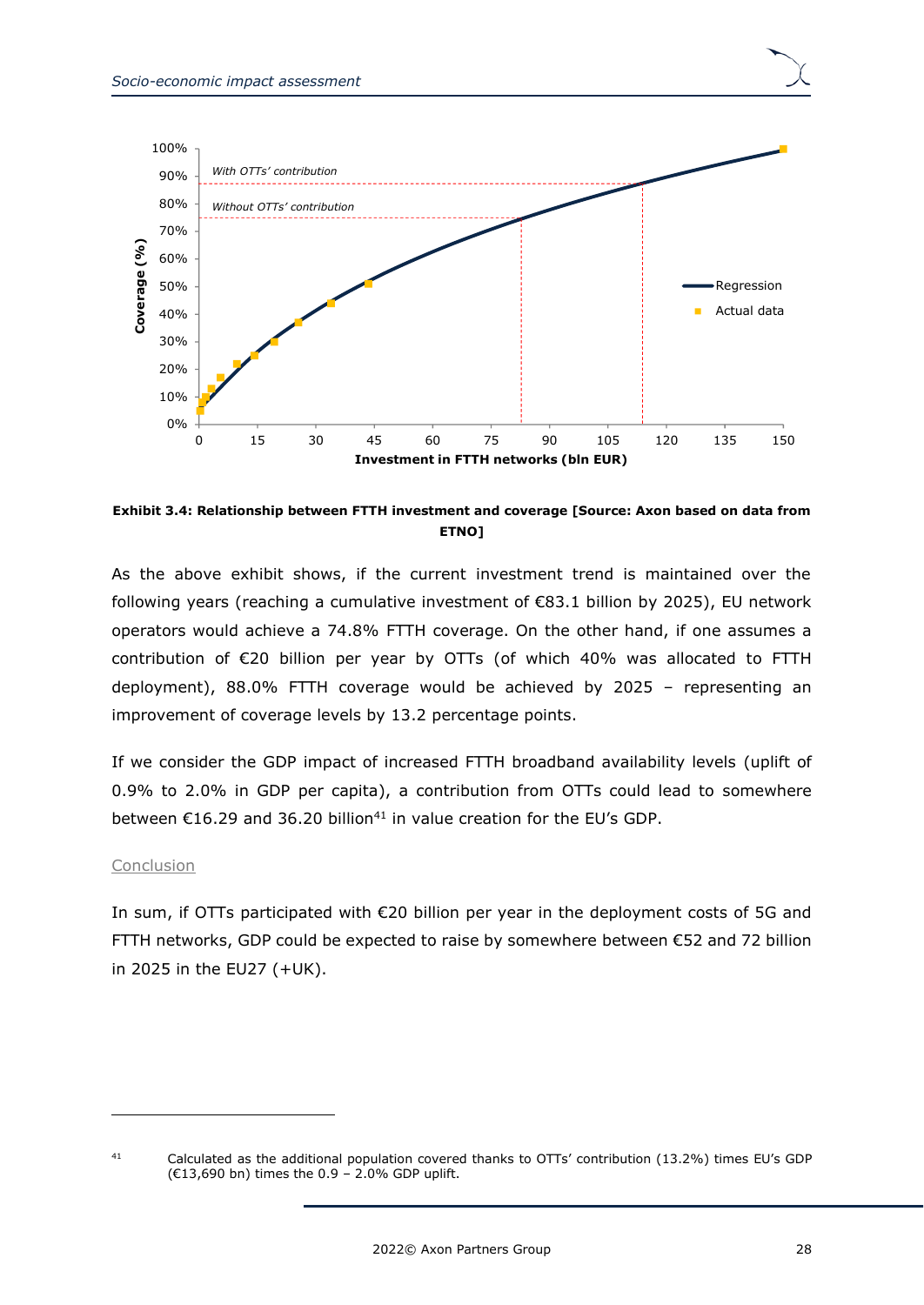**Exhibit 3.4: Relationship between FTTH investment and coverage [Source: Axon based on data from ETNO]**

As the above exhibit shows, if the current investment trend is maintained over the following years (reaching a cumulative investment of €83.1 billion by 2025), EU network operators would achieve a 74.8% FTTH coverage. On the other hand, if one assumes a contribution of €20 billion per year by OTTs (of which 40% was allocated to FTTH deployment), 88.0% FTTH coverage would be achieved by 2025 – representing an improvement of coverage levels by 13.2 percentage points.

If we consider the GDP impact of increased FTTH broadband availability levels (uplift of 0.9% to 2.0% in GDP per capita), a contribution from OTTs could lead to somewhere between €16.29 and 36.20 billion[41] in value creation for the EU's GDP.

Conclusion

In sum, if OTTs participated with €20 billion per year in the deployment costs of 5G and FTTH networks, GDP could be expected to raise by somewhere between €52 and 72 billion in 2025 in the EU27 (+UK).

---

[41] Calculated as the additional population covered thanks to OTTs' contribution (13.2%) times EU's GDP (€13,690 bn) times the 0.9 – 2.0% GDP uplift.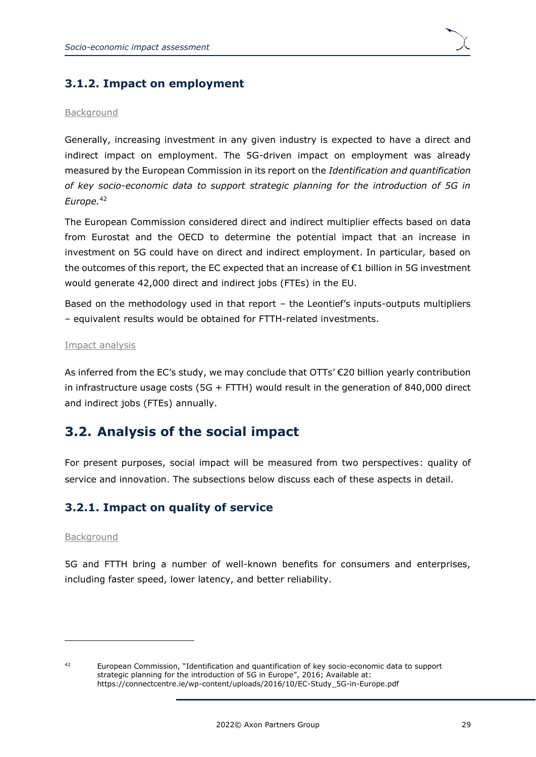### 3.1.2. Impact on employment

Background

Generally, increasing investment in any given industry is expected to have a direct and indirect impact on employment. The 5G-driven impact on employment was already measured by the European Commission in its report on the *Identification and quantification of key socio-economic data to support strategic planning for the introduction of 5G in Europe.*[42]

The European Commission considered direct and indirect multiplier effects based on data from Eurostat and the OECD to determine the potential impact that an increase in investment on 5G could have on direct and indirect employment. In particular, based on the outcomes of this report, the EC expected that an increase of €1 billion in 5G investment would generate 42,000 direct and indirect jobs (FTEs) in the EU.

Based on the methodology used in that report – the Leontief's inputs-outputs multipliers – equivalent results would be obtained for FTTH-related investments.

Impact analysis

As inferred from the EC's study, we may conclude that OTTs' €20 billion yearly contribution in infrastructure usage costs (5G + FTTH) would result in the generation of 840,000 direct and indirect jobs (FTEs) annually.

## 3.2. Analysis of the social impact

For present purposes, social impact will be measured from two perspectives: quality of service and innovation. The subsections below discuss each of these aspects in detail.

### 3.2.1. Impact on quality of service

Background

5G and FTTH bring a number of well-known benefits for consumers and enterprises, including faster speed, lower latency, and better reliability.

---

[42] European Commission, "Identification and quantification of key socio-economic data to support strategic planning for the introduction of 5G in Europe", 2016; Available at: https://connectcentre.ie/wp-content/uploads/2016/10/EC-Study_5G-in-Europe.pdf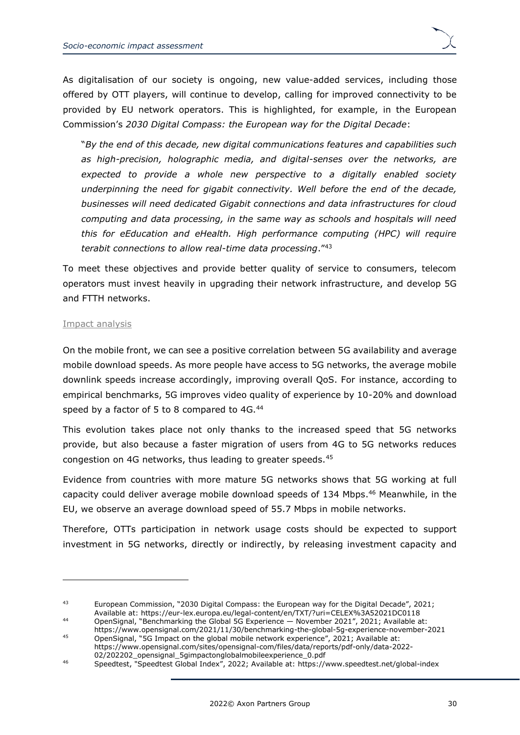As digitalisation of our society is ongoing, new value-added services, including those offered by OTT players, will continue to develop, calling for improved connectivity to be provided by EU network operators. This is highlighted, for example, in the European Commission's *2030 Digital Compass: the European way for the Digital Decade*:

> "*By the end of this decade, new digital communications features and capabilities such as high-precision, holographic media, and digital-senses over the networks, are expected to provide a whole new perspective to a digitally enabled society underpinning the need for gigabit connectivity. Well before the end of the decade, businesses will need dedicated Gigabit connections and data infrastructures for cloud computing and data processing, in the same way as schools and hospitals will need this for eEducation and eHealth. High performance computing (HPC) will require terabit connections to allow real-time data processing*."[43]

To meet these objectives and provide better quality of service to consumers, telecom operators must invest heavily in upgrading their network infrastructure, and develop 5G and FTTH networks.

Impact analysis

On the mobile front, we can see a positive correlation between 5G availability and average mobile download speeds. As more people have access to 5G networks, the average mobile downlink speeds increase accordingly, improving overall QoS. For instance, according to empirical benchmarks, 5G improves video quality of experience by 10-20% and download speed by a factor of 5 to 8 compared to 4G.[44]

This evolution takes place not only thanks to the increased speed that 5G networks provide, but also because a faster migration of users from 4G to 5G networks reduces congestion on 4G networks, thus leading to greater speeds.[45]

Evidence from countries with more mature 5G networks shows that 5G working at full capacity could deliver average mobile download speeds of 134 Mbps.[46] Meanwhile, in the EU, we observe an average download speed of 55.7 Mbps in mobile networks.

Therefore, OTTs participation in network usage costs should be expected to support investment in 5G networks, directly or indirectly, by releasing investment capacity and

---

[43] European Commission, "2030 Digital Compass: the European way for the Digital Decade", 2021; Available at: https://eur-lex.europa.eu/legal-content/en/TXT/?uri=CELEX%3A52021DC0118

[44] OpenSignal, "Benchmarking the Global 5G Experience — November 2021", 2021; Available at: https://www.opensignal.com/2021/11/30/benchmarking-the-global-5g-experience-november-2021

[45] OpenSignal, "5G Impact on the global mobile network experience", 2021; Available at: https://www.opensignal.com/sites/opensignal-com/files/data/reports/pdf-only/data-2022-02/202202_opensignal_5gimpactonglobalmobileexperience_0.pdf

[46] Speedtest, "Speedtest Global Index", 2022; Available at: https://www.speedtest.net/global-index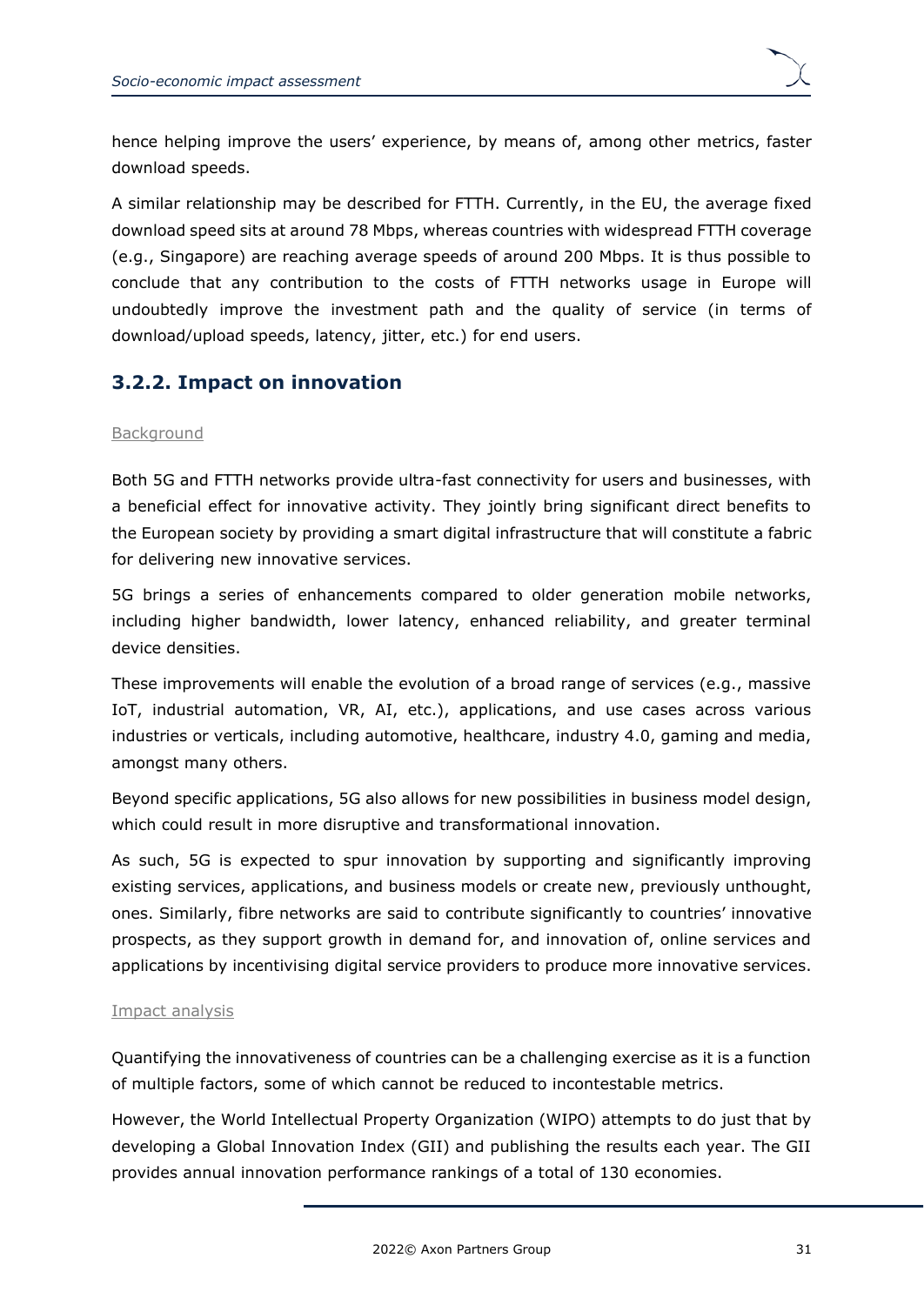hence helping improve the users' experience, by means of, among other metrics, faster download speeds.

A similar relationship may be described for FTTH. Currently, in the EU, the average fixed download speed sits at around 78 Mbps, whereas countries with widespread FTTH coverage (e.g., Singapore) are reaching average speeds of around 200 Mbps. It is thus possible to conclude that any contribution to the costs of FTTH networks usage in Europe will undoubtedly improve the investment path and the quality of service (in terms of download/upload speeds, latency, jitter, etc.) for end users.

### 3.2.2. Impact on innovation

Background

Both 5G and FTTH networks provide ultra-fast connectivity for users and businesses, with a beneficial effect for innovative activity. They jointly bring significant direct benefits to the European society by providing a smart digital infrastructure that will constitute a fabric for delivering new innovative services.

5G brings a series of enhancements compared to older generation mobile networks, including higher bandwidth, lower latency, enhanced reliability, and greater terminal device densities.

These improvements will enable the evolution of a broad range of services (e.g., massive IoT, industrial automation, VR, AI, etc.), applications, and use cases across various industries or verticals, including automotive, healthcare, industry 4.0, gaming and media, amongst many others.

Beyond specific applications, 5G also allows for new possibilities in business model design, which could result in more disruptive and transformational innovation.

As such, 5G is expected to spur innovation by supporting and significantly improving existing services, applications, and business models or create new, previously unthought, ones. Similarly, fibre networks are said to contribute significantly to countries' innovative prospects, as they support growth in demand for, and innovation of, online services and applications by incentivising digital service providers to produce more innovative services.

Impact analysis

Quantifying the innovativeness of countries can be a challenging exercise as it is a function of multiple factors, some of which cannot be reduced to incontestable metrics.

However, the World Intellectual Property Organization (WIPO) attempts to do just that by developing a Global Innovation Index (GII) and publishing the results each year. The GII provides annual innovation performance rankings of a total of 130 economies.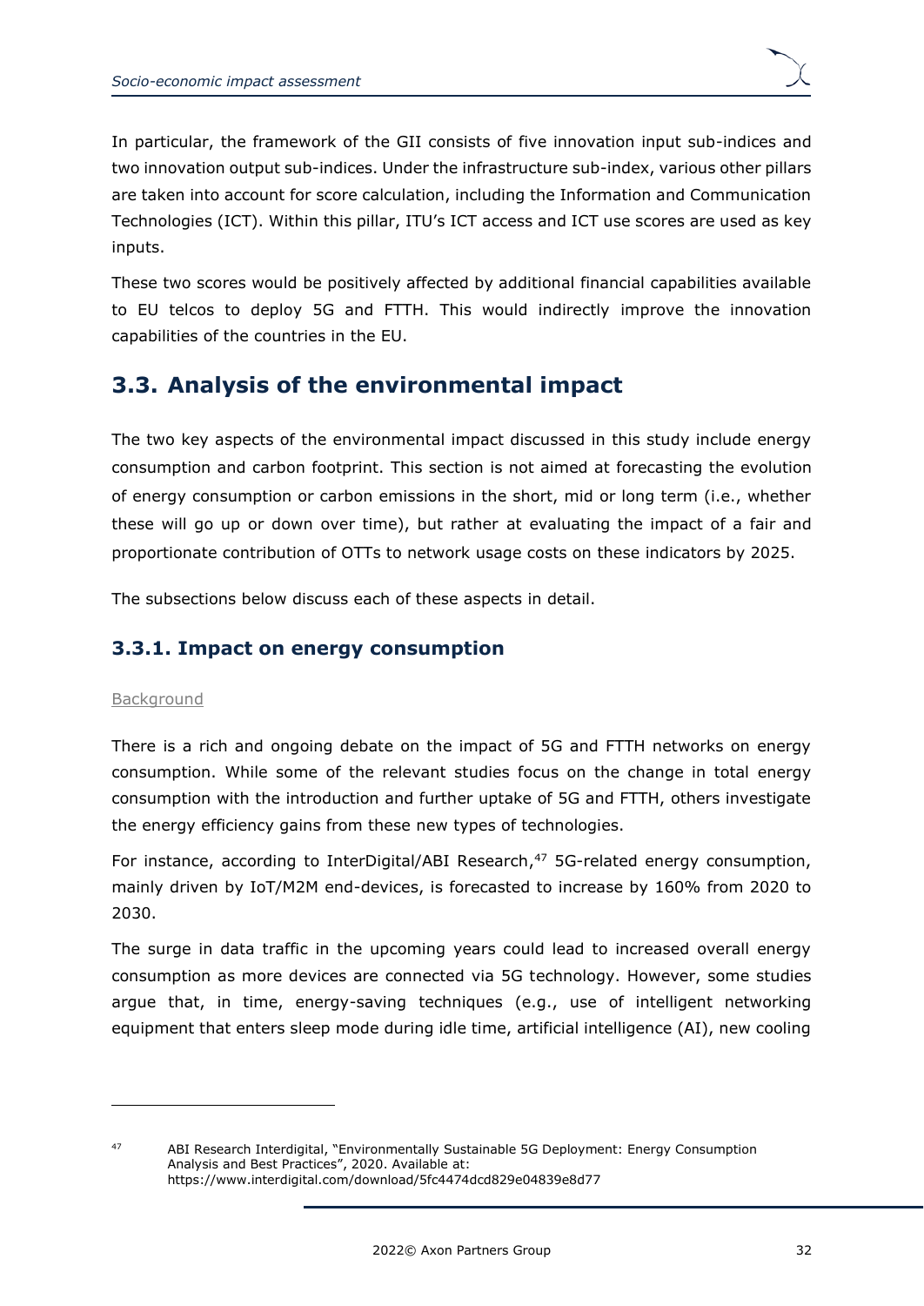In particular, the framework of the GII consists of five innovation input sub-indices and two innovation output sub-indices. Under the infrastructure sub-index, various other pillars are taken into account for score calculation, including the Information and Communication Technologies (ICT). Within this pillar, ITU's ICT access and ICT use scores are used as key inputs.

These two scores would be positively affected by additional financial capabilities available to EU telcos to deploy 5G and FTTH. This would indirectly improve the innovation capabilities of the countries in the EU.

## 3.3. Analysis of the environmental impact

The two key aspects of the environmental impact discussed in this study include energy consumption and carbon footprint. This section is not aimed at forecasting the evolution of energy consumption or carbon emissions in the short, mid or long term (i.e., whether these will go up or down over time), but rather at evaluating the impact of a fair and proportionate contribution of OTTs to network usage costs on these indicators by 2025.

The subsections below discuss each of these aspects in detail.

### 3.3.1. Impact on energy consumption

Background

There is a rich and ongoing debate on the impact of 5G and FTTH networks on energy consumption. While some of the relevant studies focus on the change in total energy consumption with the introduction and further uptake of 5G and FTTH, others investigate the energy efficiency gains from these new types of technologies.

For instance, according to InterDigital/ABI Research,[47] 5G-related energy consumption, mainly driven by IoT/M2M end-devices, is forecasted to increase by 160% from 2020 to 2030.

The surge in data traffic in the upcoming years could lead to increased overall energy consumption as more devices are connected via 5G technology. However, some studies argue that, in time, energy-saving techniques (e.g., use of intelligent networking equipment that enters sleep mode during idle time, artificial intelligence (AI), new cooling

---

[47] ABI Research Interdigital, "Environmentally Sustainable 5G Deployment: Energy Consumption Analysis and Best Practices", 2020. Available at: https://www.interdigital.com/download/5fc4474dcd829e04839e8d77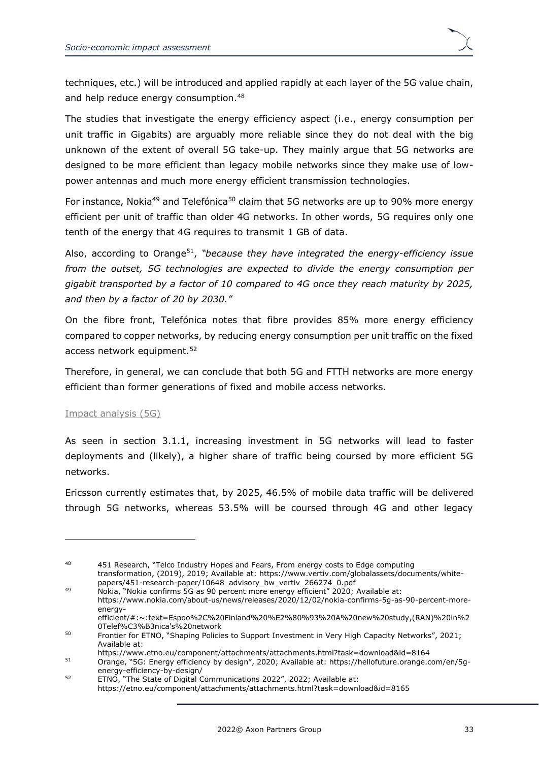techniques, etc.) will be introduced and applied rapidly at each layer of the 5G value chain, and help reduce energy consumption.[48]

The studies that investigate the energy efficiency aspect (i.e., energy consumption per unit traffic in Gigabits) are arguably more reliable since they do not deal with the big unknown of the extent of overall 5G take-up. They mainly argue that 5G networks are designed to be more efficient than legacy mobile networks since they make use of low-power antennas and much more energy efficient transmission technologies.

For instance, Nokia[49] and Telefónica[50] claim that 5G networks are up to 90% more energy efficient per unit of traffic than older 4G networks. In other words, 5G requires only one tenth of the energy that 4G requires to transmit 1 GB of data.

Also, according to Orange[51], *"because they have integrated the energy-efficiency issue from the outset, 5G technologies are expected to divide the energy consumption per gigabit transported by a factor of 10 compared to 4G once they reach maturity by 2025, and then by a factor of 20 by 2030."*

On the fibre front, Telefónica notes that fibre provides 85% more energy efficiency compared to copper networks, by reducing energy consumption per unit traffic on the fixed access network equipment.[52]

Therefore, in general, we can conclude that both 5G and FTTH networks are more energy efficient than former generations of fixed and mobile access networks.

#### Impact analysis (5G)

As seen in section 3.1.1, increasing investment in 5G networks will lead to faster deployments and (likely), a higher share of traffic being coursed by more efficient 5G networks.

Ericsson currently estimates that, by 2025, 46.5% of mobile data traffic will be delivered through 5G networks, whereas 53.5% will be coursed through 4G and other legacy

---

[48] 451 Research, "Telco Industry Hopes and Fears, From energy costs to Edge computing transformation, (2019), 2019; Available at: https://www.vertiv.com/globalassets/documents/white-papers/451-research-paper/10648_advisory_bw_vertiv_266274_0.pdf

[49] Nokia, "Nokia confirms 5G as 90 percent more energy efficient" 2020; Available at: https://www.nokia.com/about-us/news/releases/2020/12/02/nokia-confirms-5g-as-90-percent-more-energy-efficient/#:~:text=Espoo%2C%20Finland%20%E2%80%93%20A%20new%20study,(RAN)%20in%20Telef%C3%B3nica's%20network

[50] Frontier for ETNO, "Shaping Policies to Support Investment in Very High Capacity Networks", 2021; Available at: https://www.etno.eu/component/attachments/attachments.html?task=download&id=8164

[51] Orange, "5G: Energy efficiency by design", 2020; Available at: https://hellofuture.orange.com/en/5g-energy-efficiency-by-design/

[52] ETNO, "The State of Digital Communications 2022", 2022; Available at: https://etno.eu/component/attachments/attachments.html?task=download&id=8165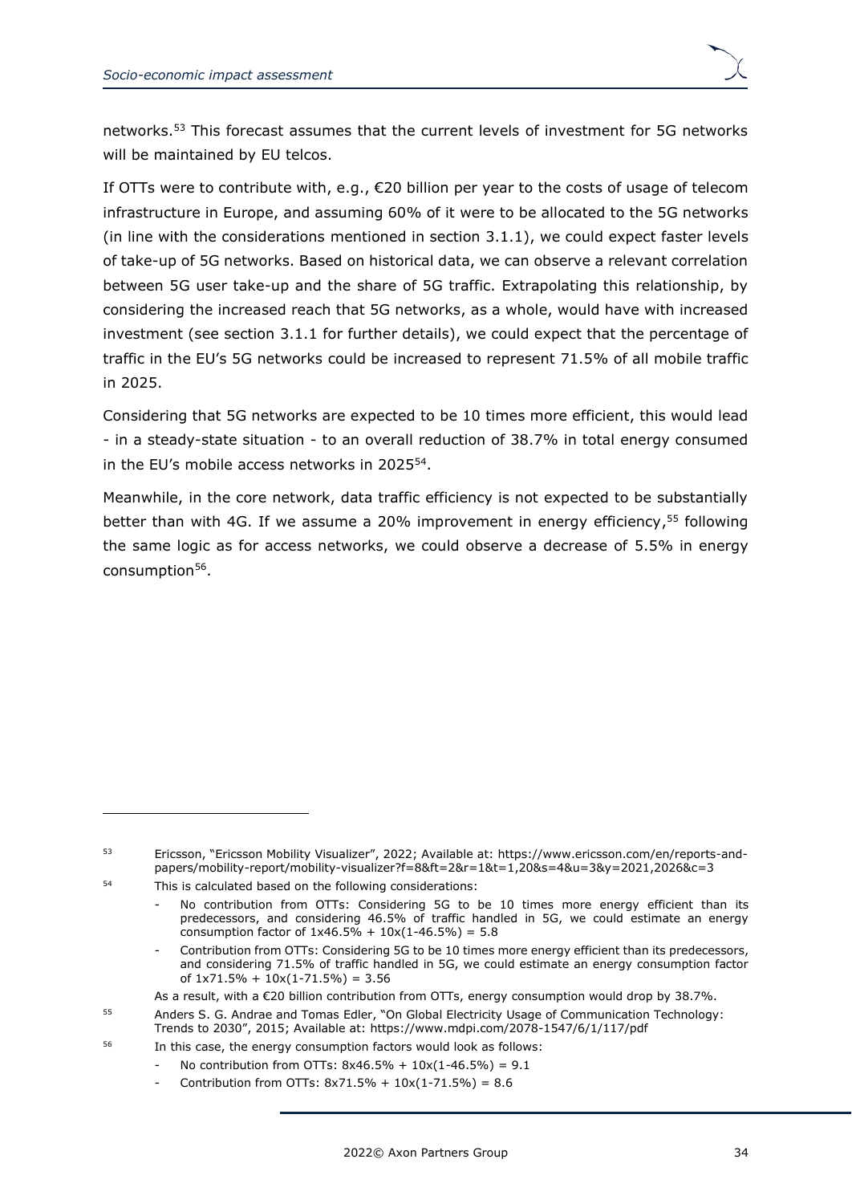networks.[53] This forecast assumes that the current levels of investment for 5G networks will be maintained by EU telcos.

If OTTs were to contribute with, e.g., €20 billion per year to the costs of usage of telecom infrastructure in Europe, and assuming 60% of it were to be allocated to the 5G networks (in line with the considerations mentioned in section 3.1.1), we could expect faster levels of take-up of 5G networks. Based on historical data, we can observe a relevant correlation between 5G user take-up and the share of 5G traffic. Extrapolating this relationship, by considering the increased reach that 5G networks, as a whole, would have with increased investment (see section 3.1.1 for further details), we could expect that the percentage of traffic in the EU's 5G networks could be increased to represent 71.5% of all mobile traffic in 2025.

Considering that 5G networks are expected to be 10 times more efficient, this would lead - in a steady-state situation - to an overall reduction of 38.7% in total energy consumed in the EU's mobile access networks in 2025[54].

Meanwhile, in the core network, data traffic efficiency is not expected to be substantially better than with 4G. If we assume a 20% improvement in energy efficiency,[55] following the same logic as for access networks, we could observe a decrease of 5.5% in energy consumption[56].

---

[53] Ericsson, "Ericsson Mobility Visualizer", 2022; Available at: https://www.ericsson.com/en/reports-and-papers/mobility-report/mobility-visualizer?f=8&ft=2&r=1&t=1,20&s=4&u=3&y=2021,2026&c=3

[54] This is calculated based on the following considerations:

- No contribution from OTTs: Considering 5G to be 10 times more energy efficient than its predecessors, and considering 46.5% of traffic handled in 5G, we could estimate an energy consumption factor of $1 \times 46.5\% + 10 \times (1-46.5\%) = 5.8$
- Contribution from OTTs: Considering 5G to be 10 times more energy efficient than its predecessors, and considering 71.5% of traffic handled in 5G, we could estimate an energy consumption factor of $1 \times 71.5\% + 10 \times (1-71.5\%) = 3.56$

As a result, with a €20 billion contribution from OTTs, energy consumption would drop by 38.7%.

[55] Anders S. G. Andrae and Tomas Edler, "On Global Electricity Usage of Communication Technology: Trends to 2030", 2015; Available at: https://www.mdpi.com/2078-1547/6/1/117/pdf

[56] In this case, the energy consumption factors would look as follows:

- No contribution from OTTs: $8 \times 46.5\% + 10 \times (1-46.5\%) = 9.1$
- Contribution from OTTs: $8 \times 71.5\% + 10 \times (1-71.5\%) = 8.6$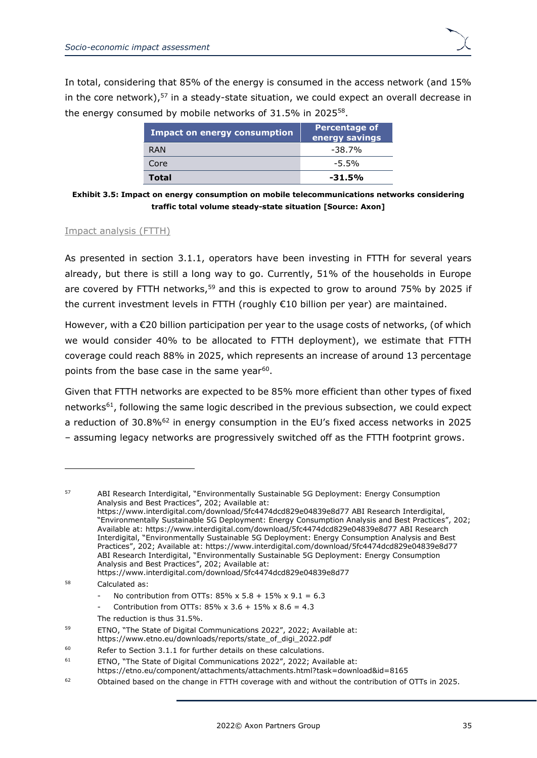In total, considering that 85% of the energy is consumed in the access network (and 15% in the core network),[57] in a steady-state situation, we could expect an overall decrease in the energy consumed by mobile networks of 31.5% in 2025[58].

| Impact on energy consumption | Percentage of energy savings |
| --- | --- |
| RAN | -38.7% |
| Core | -5.5% |
| **Total** | **-31.5%** |

**Exhibit 3.5: Impact on energy consumption on mobile telecommunications networks considering traffic total volume steady-state situation [Source: Axon]**

Impact analysis (FTTH)

As presented in section 3.1.1, operators have been investing in FTTH for several years already, but there is still a long way to go. Currently, 51% of the households in Europe are covered by FTTH networks,[59] and this is expected to grow to around 75% by 2025 if the current investment levels in FTTH (roughly €10 billion per year) are maintained.

However, with a €20 billion participation per year to the usage costs of networks, (of which we would consider 40% to be allocated to FTTH deployment), we estimate that FTTH coverage could reach 88% in 2025, which represents an increase of around 13 percentage points from the base case in the same year[60].

Given that FTTH networks are expected to be 85% more efficient than other types of fixed networks[61], following the same logic described in the previous subsection, we could expect a reduction of 30.8%[62] in energy consumption in the EU's fixed access networks in 2025 – assuming legacy networks are progressively switched off as the FTTH footprint grows.

---

[57] ABI Research Interdigital, "Environmentally Sustainable 5G Deployment: Energy Consumption Analysis and Best Practices", 202; Available at: https://www.interdigital.com/download/5fc4474dcd829e04839e8d77 ABI Research Interdigital, "Environmentally Sustainable 5G Deployment: Energy Consumption Analysis and Best Practices", 202; Available at: https://www.interdigital.com/download/5fc4474dcd829e04839e8d77 ABI Research Interdigital, "Environmentally Sustainable 5G Deployment: Energy Consumption Analysis and Best Practices", 202; Available at: https://www.interdigital.com/download/5fc4474dcd829e04839e8d77 ABI Research Interdigital, "Environmentally Sustainable 5G Deployment: Energy Consumption Analysis and Best Practices", 202; Available at: https://www.interdigital.com/download/5fc4474dcd829e04839e8d77

[58] Calculated as:
- No contribution from OTTs: 85% x 5.8 + 15% x 9.1 = 6.3
- Contribution from OTTs: 85% x 3.6 + 15% x 8.6 = 4.3

The reduction is thus 31.5%.

[59] ETNO, "The State of Digital Communications 2022", 2022; Available at: https://www.etno.eu/downloads/reports/state_of_digi_2022.pdf

[60] Refer to Section 3.1.1 for further details on these calculations.

[61] ETNO, "The State of Digital Communications 2022", 2022; Available at: https://etno.eu/component/attachments/attachments.html?task=download&id=8165

[62] Obtained based on the change in FTTH coverage with and without the contribution of OTTs in 2025.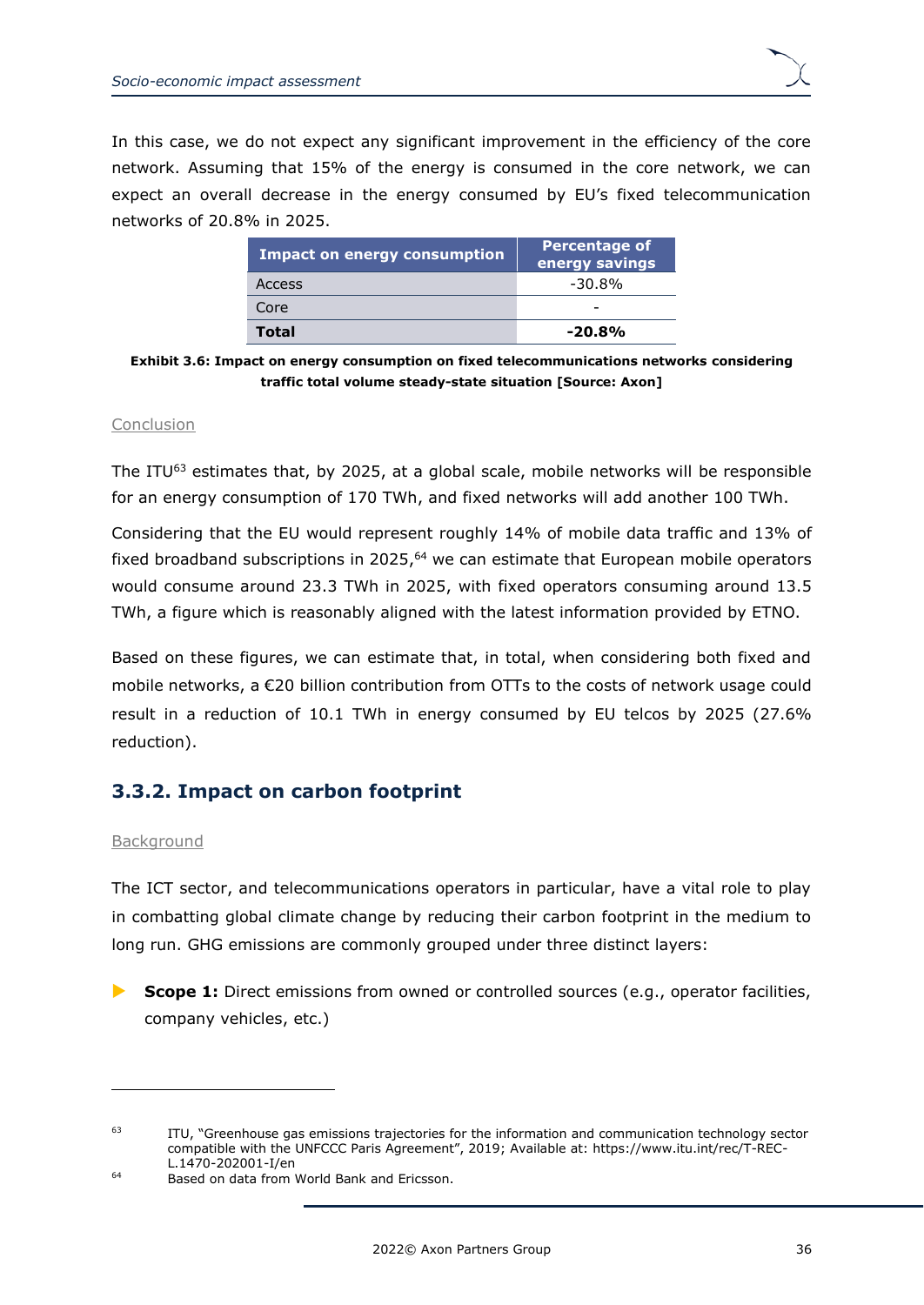In this case, we do not expect any significant improvement in the efficiency of the core network. Assuming that 15% of the energy is consumed in the core network, we can expect an overall decrease in the energy consumed by EU's fixed telecommunication networks of 20.8% in 2025.

| Impact on energy consumption | Percentage of energy savings |
|---|---|
| Access | -30.8% |
| Core | - |
| **Total** | **-20.8%** |

**Exhibit 3.6: Impact on energy consumption on fixed telecommunications networks considering traffic total volume steady-state situation [Source: Axon]**

Conclusion

The ITU[63] estimates that, by 2025, at a global scale, mobile networks will be responsible for an energy consumption of 170 TWh, and fixed networks will add another 100 TWh.

Considering that the EU would represent roughly 14% of mobile data traffic and 13% of fixed broadband subscriptions in 2025,[64] we can estimate that European mobile operators would consume around 23.3 TWh in 2025, with fixed operators consuming around 13.5 TWh, a figure which is reasonably aligned with the latest information provided by ETNO.

Based on these figures, we can estimate that, in total, when considering both fixed and mobile networks, a €20 billion contribution from OTTs to the costs of network usage could result in a reduction of 10.1 TWh in energy consumed by EU telcos by 2025 (27.6% reduction).

### 3.3.2. Impact on carbon footprint

Background

The ICT sector, and telecommunications operators in particular, have a vital role to play in combatting global climate change by reducing their carbon footprint in the medium to long run. GHG emissions are commonly grouped under three distinct layers:

- **Scope 1:** Direct emissions from owned or controlled sources (e.g., operator facilities, company vehicles, etc.)

---

[63] ITU, "Greenhouse gas emissions trajectories for the information and communication technology sector compatible with the UNFCCC Paris Agreement", 2019; Available at: https://www.itu.int/rec/T-REC-L.1470-202001-I/en

[64] Based on data from World Bank and Ericsson.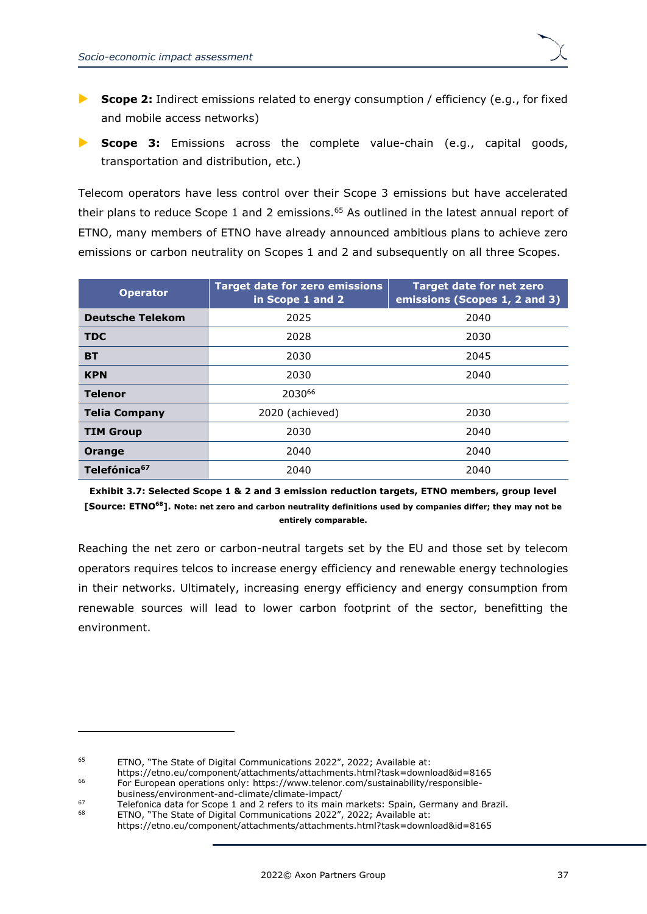- **Scope 2:** Indirect emissions related to energy consumption / efficiency (e.g., for fixed and mobile access networks)
- **Scope 3:** Emissions across the complete value-chain (e.g., capital goods, transportation and distribution, etc.)

Telecom operators have less control over their Scope 3 emissions but have accelerated their plans to reduce Scope 1 and 2 emissions.[65] As outlined in the latest annual report of ETNO, many members of ETNO have already announced ambitious plans to achieve zero emissions or carbon neutrality on Scopes 1 and 2 and subsequently on all three Scopes.

| Operator | Target date for zero emissions in Scope 1 and 2 | Target date for net zero emissions (Scopes 1, 2 and 3) |
|---|---|---|
| **Deutsche Telekom** | 2025 | 2040 |
| **TDC** | 2028 | 2030 |
| **BT** | 2030 | 2045 |
| **KPN** | 2030 | 2040 |
| **Telenor** | 2030[66] | |
| **Telia Company** | 2020 (achieved) | 2030 |
| **TIM Group** | 2030 | 2040 |
| **Orange** | 2040 | 2040 |
| **Telefónica[67]** | 2040 | 2040 |

**Exhibit 3.7: Selected Scope 1 & 2 and 3 emission reduction targets, ETNO members, group level [Source: ETNO[68]]. Note: net zero and carbon neutrality definitions used by companies differ; they may not be entirely comparable.**

Reaching the net zero or carbon-neutral targets set by the EU and those set by telecom operators requires telcos to increase energy efficiency and renewable energy technologies in their networks. Ultimately, increasing energy efficiency and energy consumption from renewable sources will lead to lower carbon footprint of the sector, benefitting the environment.

---

[65] ETNO, "The State of Digital Communications 2022", 2022; Available at: https://etno.eu/component/attachments/attachments.html?task=download&id=8165

[66] For European operations only: https://www.telenor.com/sustainability/responsible-business/environment-and-climate/climate-impact/

[67] Telefonica data for Scope 1 and 2 refers to its main markets: Spain, Germany and Brazil.

[68] ETNO, "The State of Digital Communications 2022", 2022; Available at: https://etno.eu/component/attachments/attachments.html?task=download&id=8165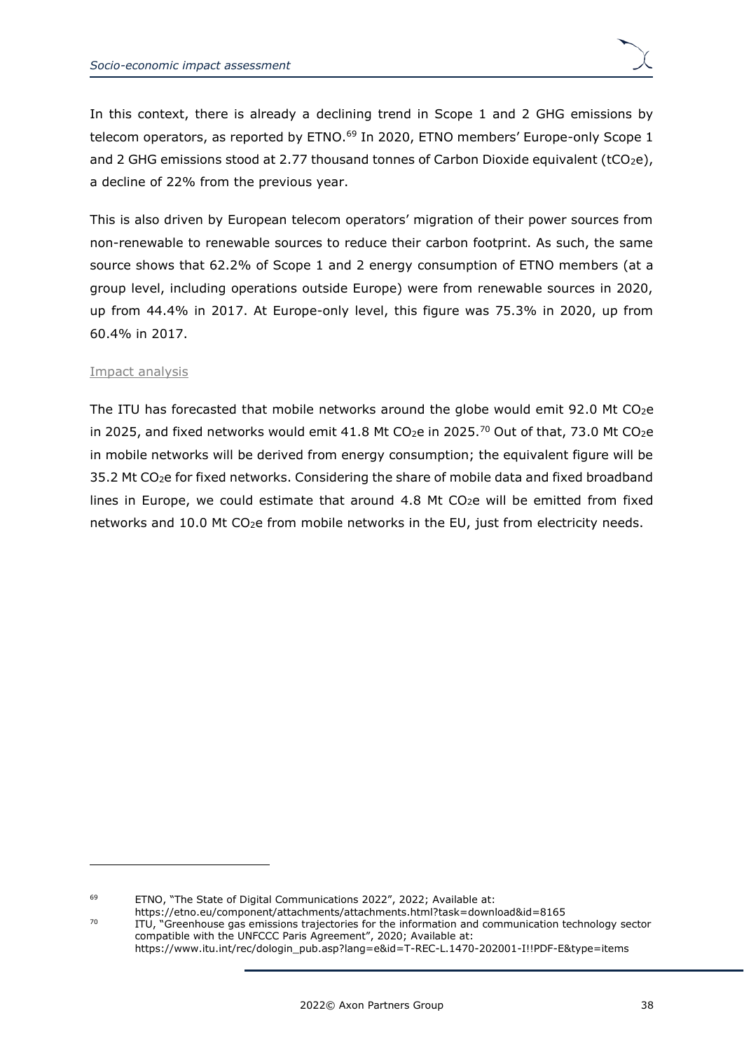In this context, there is already a declining trend in Scope 1 and 2 GHG emissions by telecom operators, as reported by ETNO.[69] In 2020, ETNO members' Europe-only Scope 1 and 2 GHG emissions stood at 2.77 thousand tonnes of Carbon Dioxide equivalent ($tCO_{2}e$), a decline of 22% from the previous year.

This is also driven by European telecom operators' migration of their power sources from non-renewable to renewable sources to reduce their carbon footprint. As such, the same source shows that 62.2% of Scope 1 and 2 energy consumption of ETNO members (at a group level, including operations outside Europe) were from renewable sources in 2020, up from 44.4% in 2017. At Europe-only level, this figure was 75.3% in 2020, up from 60.4% in 2017.

Impact analysis

The ITU has forecasted that mobile networks around the globe would emit 92.0 Mt $CO_{2}e$ in 2025, and fixed networks would emit 41.8 Mt $CO_{2}e$ in 2025.[70] Out of that, 73.0 Mt $CO_{2}e$ in mobile networks will be derived from energy consumption; the equivalent figure will be 35.2 Mt $CO_{2}e$ for fixed networks. Considering the share of mobile data and fixed broadband lines in Europe, we could estimate that around 4.8 Mt $CO_{2}e$ will be emitted from fixed networks and 10.0 Mt $CO_{2}e$ from mobile networks in the EU, just from electricity needs.

---

[69] ETNO, "The State of Digital Communications 2022", 2022; Available at: https://etno.eu/component/attachments/attachments.html?task=download&id=8165

[70] ITU, "Greenhouse gas emissions trajectories for the information and communication technology sector compatible with the UNFCCC Paris Agreement", 2020; Available at: https://www.itu.int/rec/dologin_pub.asp?lang=e&id=T-REC-L.1470-202001-I!!PDF-E&type=items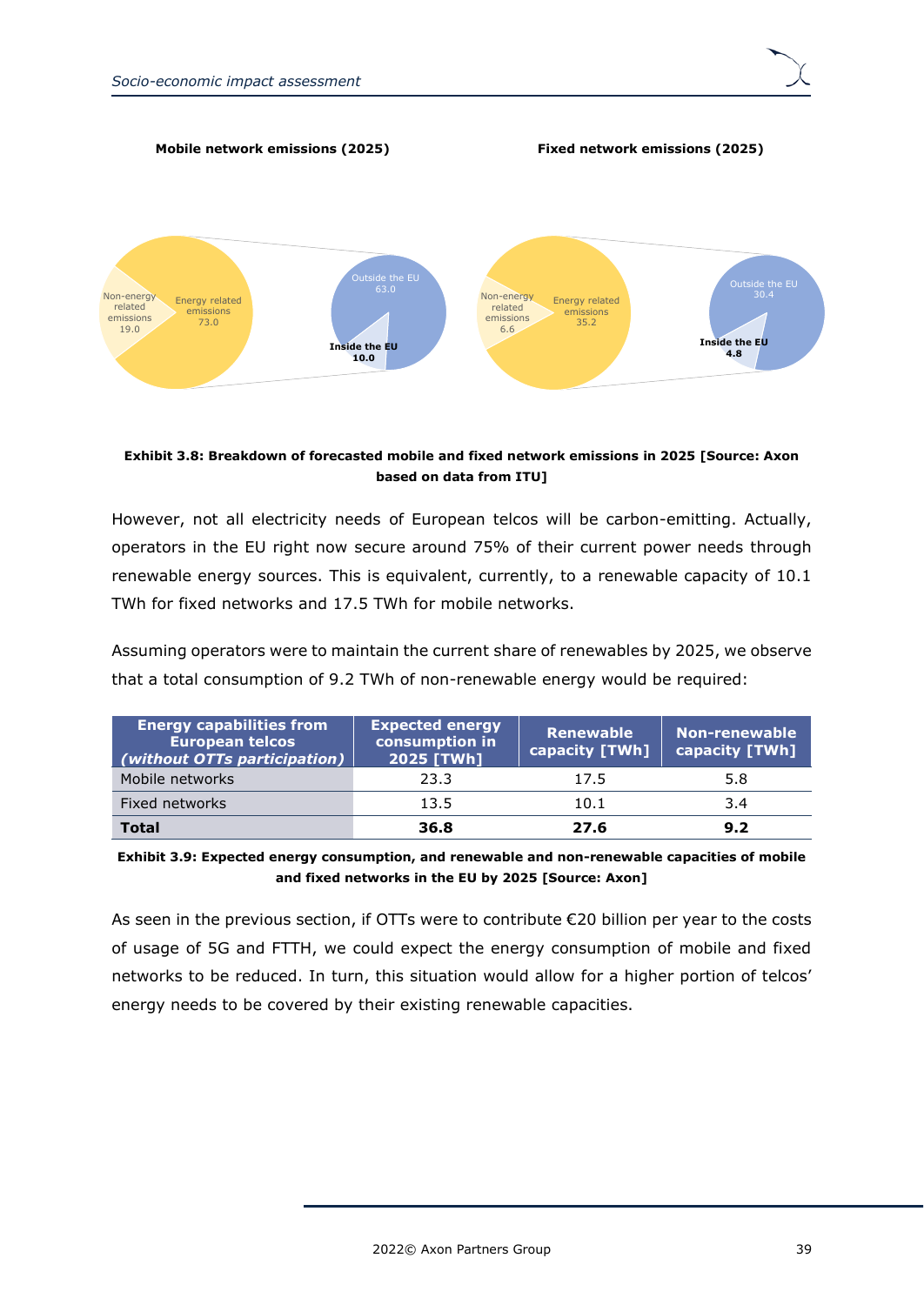**Mobile network emissions (2025)**

Non-energy related emissions 19.0
Energy related emissions 73.0
Outside the EU 63.0
Inside the EU 10.0

**Fixed network emissions (2025)**

Non-energy related emissions 6.6
Energy related emissions 35.2
Outside the EU 30.4
Inside the EU 4.8

**Exhibit 3.8: Breakdown of forecasted mobile and fixed network emissions in 2025 [Source: Axon based on data from ITU]**

However, not all electricity needs of European telcos will be carbon-emitting. Actually, operators in the EU right now secure around 75% of their current power needs through renewable energy sources. This is equivalent, currently, to a renewable capacity of 10.1 TWh for fixed networks and 17.5 TWh for mobile networks.

Assuming operators were to maintain the current share of renewables by 2025, we observe that a total consumption of 9.2 TWh of non-renewable energy would be required:

| Energy capabilities from European telcos *(without OTTs participation)* | Expected energy consumption in 2025 [TWh] | Renewable capacity [TWh] | Non-renewable capacity [TWh] |
|---|---|---|---|
| Mobile networks | 23.3 | 17.5 | 5.8 |
| Fixed networks | 13.5 | 10.1 | 3.4 |
| **Total** | **36.8** | **27.6** | **9.2** |

**Exhibit 3.9: Expected energy consumption, and renewable and non-renewable capacities of mobile and fixed networks in the EU by 2025 [Source: Axon]**

As seen in the previous section, if OTTs were to contribute €20 billion per year to the costs of usage of 5G and FTTH, we could expect the energy consumption of mobile and fixed networks to be reduced. In turn, this situation would allow for a higher portion of telcos' energy needs to be covered by their existing renewable capacities.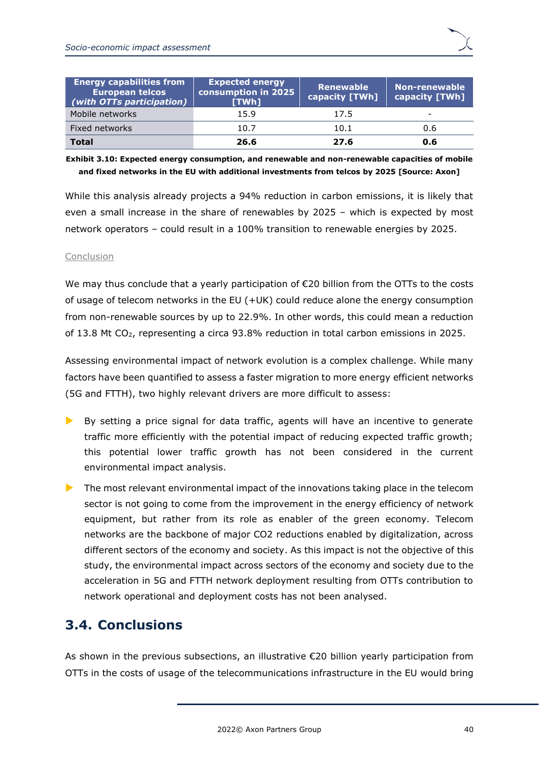| **Energy capabilities from European telcos *(with OTTs participation)*** | **Expected energy consumption in 2025 [TWh]** | **Renewable capacity [TWh]** | **Non-renewable capacity [TWh]** |
|---|---|---|---|
| Mobile networks | 15.9 | 17.5 | - |
| Fixed networks | 10.7 | 10.1 | 0.6 |
| **Total** | **26.6** | **27.6** | **0.6** |

**Exhibit 3.10: Expected energy consumption, and renewable and non-renewable capacities of mobile and fixed networks in the EU with additional investments from telcos by 2025 [Source: Axon]**

While this analysis already projects a 94% reduction in carbon emissions, it is likely that even a small increase in the share of renewables by 2025 – which is expected by most network operators – could result in a 100% transition to renewable energies by 2025.

Conclusion

We may thus conclude that a yearly participation of €20 billion from the OTTs to the costs of usage of telecom networks in the EU (+UK) could reduce alone the energy consumption from non-renewable sources by up to 22.9%. In other words, this could mean a reduction of 13.8 Mt $CO_2$, representing a circa 93.8% reduction in total carbon emissions in 2025.

Assessing environmental impact of network evolution is a complex challenge. While many factors have been quantified to assess a faster migration to more energy efficient networks (5G and FTTH), two highly relevant drivers are more difficult to assess:

- By setting a price signal for data traffic, agents will have an incentive to generate traffic more efficiently with the potential impact of reducing expected traffic growth; this potential lower traffic growth has not been considered in the current environmental impact analysis.
- The most relevant environmental impact of the innovations taking place in the telecom sector is not going to come from the improvement in the energy efficiency of network equipment, but rather from its role as enabler of the green economy. Telecom networks are the backbone of major CO2 reductions enabled by digitalization, across different sectors of the economy and society. As this impact is not the objective of this study, the environmental impact across sectors of the economy and society due to the acceleration in 5G and FTTH network deployment resulting from OTTs contribution to network operational and deployment costs has not been analysed.

## 3.4. Conclusions

As shown in the previous subsections, an illustrative €20 billion yearly participation from OTTs in the costs of usage of the telecommunications infrastructure in the EU would bring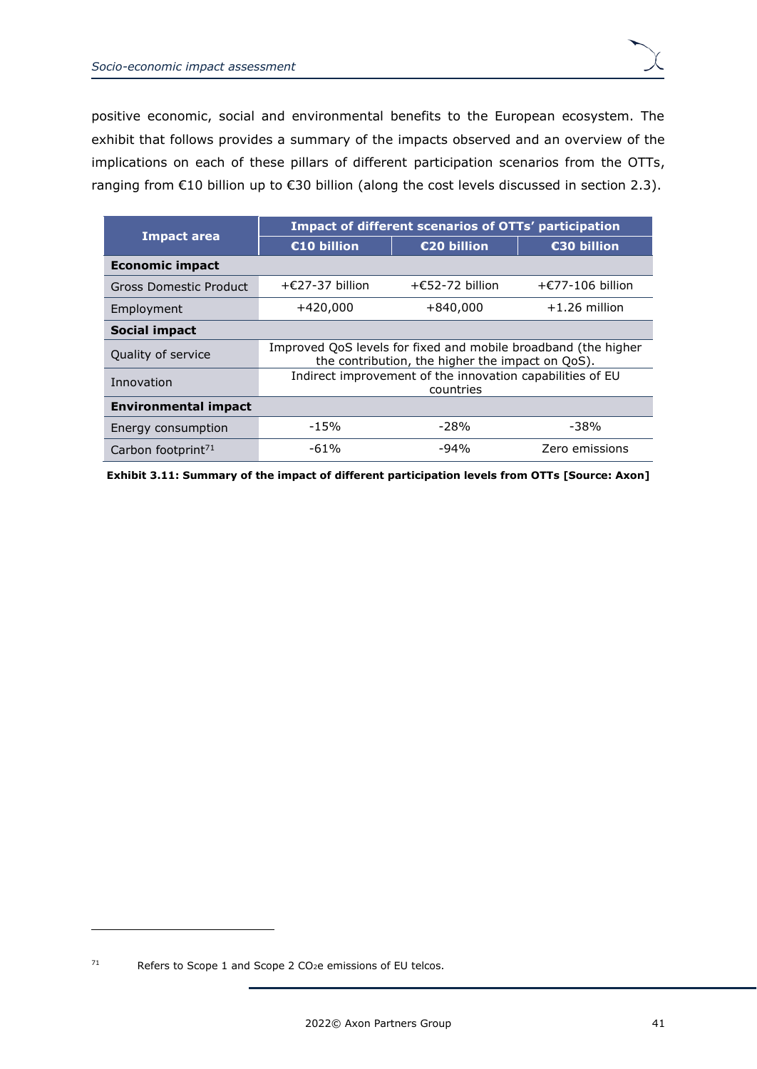positive economic, social and environmental benefits to the European ecosystem. The exhibit that follows provides a summary of the impacts observed and an overview of the implications on each of these pillars of different participation scenarios from the OTTs, ranging from €10 billion up to €30 billion (along the cost levels discussed in section 2.3).

| Impact area | Impact of different scenarios of OTTs' participation | | |
|---|---|---|---|
| | €10 billion | €20 billion | €30 billion |
| **Economic impact** | | | |
| Gross Domestic Product | +€27-37 billion | +€52-72 billion | +€77-106 billion |
| Employment | +420,000 | +840,000 | +1.26 million |
| **Social impact** | | | |
| Quality of service | Improved QoS levels for fixed and mobile broadband (the higher the contribution, the higher the impact on QoS). | | |
| Innovation | Indirect improvement of the innovation capabilities of EU countries | | |
| **Environmental impact** | | | |
| Energy consumption | -15% | -28% | -38% |
| Carbon footprint[71] | -61% | -94% | Zero emissions |

**Exhibit 3.11: Summary of the impact of different participation levels from OTTs [Source: Axon]**

[71] Refers to Scope 1 and Scope 2 $CO_2e$ emissions of EU telcos.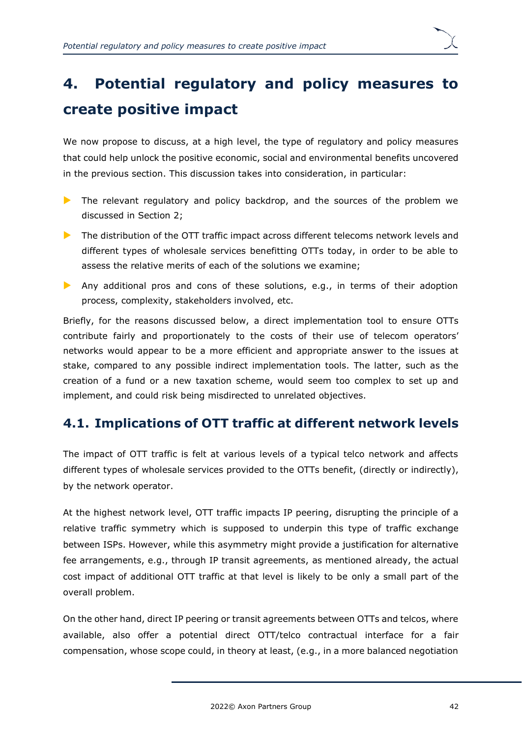# 4. Potential regulatory and policy measures to create positive impact

We now propose to discuss, at a high level, the type of regulatory and policy measures that could help unlock the positive economic, social and environmental benefits uncovered in the previous section. This discussion takes into consideration, in particular:

- The relevant regulatory and policy backdrop, and the sources of the problem we discussed in Section 2;
- The distribution of the OTT traffic impact across different telecoms network levels and different types of wholesale services benefitting OTTs today, in order to be able to assess the relative merits of each of the solutions we examine;
- Any additional pros and cons of these solutions, e.g., in terms of their adoption process, complexity, stakeholders involved, etc.

Briefly, for the reasons discussed below, a direct implementation tool to ensure OTTs contribute fairly and proportionately to the costs of their use of telecom operators' networks would appear to be a more efficient and appropriate answer to the issues at stake, compared to any possible indirect implementation tools. The latter, such as the creation of a fund or a new taxation scheme, would seem too complex to set up and implement, and could risk being misdirected to unrelated objectives.

## 4.1. Implications of OTT traffic at different network levels

The impact of OTT traffic is felt at various levels of a typical telco network and affects different types of wholesale services provided to the OTTs benefit, (directly or indirectly), by the network operator.

At the highest network level, OTT traffic impacts IP peering, disrupting the principle of a relative traffic symmetry which is supposed to underpin this type of traffic exchange between ISPs. However, while this asymmetry might provide a justification for alternative fee arrangements, e.g., through IP transit agreements, as mentioned already, the actual cost impact of additional OTT traffic at that level is likely to be only a small part of the overall problem.

On the other hand, direct IP peering or transit agreements between OTTs and telcos, where available, also offer a potential direct OTT/telco contractual interface for a fair compensation, whose scope could, in theory at least, (e.g., in a more balanced negotiation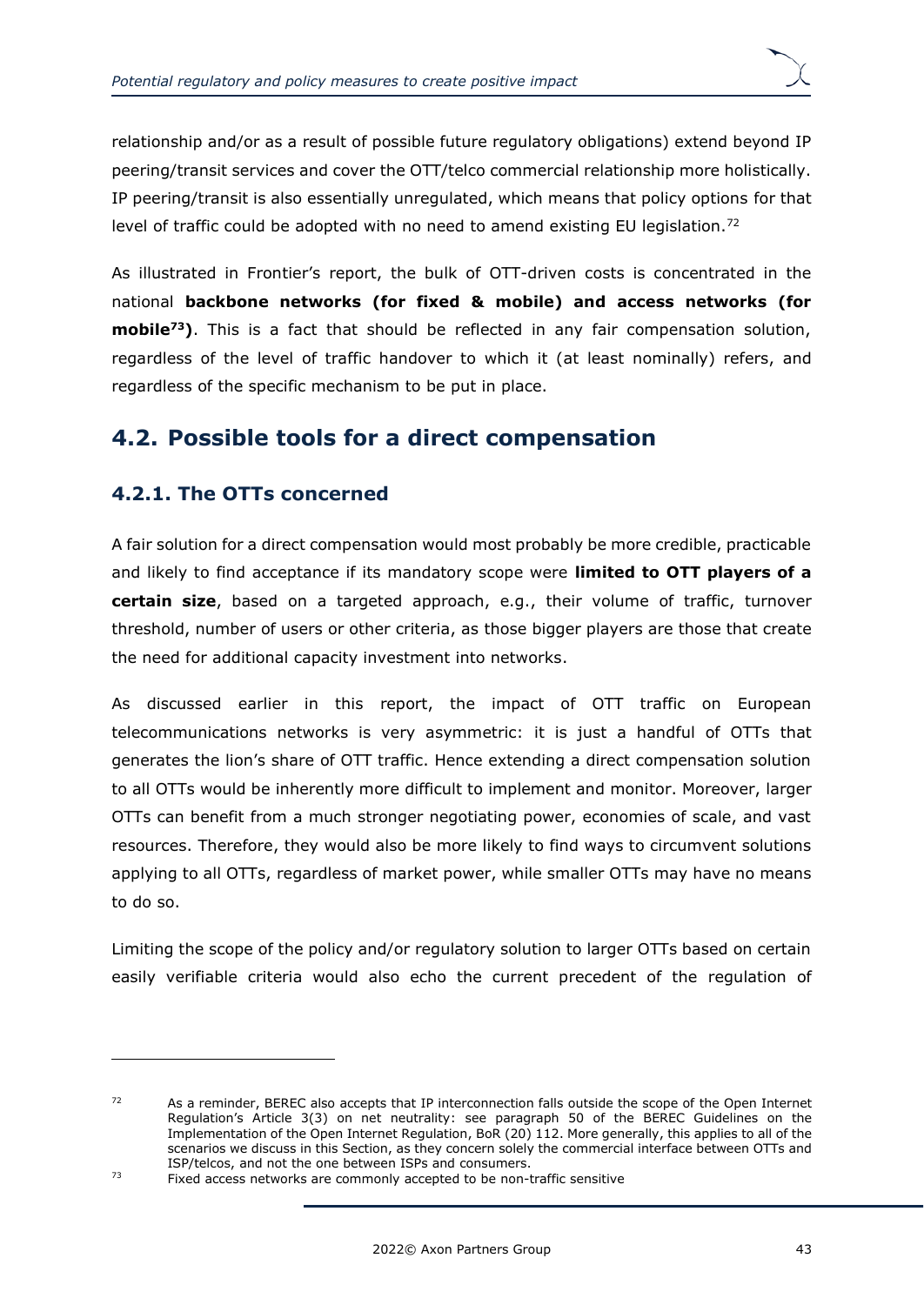relationship and/or as a result of possible future regulatory obligations) extend beyond IP peering/transit services and cover the OTT/telco commercial relationship more holistically. IP peering/transit is also essentially unregulated, which means that policy options for that level of traffic could be adopted with no need to amend existing EU legislation.[72]

As illustrated in Frontier's report, the bulk of OTT-driven costs is concentrated in the national **backbone networks (for fixed & mobile) and access networks (for mobile[73])**. This is a fact that should be reflected in any fair compensation solution, regardless of the level of traffic handover to which it (at least nominally) refers, and regardless of the specific mechanism to be put in place.

## 4.2. Possible tools for a direct compensation

### 4.2.1. The OTTs concerned

A fair solution for a direct compensation would most probably be more credible, practicable and likely to find acceptance if its mandatory scope were **limited to OTT players of a certain size**, based on a targeted approach, e.g., their volume of traffic, turnover threshold, number of users or other criteria, as those bigger players are those that create the need for additional capacity investment into networks.

As discussed earlier in this report, the impact of OTT traffic on European telecommunications networks is very asymmetric: it is just a handful of OTTs that generates the lion's share of OTT traffic. Hence extending a direct compensation solution to all OTTs would be inherently more difficult to implement and monitor. Moreover, larger OTTs can benefit from a much stronger negotiating power, economies of scale, and vast resources. Therefore, they would also be more likely to find ways to circumvent solutions applying to all OTTs, regardless of market power, while smaller OTTs may have no means to do so.

Limiting the scope of the policy and/or regulatory solution to larger OTTs based on certain easily verifiable criteria would also echo the current precedent of the regulation of

---

[72] As a reminder, BEREC also accepts that IP interconnection falls outside the scope of the Open Internet Regulation's Article 3(3) on net neutrality: see paragraph 50 of the BEREC Guidelines on the Implementation of the Open Internet Regulation, BoR (20) 112. More generally, this applies to all of the scenarios we discuss in this Section, as they concern solely the commercial interface between OTTs and ISP/telcos, and not the one between ISPs and consumers.

[73] Fixed access networks are commonly accepted to be non-traffic sensitive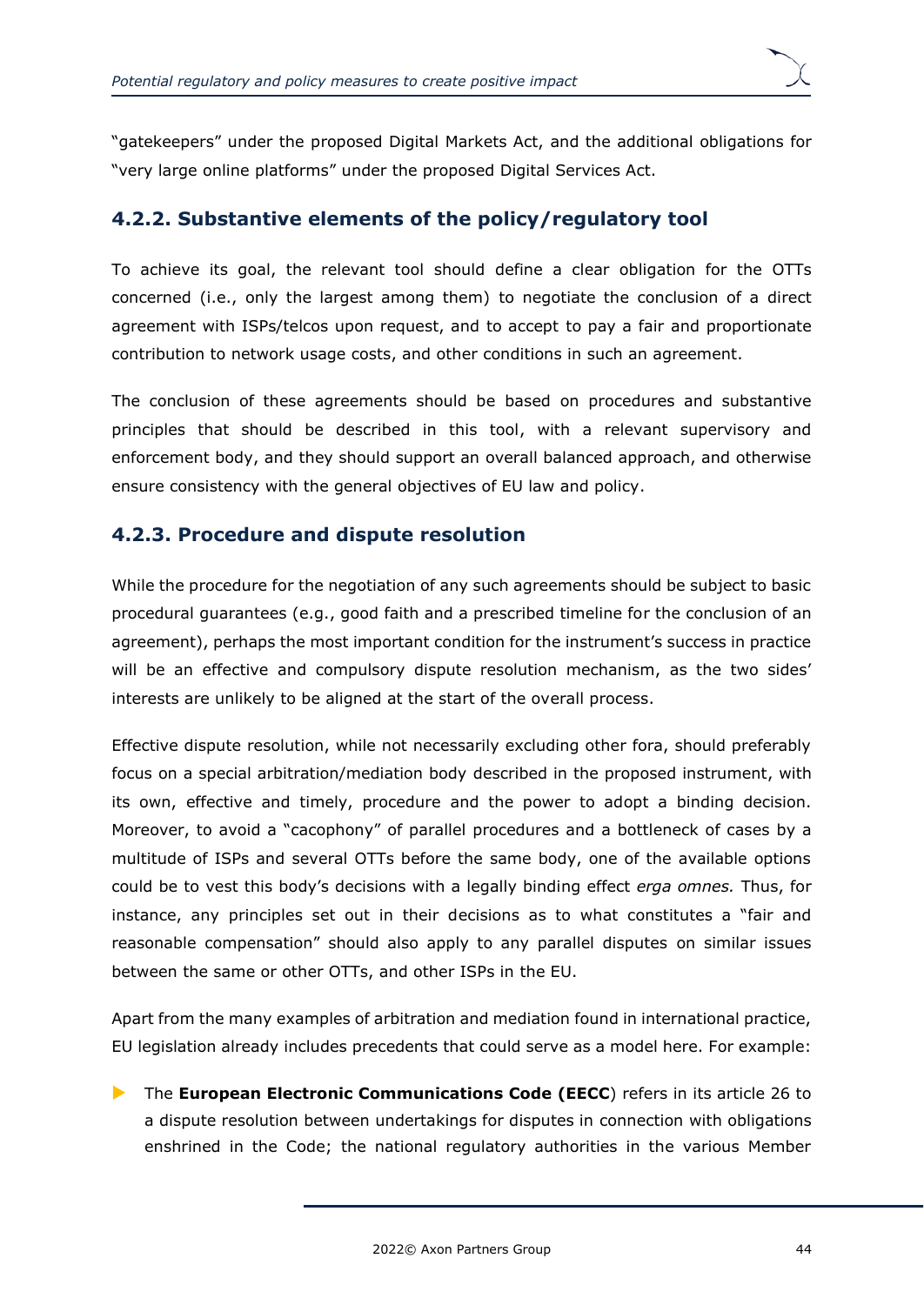"gatekeepers" under the proposed Digital Markets Act, and the additional obligations for "very large online platforms" under the proposed Digital Services Act.

### 4.2.2. Substantive elements of the policy/regulatory tool

To achieve its goal, the relevant tool should define a clear obligation for the OTTs concerned (i.e., only the largest among them) to negotiate the conclusion of a direct agreement with ISPs/telcos upon request, and to accept to pay a fair and proportionate contribution to network usage costs, and other conditions in such an agreement.

The conclusion of these agreements should be based on procedures and substantive principles that should be described in this tool, with a relevant supervisory and enforcement body, and they should support an overall balanced approach, and otherwise ensure consistency with the general objectives of EU law and policy.

### 4.2.3. Procedure and dispute resolution

While the procedure for the negotiation of any such agreements should be subject to basic procedural guarantees (e.g., good faith and a prescribed timeline for the conclusion of an agreement), perhaps the most important condition for the instrument's success in practice will be an effective and compulsory dispute resolution mechanism, as the two sides' interests are unlikely to be aligned at the start of the overall process.

Effective dispute resolution, while not necessarily excluding other fora, should preferably focus on a special arbitration/mediation body described in the proposed instrument, with its own, effective and timely, procedure and the power to adopt a binding decision. Moreover, to avoid a "cacophony" of parallel procedures and a bottleneck of cases by a multitude of ISPs and several OTTs before the same body, one of the available options could be to vest this body's decisions with a legally binding effect *erga omnes.* Thus, for instance, any principles set out in their decisions as to what constitutes a "fair and reasonable compensation" should also apply to any parallel disputes on similar issues between the same or other OTTs, and other ISPs in the EU.

Apart from the many examples of arbitration and mediation found in international practice, EU legislation already includes precedents that could serve as a model here. For example:

- The **European Electronic Communications Code (EECC**) refers in its article 26 to a dispute resolution between undertakings for disputes in connection with obligations enshrined in the Code; the national regulatory authorities in the various Member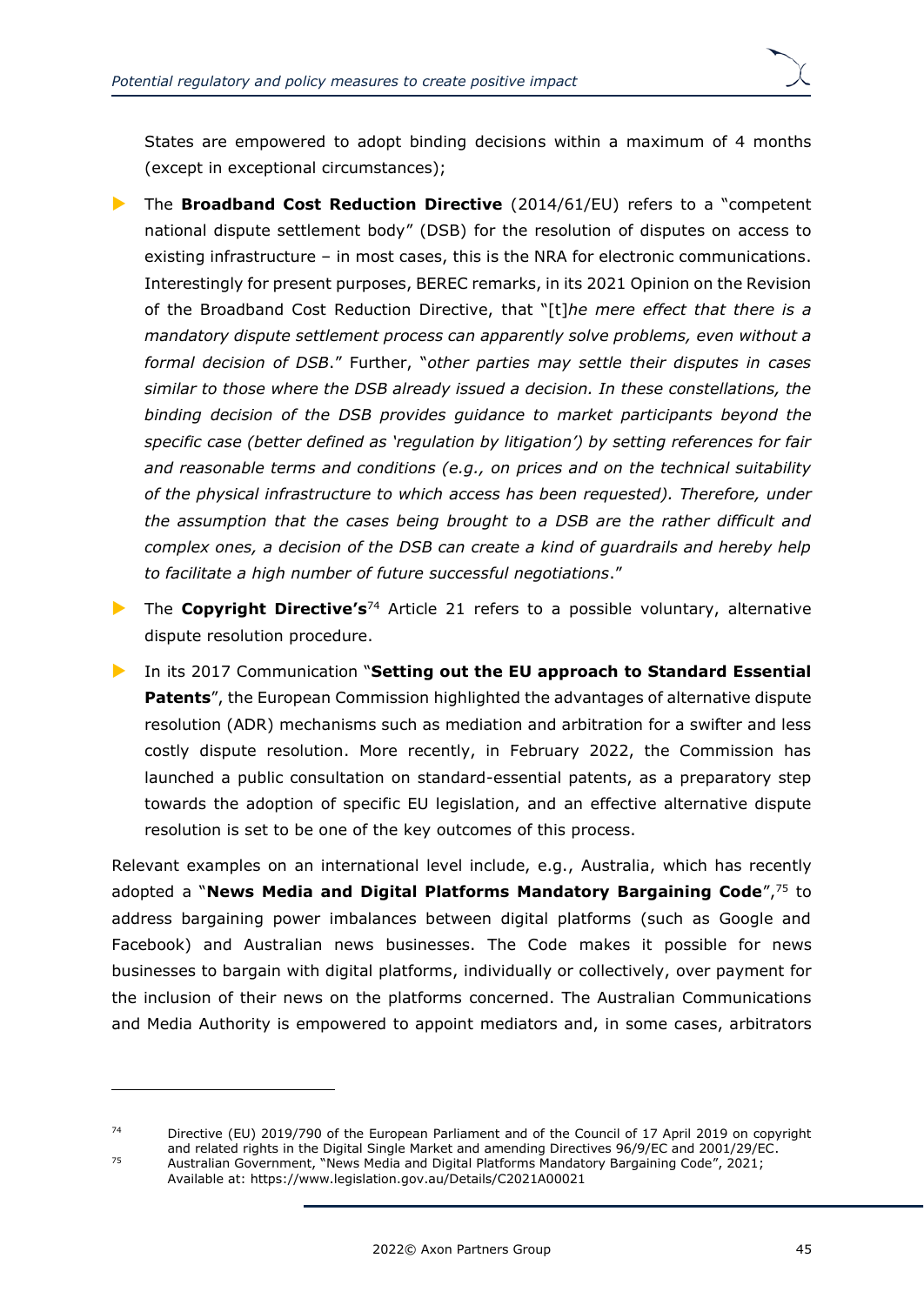States are empowered to adopt binding decisions within a maximum of 4 months (except in exceptional circumstances);

- The **Broadband Cost Reduction Directive** (2014/61/EU) refers to a "competent national dispute settlement body" (DSB) for the resolution of disputes on access to existing infrastructure – in most cases, this is the NRA for electronic communications. Interestingly for present purposes, BEREC remarks, in its 2021 Opinion on the Revision of the Broadband Cost Reduction Directive, that "[t]*he mere effect that there is a mandatory dispute settlement process can apparently solve problems, even without a formal decision of DSB*." Further, "*other parties may settle their disputes in cases similar to those where the DSB already issued a decision. In these constellations, the binding decision of the DSB provides guidance to market participants beyond the specific case (better defined as 'regulation by litigation') by setting references for fair and reasonable terms and conditions (e.g., on prices and on the technical suitability of the physical infrastructure to which access has been requested). Therefore, under the assumption that the cases being brought to a DSB are the rather difficult and complex ones, a decision of the DSB can create a kind of guardrails and hereby help to facilitate a high number of future successful negotiations*."
- The **Copyright Directive's**[74] Article 21 refers to a possible voluntary, alternative dispute resolution procedure.
- In its 2017 Communication "**Setting out the EU approach to Standard Essential Patents**", the European Commission highlighted the advantages of alternative dispute resolution (ADR) mechanisms such as mediation and arbitration for a swifter and less costly dispute resolution. More recently, in February 2022, the Commission has launched a public consultation on standard-essential patents, as a preparatory step towards the adoption of specific EU legislation, and an effective alternative dispute resolution is set to be one of the key outcomes of this process.

Relevant examples on an international level include, e.g., Australia, which has recently adopted a "**News Media and Digital Platforms Mandatory Bargaining Code**",[75] to address bargaining power imbalances between digital platforms (such as Google and Facebook) and Australian news businesses. The Code makes it possible for news businesses to bargain with digital platforms, individually or collectively, over payment for the inclusion of their news on the platforms concerned. The Australian Communications and Media Authority is empowered to appoint mediators and, in some cases, arbitrators

---

[74] Directive (EU) 2019/790 of the European Parliament and of the Council of 17 April 2019 on copyright and related rights in the Digital Single Market and amending Directives 96/9/EC and 2001/29/EC.

[75] Australian Government, "News Media and Digital Platforms Mandatory Bargaining Code", 2021; Available at: https://www.legislation.gov.au/Details/C2021A00021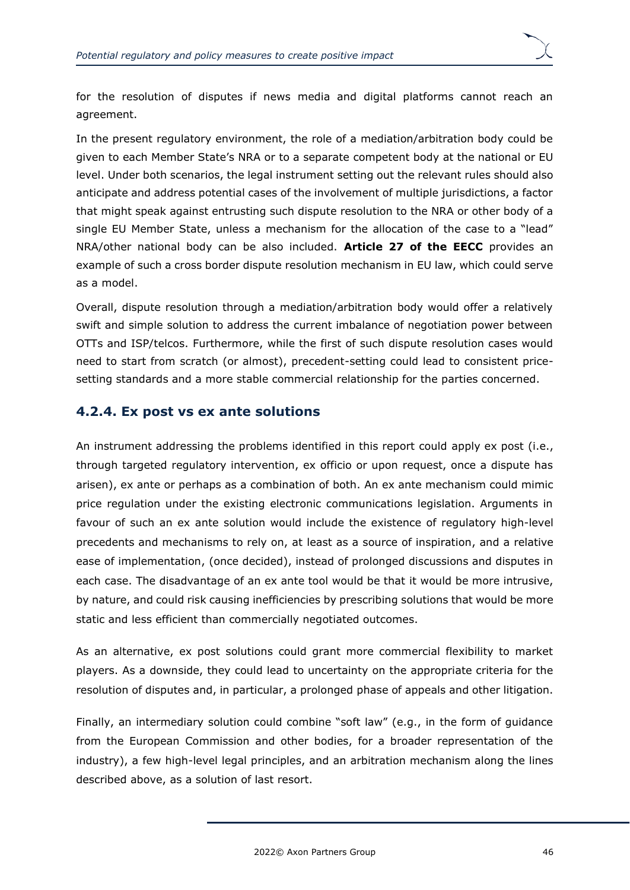for the resolution of disputes if news media and digital platforms cannot reach an agreement.

In the present regulatory environment, the role of a mediation/arbitration body could be given to each Member State's NRA or to a separate competent body at the national or EU level. Under both scenarios, the legal instrument setting out the relevant rules should also anticipate and address potential cases of the involvement of multiple jurisdictions, a factor that might speak against entrusting such dispute resolution to the NRA or other body of a single EU Member State, unless a mechanism for the allocation of the case to a "lead" NRA/other national body can be also included. **Article 27 of the EECC** provides an example of such a cross border dispute resolution mechanism in EU law, which could serve as a model.

Overall, dispute resolution through a mediation/arbitration body would offer a relatively swift and simple solution to address the current imbalance of negotiation power between OTTs and ISP/telcos. Furthermore, while the first of such dispute resolution cases would need to start from scratch (or almost), precedent-setting could lead to consistent price-setting standards and a more stable commercial relationship for the parties concerned.

### 4.2.4. Ex post vs ex ante solutions

An instrument addressing the problems identified in this report could apply ex post (i.e., through targeted regulatory intervention, ex officio or upon request, once a dispute has arisen), ex ante or perhaps as a combination of both. An ex ante mechanism could mimic price regulation under the existing electronic communications legislation. Arguments in favour of such an ex ante solution would include the existence of regulatory high-level precedents and mechanisms to rely on, at least as a source of inspiration, and a relative ease of implementation, (once decided), instead of prolonged discussions and disputes in each case. The disadvantage of an ex ante tool would be that it would be more intrusive, by nature, and could risk causing inefficiencies by prescribing solutions that would be more static and less efficient than commercially negotiated outcomes.

As an alternative, ex post solutions could grant more commercial flexibility to market players. As a downside, they could lead to uncertainty on the appropriate criteria for the resolution of disputes and, in particular, a prolonged phase of appeals and other litigation.

Finally, an intermediary solution could combine "soft law" (e.g., in the form of guidance from the European Commission and other bodies, for a broader representation of the industry), a few high-level legal principles, and an arbitration mechanism along the lines described above, as a solution of last resort.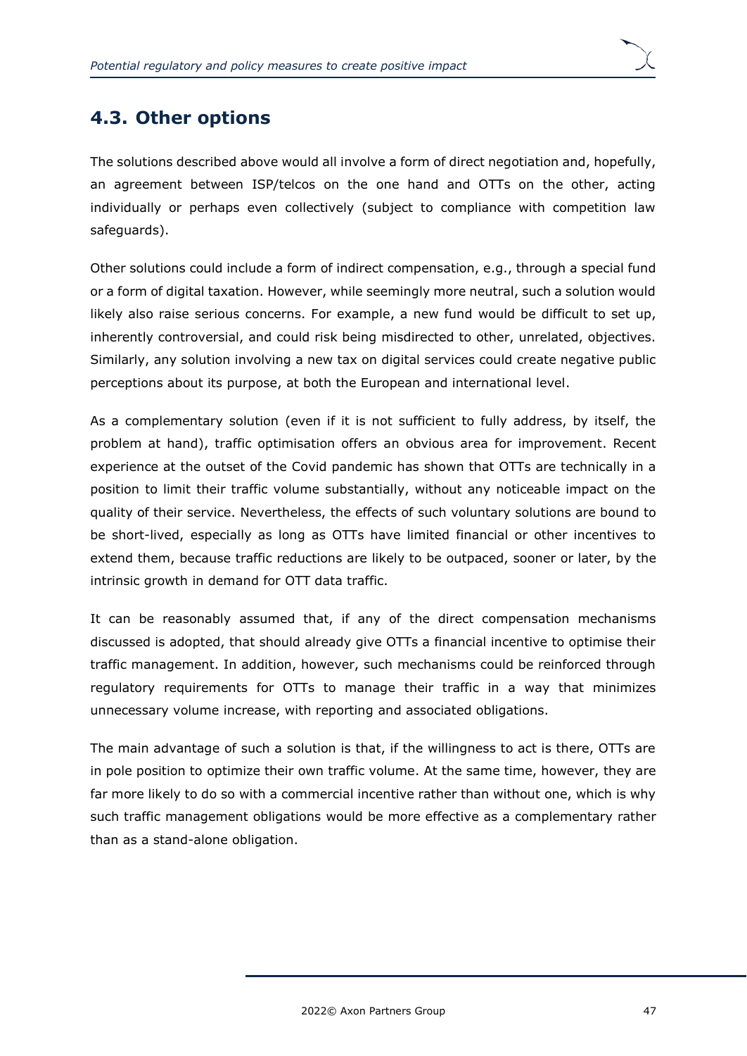## 4.3. Other options

The solutions described above would all involve a form of direct negotiation and, hopefully, an agreement between ISP/telcos on the one hand and OTTs on the other, acting individually or perhaps even collectively (subject to compliance with competition law safeguards).

Other solutions could include a form of indirect compensation, e.g., through a special fund or a form of digital taxation. However, while seemingly more neutral, such a solution would likely also raise serious concerns. For example, a new fund would be difficult to set up, inherently controversial, and could risk being misdirected to other, unrelated, objectives. Similarly, any solution involving a new tax on digital services could create negative public perceptions about its purpose, at both the European and international level.

As a complementary solution (even if it is not sufficient to fully address, by itself, the problem at hand), traffic optimisation offers an obvious area for improvement. Recent experience at the outset of the Covid pandemic has shown that OTTs are technically in a position to limit their traffic volume substantially, without any noticeable impact on the quality of their service. Nevertheless, the effects of such voluntary solutions are bound to be short-lived, especially as long as OTTs have limited financial or other incentives to extend them, because traffic reductions are likely to be outpaced, sooner or later, by the intrinsic growth in demand for OTT data traffic.

It can be reasonably assumed that, if any of the direct compensation mechanisms discussed is adopted, that should already give OTTs a financial incentive to optimise their traffic management. In addition, however, such mechanisms could be reinforced through regulatory requirements for OTTs to manage their traffic in a way that minimizes unnecessary volume increase, with reporting and associated obligations.

The main advantage of such a solution is that, if the willingness to act is there, OTTs are in pole position to optimize their own traffic volume. At the same time, however, they are far more likely to do so with a commercial incentive rather than without one, which is why such traffic management obligations would be more effective as a complementary rather than as a stand-alone obligation.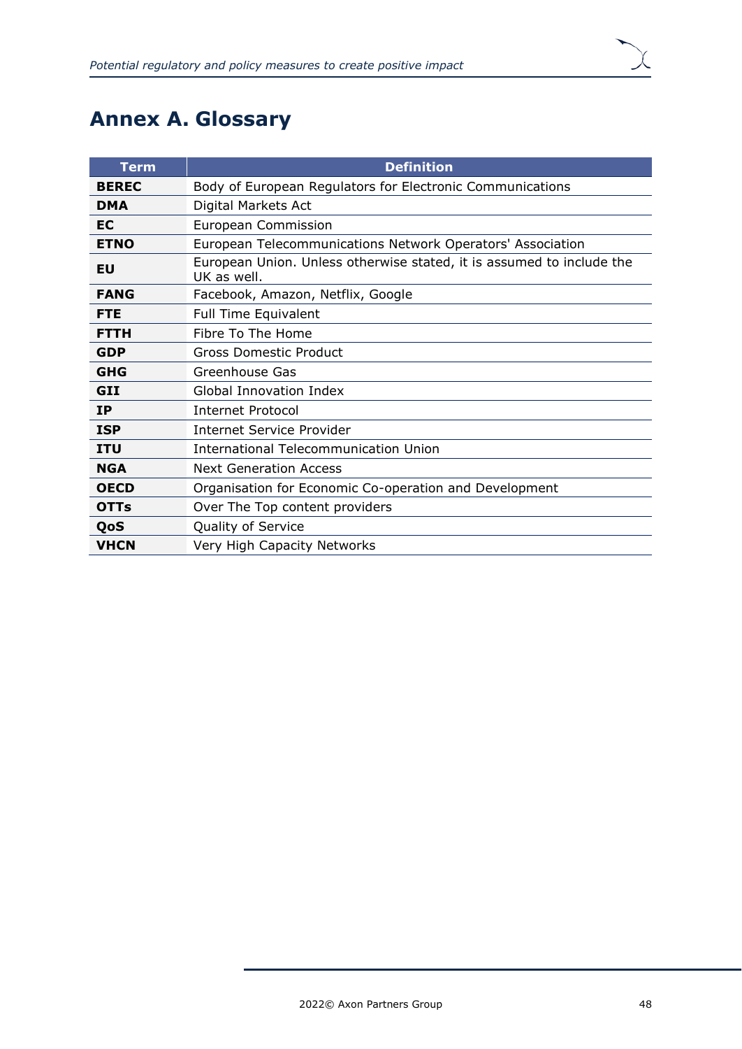# Annex A. Glossary

| Term | Definition |
|---|---|
| **BEREC** | Body of European Regulators for Electronic Communications |
| **DMA** | Digital Markets Act |
| **EC** | European Commission |
| **ETNO** | European Telecommunications Network Operators' Association |
| **EU** | European Union. Unless otherwise stated, it is assumed to include the UK as well. |
| **FANG** | Facebook, Amazon, Netflix, Google |
| **FTE** | Full Time Equivalent |
| **FTTH** | Fibre To The Home |
| **GDP** | Gross Domestic Product |
| **GHG** | Greenhouse Gas |
| **GII** | Global Innovation Index |
| **IP** | Internet Protocol |
| **ISP** | Internet Service Provider |
| **ITU** | International Telecommunication Union |
| **NGA** | Next Generation Access |
| **OECD** | Organisation for Economic Co-operation and Development |
| **OTTs** | Over The Top content providers |
| **QoS** | Quality of Service |
| **VHCN** | Very High Capacity Networks |